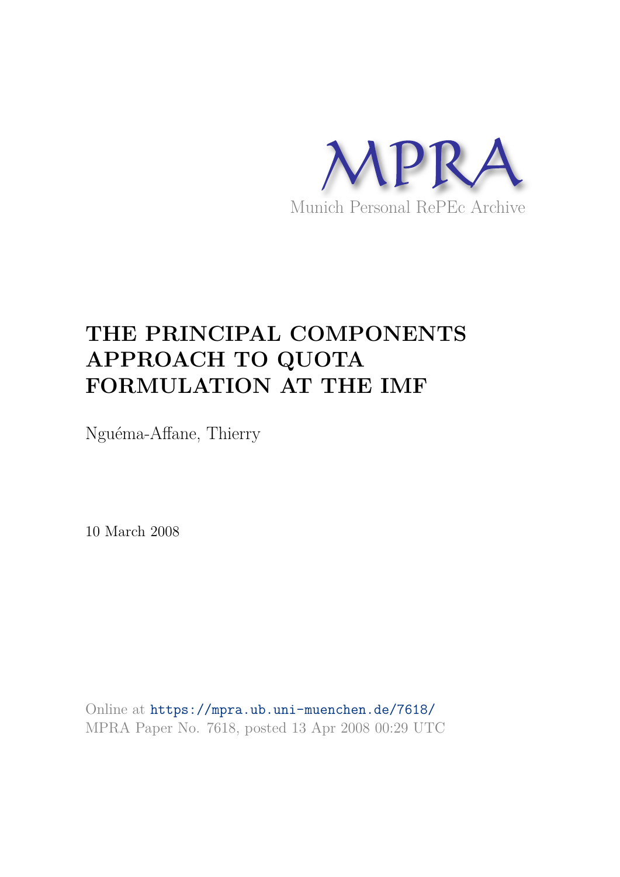MPRA

Munich Personal RePEc Archive

# THE PRINCIPAL COMPONENTS APPROACH TO QUOTA FORMULATION AT THE IMF

Nguéma-Affane, Thierry

10 March 2008

Online at https://mpra.ub.uni-muenchen.de/7618/
MPRA Paper No. 7618, posted 13 Apr 2008 00:29 UTC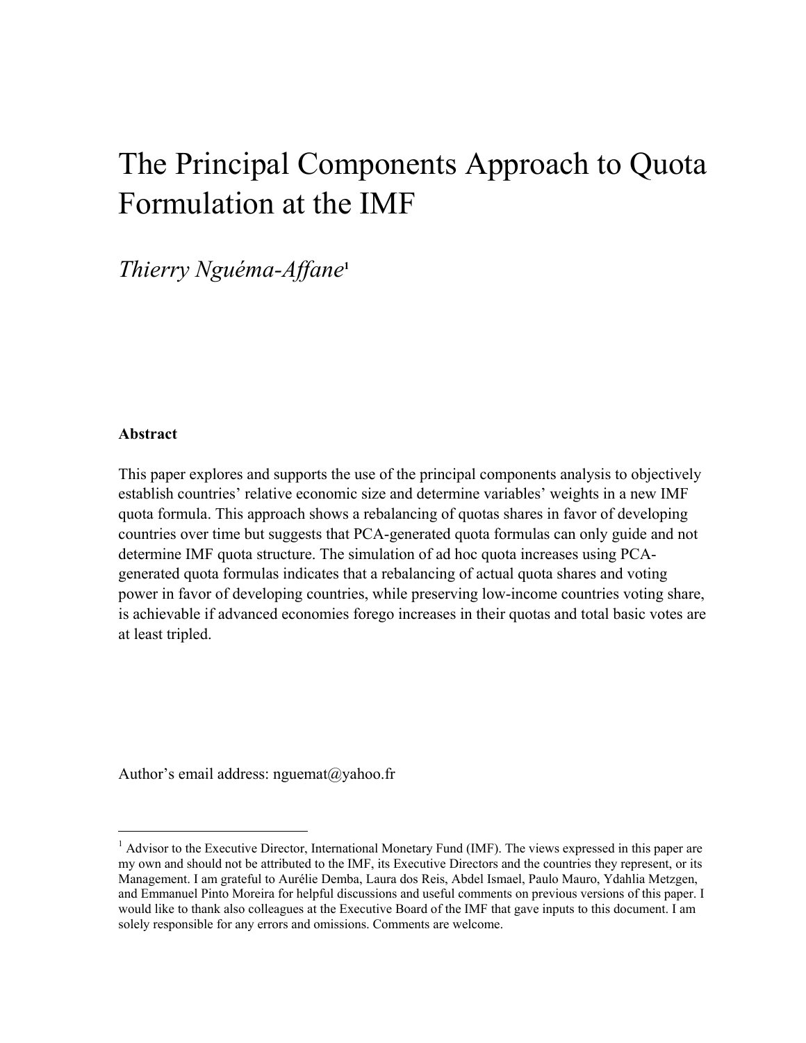# The Principal Components Approach to Quota Formulation at the IMF

*Thierry Nguéma-Affane*[1]

**Abstract**

This paper explores and supports the use of the principal components analysis to objectively establish countries' relative economic size and determine variables' weights in a new IMF quota formula. This approach shows a rebalancing of quotas shares in favor of developing countries over time but suggests that PCA-generated quota formulas can only guide and not determine IMF quota structure. The simulation of ad hoc quota increases using PCA-generated quota formulas indicates that a rebalancing of actual quota shares and voting power in favor of developing countries, while preserving low-income countries voting share, is achievable if advanced economies forego increases in their quotas and total basic votes are at least tripled.

Author's email address: nguemat@yahoo.fr

[1] Advisor to the Executive Director, International Monetary Fund (IMF). The views expressed in this paper are my own and should not be attributed to the IMF, its Executive Directors and the countries they represent, or its Management. I am grateful to Aurélie Demba, Laura dos Reis, Abdel Ismael, Paulo Mauro, Ydahlia Metzgen, and Emmanuel Pinto Moreira for helpful discussions and useful comments on previous versions of this paper. I would like to thank also colleagues at the Executive Board of the IMF that gave inputs to this document. I am solely responsible for any errors and omissions. Comments are welcome.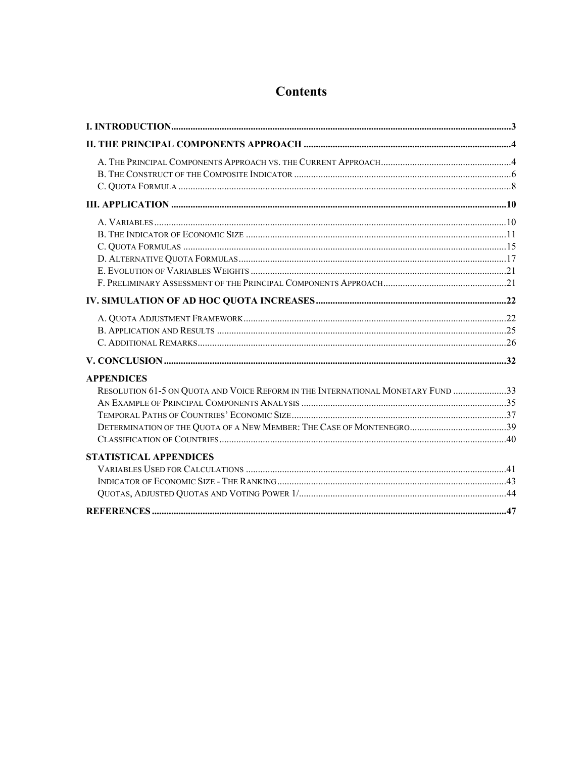# Contents

**I. INTRODUCTION** ... 3

**II. THE PRINCIPAL COMPONENTS APPROACH** ... 4

A. The Principal Components Approach vs. the Current Approach ... 4
B. The Construct of the Composite Indicator ... 6
C. Quota Formula ... 8

**III. APPLICATION** ... 10

A. Variables ... 10
B. The Indicator of Economic Size ... 11
C. Quota Formulas ... 15
D. Alternative Quota Formulas ... 17
E. Evolution of Variables Weights ... 21
F. Preliminary Assessment of the Principal Components Approach ... 21

**IV. SIMULATION OF AD HOC QUOTA INCREASES** ... 22

A. Quota Adjustment Framework ... 22
B. Application and Results ... 25
C. Additional Remarks ... 26

**V. CONCLUSION** ... 32

**APPENDICES**

Resolution 61-5 on Quota and Voice Reform in the International Monetary Fund ... 33
An Example of Principal Components Analysis ... 35
Temporal Paths of Countries' Economic Size ... 37
Determination of the Quota of a New Member: The Case of Montenegro ... 39
Classification of Countries ... 40

**STATISTICAL APPENDICES**

Variables Used for Calculations ... 41
Indicator of Economic Size - The Ranking ... 43
Quotas, Adjusted Quotas and Voting Power 1/ ... 44

**REFERENCES** ... 47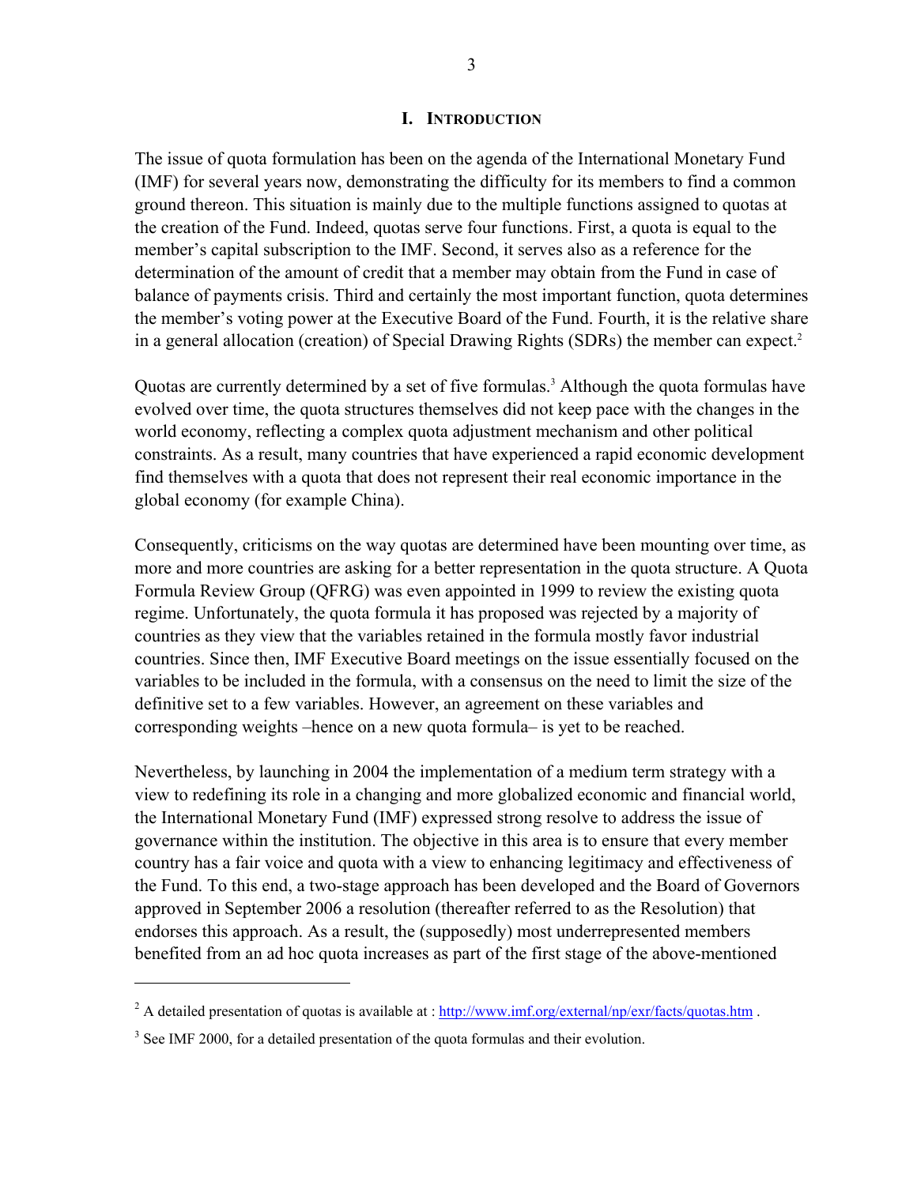# I. Introduction

The issue of quota formulation has been on the agenda of the International Monetary Fund (IMF) for several years now, demonstrating the difficulty for its members to find a common ground thereon. This situation is mainly due to the multiple functions assigned to quotas at the creation of the Fund. Indeed, quotas serve four functions. First, a quota is equal to the member's capital subscription to the IMF. Second, it serves also as a reference for the determination of the amount of credit that a member may obtain from the Fund in case of balance of payments crisis. Third and certainly the most important function, quota determines the member's voting power at the Executive Board of the Fund. Fourth, it is the relative share in a general allocation (creation) of Special Drawing Rights (SDRs) the member can expect.[2]

Quotas are currently determined by a set of five formulas.[3] Although the quota formulas have evolved over time, the quota structures themselves did not keep pace with the changes in the world economy, reflecting a complex quota adjustment mechanism and other political constraints. As a result, many countries that have experienced a rapid economic development find themselves with a quota that does not represent their real economic importance in the global economy (for example China).

Consequently, criticisms on the way quotas are determined have been mounting over time, as more and more countries are asking for a better representation in the quota structure. A Quota Formula Review Group (QFRG) was even appointed in 1999 to review the existing quota regime. Unfortunately, the quota formula it has proposed was rejected by a majority of countries as they view that the variables retained in the formula mostly favor industrial countries. Since then, IMF Executive Board meetings on the issue essentially focused on the variables to be included in the formula, with a consensus on the need to limit the size of the definitive set to a few variables. However, an agreement on these variables and corresponding weights –hence on a new quota formula– is yet to be reached.

Nevertheless, by launching in 2004 the implementation of a medium term strategy with a view to redefining its role in a changing and more globalized economic and financial world, the International Monetary Fund (IMF) expressed strong resolve to address the issue of governance within the institution. The objective in this area is to ensure that every member country has a fair voice and quota with a view to enhancing legitimacy and effectiveness of the Fund. To this end, a two-stage approach has been developed and the Board of Governors approved in September 2006 a resolution (thereafter referred to as the Resolution) that endorses this approach. As a result, the (supposedly) most underrepresented members benefited from an ad hoc quota increases as part of the first stage of the above-mentioned

---

[2] A detailed presentation of quotas is available at : http://www.imf.org/external/np/exr/facts/quotas.htm .

[3] See IMF 2000, for a detailed presentation of the quota formulas and their evolution.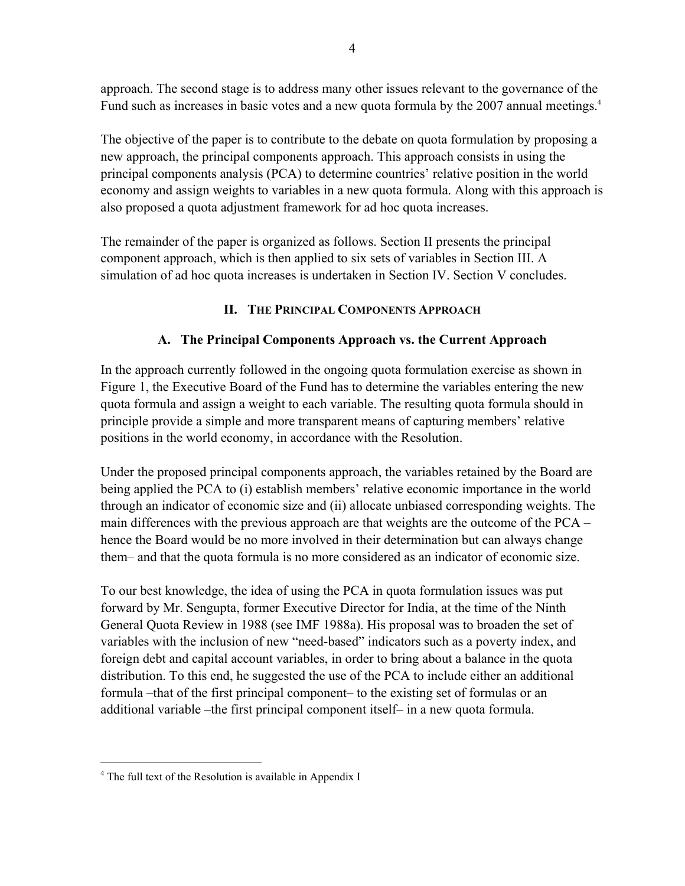approach. The second stage is to address many other issues relevant to the governance of the Fund such as increases in basic votes and a new quota formula by the 2007 annual meetings.[4]

The objective of the paper is to contribute to the debate on quota formulation by proposing a new approach, the principal components approach. This approach consists in using the principal components analysis (PCA) to determine countries' relative position in the world economy and assign weights to variables in a new quota formula. Along with this approach is also proposed a quota adjustment framework for ad hoc quota increases.

The remainder of the paper is organized as follows. Section II presents the principal component approach, which is then applied to six sets of variables in Section III. A simulation of ad hoc quota increases is undertaken in Section IV. Section V concludes.

## II. The Principal Components Approach

### A. The Principal Components Approach vs. the Current Approach

In the approach currently followed in the ongoing quota formulation exercise as shown in Figure 1, the Executive Board of the Fund has to determine the variables entering the new quota formula and assign a weight to each variable. The resulting quota formula should in principle provide a simple and more transparent means of capturing members' relative positions in the world economy, in accordance with the Resolution.

Under the proposed principal components approach, the variables retained by the Board are being applied the PCA to (i) establish members' relative economic importance in the world through an indicator of economic size and (ii) allocate unbiased corresponding weights. The main differences with the previous approach are that weights are the outcome of the PCA – hence the Board would be no more involved in their determination but can always change them– and that the quota formula is no more considered as an indicator of economic size.

To our best knowledge, the idea of using the PCA in quota formulation issues was put forward by Mr. Sengupta, former Executive Director for India, at the time of the Ninth General Quota Review in 1988 (see IMF 1988a). His proposal was to broaden the set of variables with the inclusion of new "need-based" indicators such as a poverty index, and foreign debt and capital account variables, in order to bring about a balance in the quota distribution. To this end, he suggested the use of the PCA to include either an additional formula –that of the first principal component– to the existing set of formulas or an additional variable –the first principal component itself– in a new quota formula.

---

[4] The full text of the Resolution is available in Appendix I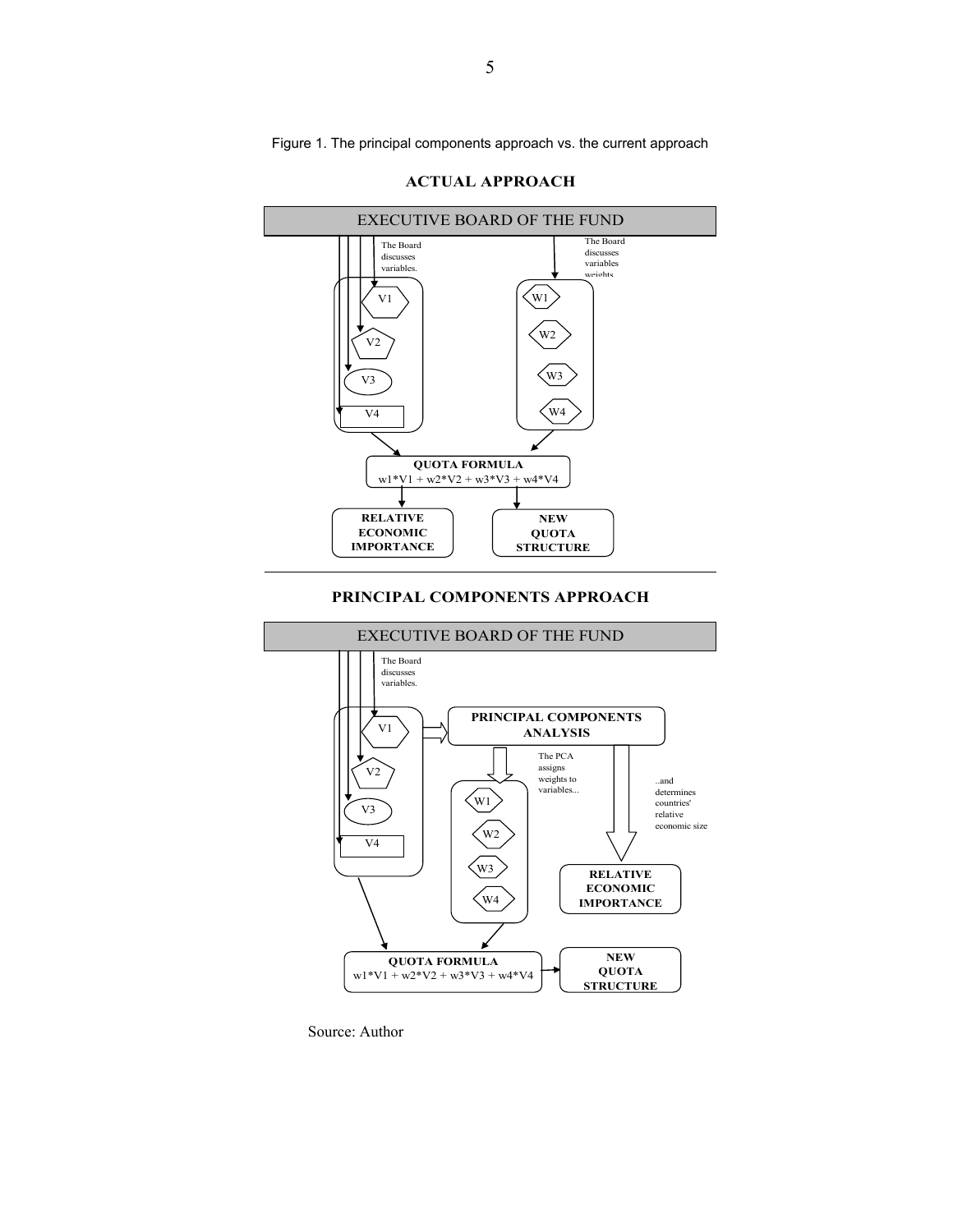Figure 1. The principal components approach vs. the current approach

**ACTUAL APPROACH**

EXECUTIVE BOARD OF THE FUND

The Board discusses variables.

The Board discusses variables weights.

V1, V2, V3, V4

W1, W2, W3, W4

**QUOTA FORMULA**
$w1*V1 + w2*V2 + w3*V3 + w4*V4$

**RELATIVE ECONOMIC IMPORTANCE**

**NEW QUOTA STRUCTURE**

---

**PRINCIPAL COMPONENTS APPROACH**

EXECUTIVE BOARD OF THE FUND

The Board discusses variables.

V1, V2, V3, V4

**PRINCIPAL COMPONENTS ANALYSIS**

The PCA assigns weights to variables...

..and determines countries' relative economic size

W1, W2, W3, W4

**RELATIVE ECONOMIC IMPORTANCE**

**QUOTA FORMULA**
$w1*V1 + w2*V2 + w3*V3 + w4*V4$

**NEW QUOTA STRUCTURE**

Source: Author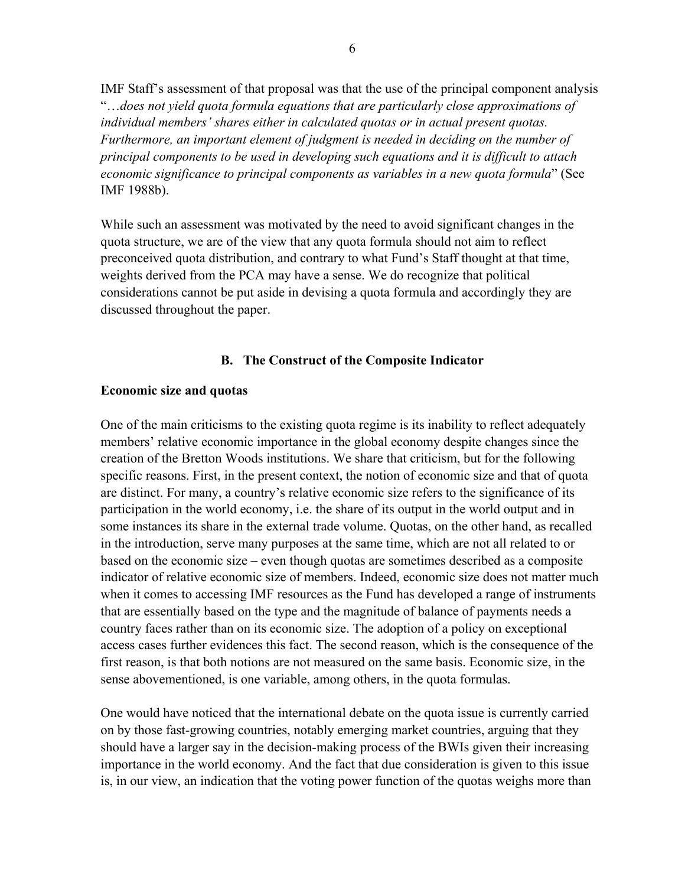IMF Staff's assessment of that proposal was that the use of the principal component analysis "*…does not yield quota formula equations that are particularly close approximations of individual members' shares either in calculated quotas or in actual present quotas. Furthermore, an important element of judgment is needed in deciding on the number of principal components to be used in developing such equations and it is difficult to attach economic significance to principal components as variables in a new quota formula*" (See IMF 1988b).

While such an assessment was motivated by the need to avoid significant changes in the quota structure, we are of the view that any quota formula should not aim to reflect preconceived quota distribution, and contrary to what Fund's Staff thought at that time, weights derived from the PCA may have a sense. We do recognize that political considerations cannot be put aside in devising a quota formula and accordingly they are discussed throughout the paper.

## B. The Construct of the Composite Indicator

**Economic size and quotas**

One of the main criticisms to the existing quota regime is its inability to reflect adequately members' relative economic importance in the global economy despite changes since the creation of the Bretton Woods institutions. We share that criticism, but for the following specific reasons. First, in the present context, the notion of economic size and that of quota are distinct. For many, a country's relative economic size refers to the significance of its participation in the world economy, i.e. the share of its output in the world output and in some instances its share in the external trade volume. Quotas, on the other hand, as recalled in the introduction, serve many purposes at the same time, which are not all related to or based on the economic size – even though quotas are sometimes described as a composite indicator of relative economic size of members. Indeed, economic size does not matter much when it comes to accessing IMF resources as the Fund has developed a range of instruments that are essentially based on the type and the magnitude of balance of payments needs a country faces rather than on its economic size. The adoption of a policy on exceptional access cases further evidences this fact. The second reason, which is the consequence of the first reason, is that both notions are not measured on the same basis. Economic size, in the sense abovementioned, is one variable, among others, in the quota formulas.

One would have noticed that the international debate on the quota issue is currently carried on by those fast-growing countries, notably emerging market countries, arguing that they should have a larger say in the decision-making process of the BWIs given their increasing importance in the world economy. And the fact that due consideration is given to this issue is, in our view, an indication that the voting power function of the quotas weighs more than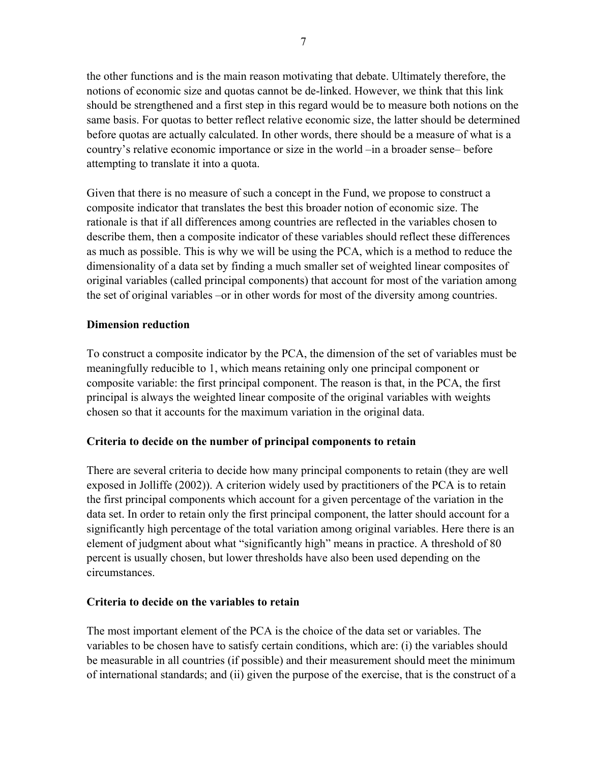the other functions and is the main reason motivating that debate. Ultimately therefore, the notions of economic size and quotas cannot be de-linked. However, we think that this link should be strengthened and a first step in this regard would be to measure both notions on the same basis. For quotas to better reflect relative economic size, the latter should be determined before quotas are actually calculated. In other words, there should be a measure of what is a country's relative economic importance or size in the world –in a broader sense– before attempting to translate it into a quota.

Given that there is no measure of such a concept in the Fund, we propose to construct a composite indicator that translates the best this broader notion of economic size. The rationale is that if all differences among countries are reflected in the variables chosen to describe them, then a composite indicator of these variables should reflect these differences as much as possible. This is why we will be using the PCA, which is a method to reduce the dimensionality of a data set by finding a much smaller set of weighted linear composites of original variables (called principal components) that account for most of the variation among the set of original variables –or in other words for most of the diversity among countries.

**Dimension reduction**

To construct a composite indicator by the PCA, the dimension of the set of variables must be meaningfully reducible to 1, which means retaining only one principal component or composite variable: the first principal component. The reason is that, in the PCA, the first principal is always the weighted linear composite of the original variables with weights chosen so that it accounts for the maximum variation in the original data.

**Criteria to decide on the number of principal components to retain**

There are several criteria to decide how many principal components to retain (they are well exposed in Jolliffe (2002)). A criterion widely used by practitioners of the PCA is to retain the first principal components which account for a given percentage of the variation in the data set. In order to retain only the first principal component, the latter should account for a significantly high percentage of the total variation among original variables. Here there is an element of judgment about what "significantly high" means in practice. A threshold of 80 percent is usually chosen, but lower thresholds have also been used depending on the circumstances.

**Criteria to decide on the variables to retain**

The most important element of the PCA is the choice of the data set or variables. The variables to be chosen have to satisfy certain conditions, which are: (i) the variables should be measurable in all countries (if possible) and their measurement should meet the minimum of international standards; and (ii) given the purpose of the exercise, that is the construct of a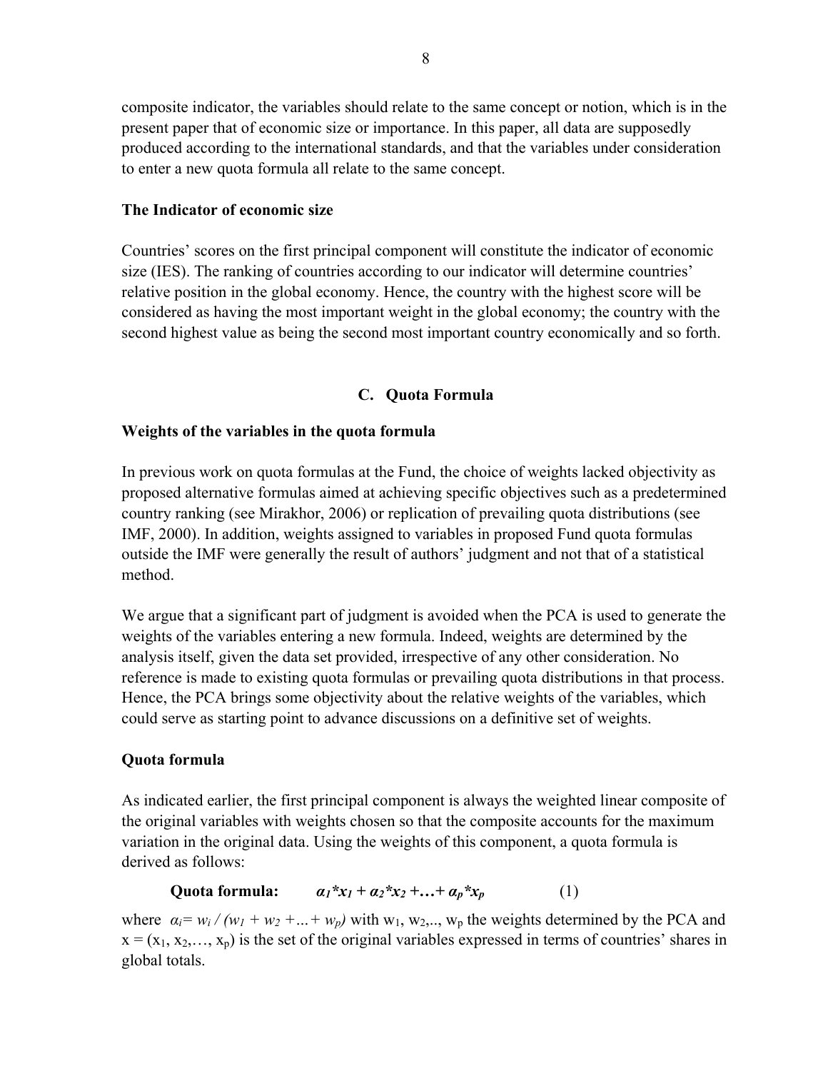composite indicator, the variables should relate to the same concept or notion, which is in the present paper that of economic size or importance. In this paper, all data are supposedly produced according to the international standards, and that the variables under consideration to enter a new quota formula all relate to the same concept.

**The Indicator of economic size**

Countries' scores on the first principal component will constitute the indicator of economic size (IES). The ranking of countries according to our indicator will determine countries' relative position in the global economy. Hence, the country with the highest score will be considered as having the most important weight in the global economy; the country with the second highest value as being the second most important country economically and so forth.

## C. Quota Formula

**Weights of the variables in the quota formula**

In previous work on quota formulas at the Fund, the choice of weights lacked objectivity as proposed alternative formulas aimed at achieving specific objectives such as a predetermined country ranking (see Mirakhor, 2006) or replication of prevailing quota distributions (see IMF, 2000). In addition, weights assigned to variables in proposed Fund quota formulas outside the IMF were generally the result of authors' judgment and not that of a statistical method.

We argue that a significant part of judgment is avoided when the PCA is used to generate the weights of the variables entering a new formula. Indeed, weights are determined by the analysis itself, given the data set provided, irrespective of any other consideration. No reference is made to existing quota formulas or prevailing quota distributions in that process. Hence, the PCA brings some objectivity about the relative weights of the variables, which could serve as starting point to advance discussions on a definitive set of weights.

**Quota formula**

As indicated earlier, the first principal component is always the weighted linear composite of the original variables with weights chosen so that the composite accounts for the maximum variation in the original data. Using the weights of this component, a quota formula is derived as follows:

$$\textbf{Quota formula:} \quad \alpha_1 * x_1 + \alpha_2 * x_2 + \ldots + \alpha_p * x_p \qquad (1)$$

where $\alpha_i = w_i / (w_1 + w_2 + \ldots + w_p)$ with $w_1, w_2, \ldots, w_p$ the weights determined by the PCA and $x = (x_1, x_2, \ldots, x_p)$ is the set of the original variables expressed in terms of countries' shares in global totals.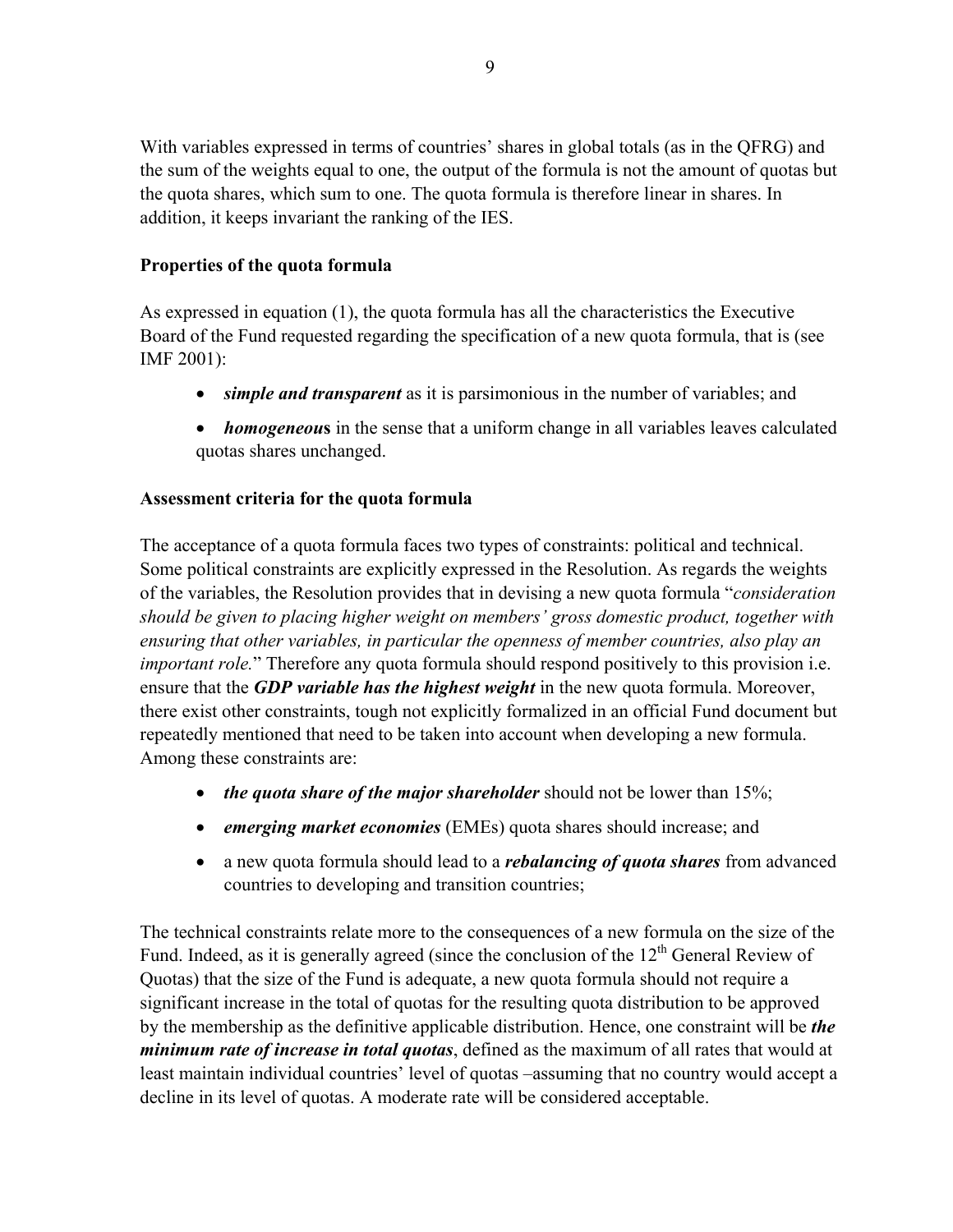With variables expressed in terms of countries' shares in global totals (as in the QFRG) and the sum of the weights equal to one, the output of the formula is not the amount of quotas but the quota shares, which sum to one. The quota formula is therefore linear in shares. In addition, it keeps invariant the ranking of the IES.

**Properties of the quota formula**

As expressed in equation (1), the quota formula has all the characteristics the Executive Board of the Fund requested regarding the specification of a new quota formula, that is (see IMF 2001):

- ***simple and transparent*** as it is parsimonious in the number of variables; and
- ***homogeneous*** in the sense that a uniform change in all variables leaves calculated quotas shares unchanged.

**Assessment criteria for the quota formula**

The acceptance of a quota formula faces two types of constraints: political and technical. Some political constraints are explicitly expressed in the Resolution. As regards the weights of the variables, the Resolution provides that in devising a new quota formula "*consideration should be given to placing higher weight on members' gross domestic product, together with ensuring that other variables, in particular the openness of member countries, also play an important role.*" Therefore any quota formula should respond positively to this provision i.e. ensure that the ***GDP variable has the highest weight*** in the new quota formula. Moreover, there exist other constraints, tough not explicitly formalized in an official Fund document but repeatedly mentioned that need to be taken into account when developing a new formula. Among these constraints are:

- ***the quota share of the major shareholder*** should not be lower than 15%;
- ***emerging market economies*** (EMEs) quota shares should increase; and
- a new quota formula should lead to a ***rebalancing of quota shares*** from advanced countries to developing and transition countries;

The technical constraints relate more to the consequences of a new formula on the size of the Fund. Indeed, as it is generally agreed (since the conclusion of the 12th General Review of Quotas) that the size of the Fund is adequate, a new quota formula should not require a significant increase in the total of quotas for the resulting quota distribution to be approved by the membership as the definitive applicable distribution. Hence, one constraint will be ***the minimum rate of increase in total quotas***, defined as the maximum of all rates that would at least maintain individual countries' level of quotas –assuming that no country would accept a decline in its level of quotas. A moderate rate will be considered acceptable.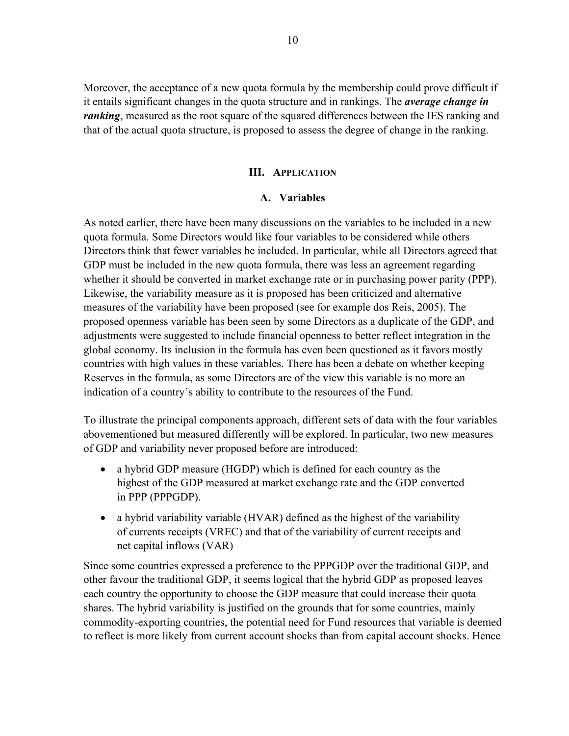Moreover, the acceptance of a new quota formula by the membership could prove difficult if it entails significant changes in the quota structure and in rankings. The ***average change in ranking***, measured as the root square of the squared differences between the IES ranking and that of the actual quota structure, is proposed to assess the degree of change in the ranking.

## III. Application

### A. Variables

As noted earlier, there have been many discussions on the variables to be included in a new quota formula. Some Directors would like four variables to be considered while others Directors think that fewer variables be included. In particular, while all Directors agreed that GDP must be included in the new quota formula, there was less an agreement regarding whether it should be converted in market exchange rate or in purchasing power parity (PPP). Likewise, the variability measure as it is proposed has been criticized and alternative measures of the variability have been proposed (see for example dos Reis, 2005). The proposed openness variable has been seen by some Directors as a duplicate of the GDP, and adjustments were suggested to include financial openness to better reflect integration in the global economy. Its inclusion in the formula has even been questioned as it favors mostly countries with high values in these variables. There has been a debate on whether keeping Reserves in the formula, as some Directors are of the view this variable is no more an indication of a country's ability to contribute to the resources of the Fund.

To illustrate the principal components approach, different sets of data with the four variables abovementioned but measured differently will be explored. In particular, two new measures of GDP and variability never proposed before are introduced:

- a hybrid GDP measure (HGDP) which is defined for each country as the highest of the GDP measured at market exchange rate and the GDP converted in PPP (PPPGDP).
- a hybrid variability variable (HVAR) defined as the highest of the variability of currents receipts (VREC) and that of the variability of current receipts and net capital inflows (VAR)

Since some countries expressed a preference to the PPPGDP over the traditional GDP, and other favour the traditional GDP, it seems logical that the hybrid GDP as proposed leaves each country the opportunity to choose the GDP measure that could increase their quota shares. The hybrid variability is justified on the grounds that for some countries, mainly commodity-exporting countries, the potential need for Fund resources that variable is deemed to reflect is more likely from current account shocks than from capital account shocks. Hence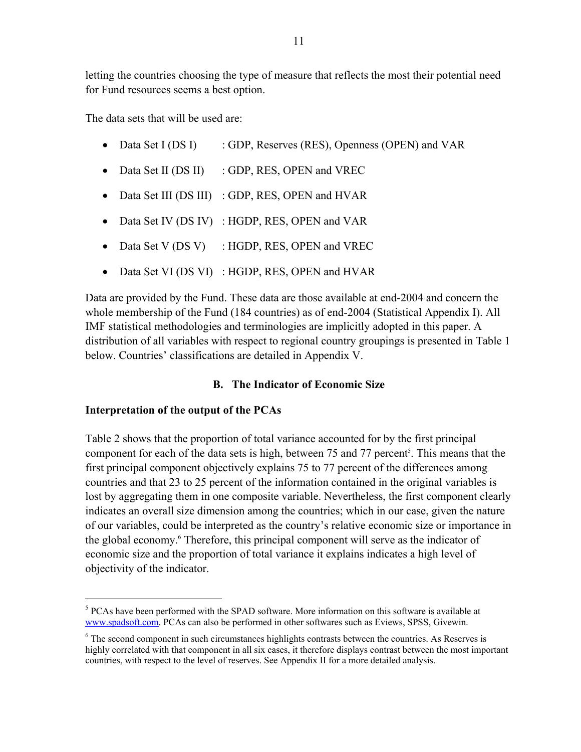letting the countries choosing the type of measure that reflects the most their potential need for Fund resources seems a best option.

The data sets that will be used are:

- Data Set I (DS I) : GDP, Reserves (RES), Openness (OPEN) and VAR
- Data Set II (DS II) : GDP, RES, OPEN and VREC
- Data Set III (DS III) : GDP, RES, OPEN and HVAR
- Data Set IV (DS IV) : HGDP, RES, OPEN and VAR
- Data Set V (DS V) : HGDP, RES, OPEN and VREC
- Data Set VI (DS VI) : HGDP, RES, OPEN and HVAR

Data are provided by the Fund. These data are those available at end-2004 and concern the whole membership of the Fund (184 countries) as of end-2004 (Statistical Appendix I). All IMF statistical methodologies and terminologies are implicitly adopted in this paper. A distribution of all variables with respect to regional country groupings is presented in Table 1 below. Countries' classifications are detailed in Appendix V.

## B. The Indicator of Economic Size

### Interpretation of the output of the PCAs

Table 2 shows that the proportion of total variance accounted for by the first principal component for each of the data sets is high, between 75 and 77 percent[5]. This means that the first principal component objectively explains 75 to 77 percent of the differences among countries and that 23 to 25 percent of the information contained in the original variables is lost by aggregating them in one composite variable. Nevertheless, the first component clearly indicates an overall size dimension among the countries; which in our case, given the nature of our variables, could be interpreted as the country's relative economic size or importance in the global economy.[6] Therefore, this principal component will serve as the indicator of economic size and the proportion of total variance it explains indicates a high level of objectivity of the indicator.

---

[5] PCAs have been performed with the SPAD software. More information on this software is available at www.spadsoft.com. PCAs can also be performed in other softwares such as Eviews, SPSS, Givewin.

[6] The second component in such circumstances highlights contrasts between the countries. As Reserves is highly correlated with that component in all six cases, it therefore displays contrast between the most important countries, with respect to the level of reserves. See Appendix II for a more detailed analysis.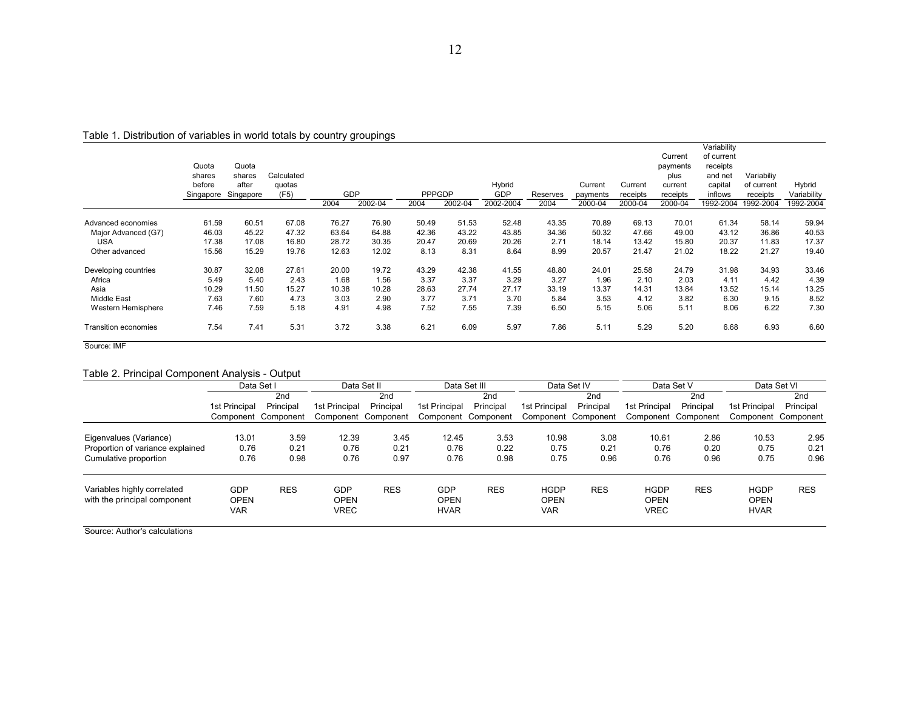Table 1. Distribution of variables in world totals by country groupings

| | Quota shares before Singapore | Quota shares after Singapore | Calculated quotas (F5) | GDP | | PPPGDP | | Hybrid GDP | Reserves | Current payments | Current receipts | Current payments plus current receipts | Variability of current receipts and net capital inflows | Variabiliy of current receipts | Hybrid Variability |
|---|---|---|---|---|---|---|---|---|---|---|---|---|---|---|---|
| | | | | 2004 | 2002-04 | 2004 | 2002-04 | 2002-2004 | 2004 | 2000-04 | 2000-04 | 2000-04 | 1992-2004 | 1992-2004 | 1992-2004 |
| Advanced economies | 61.59 | 60.51 | 67.08 | 76.27 | 76.90 | 50.49 | 51.53 | 52.48 | 43.35 | 70.89 | 69.13 | 70.01 | 61.34 | 58.14 | 59.94 |
| Major Advanced (G7) | 46.03 | 45.22 | 47.32 | 63.64 | 64.88 | 42.36 | 43.22 | 43.85 | 34.36 | 50.32 | 47.66 | 49.00 | 43.12 | 36.86 | 40.53 |
| USA | 17.38 | 17.08 | 16.80 | 28.72 | 30.35 | 20.47 | 20.69 | 20.26 | 2.71 | 18.14 | 13.42 | 15.80 | 20.37 | 11.83 | 17.37 |
| Other advanced | 15.56 | 15.29 | 19.76 | 12.63 | 12.02 | 8.13 | 8.31 | 8.64 | 8.99 | 20.57 | 21.47 | 21.02 | 18.22 | 21.27 | 19.40 |
| Developing countries | 30.87 | 32.08 | 27.61 | 20.00 | 19.72 | 43.29 | 42.38 | 41.55 | 48.80 | 24.01 | 25.58 | 24.79 | 31.98 | 34.93 | 33.46 |
| Africa | 5.49 | 5.40 | 2.43 | 1.68 | 1.56 | 3.37 | 3.37 | 3.29 | 3.27 | 1.96 | 2.10 | 2.03 | 4.11 | 4.42 | 4.39 |
| Asia | 10.29 | 11.50 | 15.27 | 10.38 | 10.28 | 28.63 | 27.74 | 27.17 | 33.19 | 13.37 | 14.31 | 13.84 | 13.52 | 15.14 | 13.25 |
| Middle East | 7.63 | 7.60 | 4.73 | 3.03 | 2.90 | 3.77 | 3.71 | 3.70 | 5.84 | 3.53 | 4.12 | 3.82 | 6.30 | 9.15 | 8.52 |
| Western Hemisphere | 7.46 | 7.59 | 5.18 | 4.91 | 4.98 | 7.52 | 7.55 | 7.39 | 6.50 | 5.15 | 5.06 | 5.11 | 8.06 | 6.22 | 7.30 |
| Transition economies | 7.54 | 7.41 | 5.31 | 3.72 | 3.38 | 6.21 | 6.09 | 5.97 | 7.86 | 5.11 | 5.29 | 5.20 | 6.68 | 6.93 | 6.60 |

Source: IMF

Table 2. Principal Component Analysis - Output

| | Data Set I | | Data Set II | | Data Set III | | Data Set IV | | Data Set V | | Data Set VI | |
|---|---|---|---|---|---|---|---|---|---|---|---|---|
| | 1st Principal Component | 2nd Principal Component | 1st Principal Component | 2nd Principal Component | 1st Principal Component | 2nd Principal Component | 1st Principal Component | 2nd Principal Component | 1st Principal Component | 2nd Principal Component | 1st Principal Component | 2nd Principal Component |
| Eigenvalues (Variance) | 13.01 | 3.59 | 12.39 | 3.45 | 12.45 | 3.53 | 10.98 | 3.08 | 10.61 | 2.86 | 10.53 | 2.95 |
| Proportion of variance explained | 0.76 | 0.21 | 0.76 | 0.21 | 0.76 | 0.22 | 0.75 | 0.21 | 0.76 | 0.20 | 0.75 | 0.21 |
| Cumulative proportion | 0.76 | 0.98 | 0.76 | 0.97 | 0.76 | 0.98 | 0.75 | 0.96 | 0.76 | 0.96 | 0.75 | 0.96 |
| Variables highly correlated with the principal component | GDP OPEN VAR | RES | GDP OPEN VREC | RES | GDP OPEN HVAR | RES | HGDP OPEN VAR | RES | HGDP OPEN VREC | RES | HGDP OPEN HVAR | RES |

Source: Author's calculations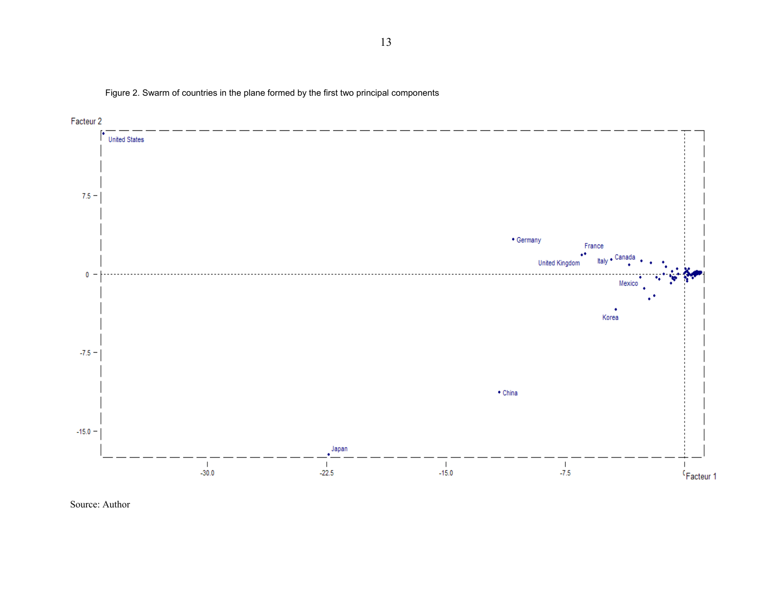Figure 2. Swarm of countries in the plane formed by the first two principal components

Source: Author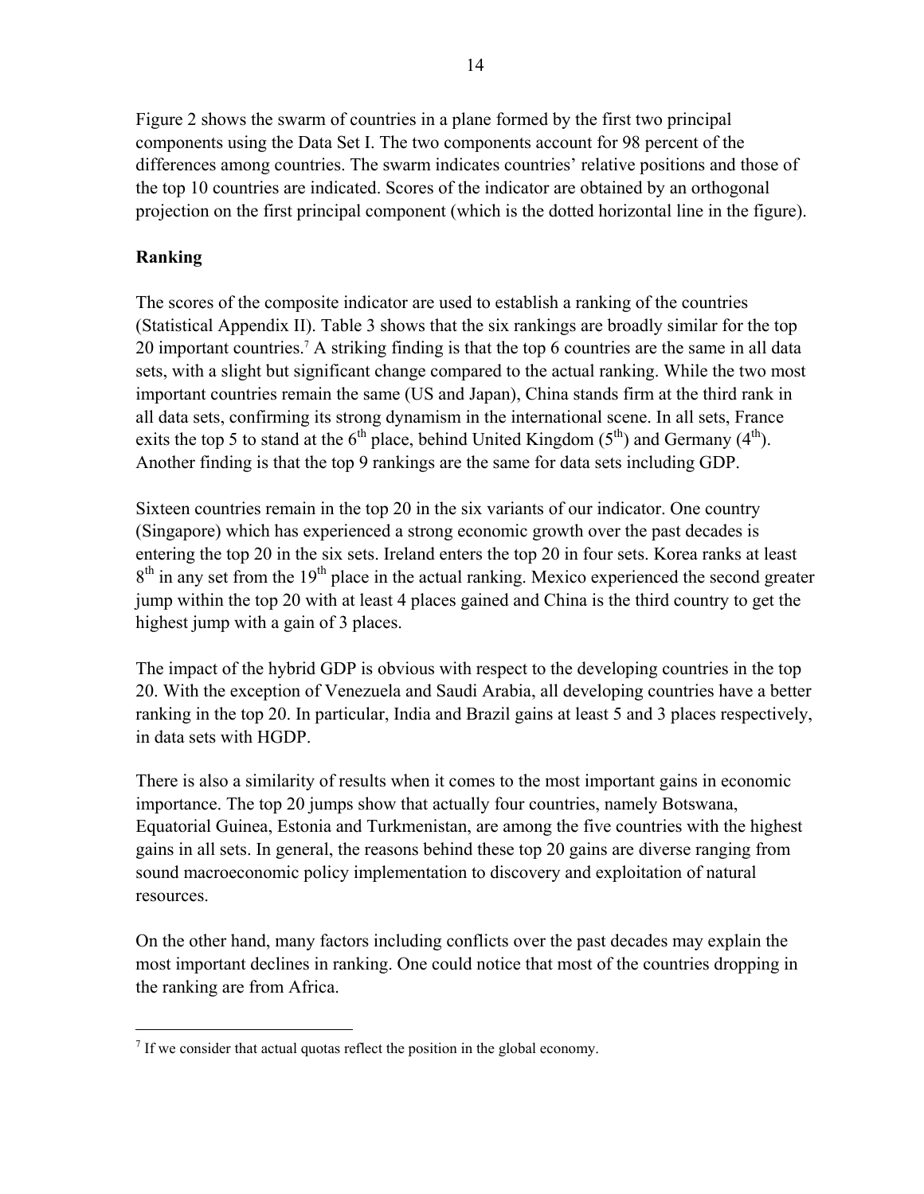Figure 2 shows the swarm of countries in a plane formed by the first two principal components using the Data Set I. The two components account for 98 percent of the differences among countries. The swarm indicates countries' relative positions and those of the top 10 countries are indicated. Scores of the indicator are obtained by an orthogonal projection on the first principal component (which is the dotted horizontal line in the figure).

**Ranking**

The scores of the composite indicator are used to establish a ranking of the countries (Statistical Appendix II). Table 3 shows that the six rankings are broadly similar for the top 20 important countries.[7] A striking finding is that the top 6 countries are the same in all data sets, with a slight but significant change compared to the actual ranking. While the two most important countries remain the same (US and Japan), China stands firm at the third rank in all data sets, confirming its strong dynamism in the international scene. In all sets, France exits the top 5 to stand at the 6$^{th}$ place, behind United Kingdom (5$^{th}$) and Germany (4$^{th}$). Another finding is that the top 9 rankings are the same for data sets including GDP.

Sixteen countries remain in the top 20 in the six variants of our indicator. One country (Singapore) which has experienced a strong economic growth over the past decades is entering the top 20 in the six sets. Ireland enters the top 20 in four sets. Korea ranks at least 8$^{th}$ in any set from the 19$^{th}$ place in the actual ranking. Mexico experienced the second greater jump within the top 20 with at least 4 places gained and China is the third country to get the highest jump with a gain of 3 places.

The impact of the hybrid GDP is obvious with respect to the developing countries in the top 20. With the exception of Venezuela and Saudi Arabia, all developing countries have a better ranking in the top 20. In particular, India and Brazil gains at least 5 and 3 places respectively, in data sets with HGDP.

There is also a similarity of results when it comes to the most important gains in economic importance. The top 20 jumps show that actually four countries, namely Botswana, Equatorial Guinea, Estonia and Turkmenistan, are among the five countries with the highest gains in all sets. In general, the reasons behind these top 20 gains are diverse ranging from sound macroeconomic policy implementation to discovery and exploitation of natural resources.

On the other hand, many factors including conflicts over the past decades may explain the most important declines in ranking. One could notice that most of the countries dropping in the ranking are from Africa.

---

[7] If we consider that actual quotas reflect the position in the global economy.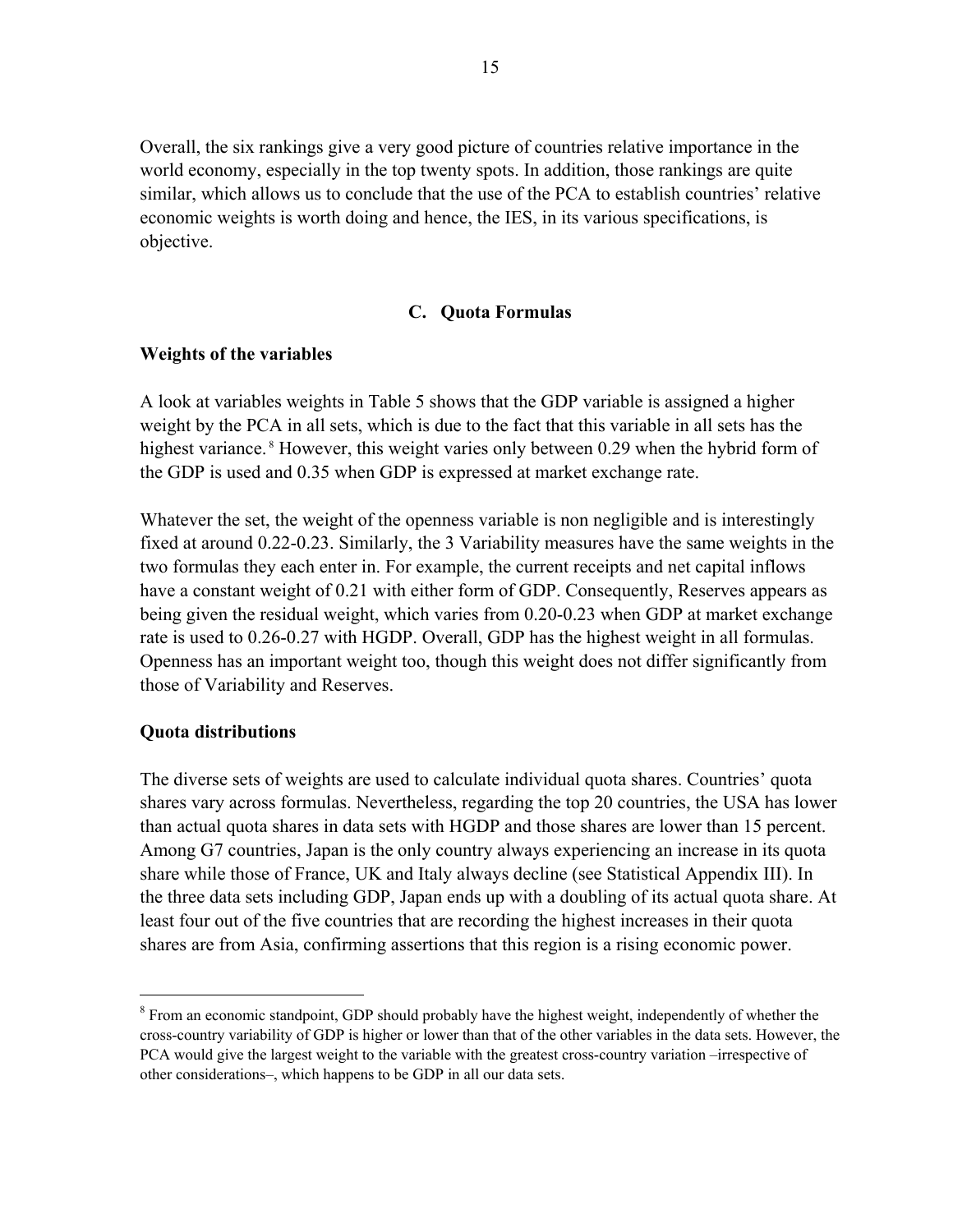Overall, the six rankings give a very good picture of countries relative importance in the world economy, especially in the top twenty spots. In addition, those rankings are quite similar, which allows us to conclude that the use of the PCA to establish countries' relative economic weights is worth doing and hence, the IES, in its various specifications, is objective.

## C. Quota Formulas

**Weights of the variables**

A look at variables weights in Table 5 shows that the GDP variable is assigned a higher weight by the PCA in all sets, which is due to the fact that this variable in all sets has the highest variance.[8] However, this weight varies only between 0.29 when the hybrid form of the GDP is used and 0.35 when GDP is expressed at market exchange rate.

Whatever the set, the weight of the openness variable is non negligible and is interestingly fixed at around 0.22-0.23. Similarly, the 3 Variability measures have the same weights in the two formulas they each enter in. For example, the current receipts and net capital inflows have a constant weight of 0.21 with either form of GDP. Consequently, Reserves appears as being given the residual weight, which varies from 0.20-0.23 when GDP at market exchange rate is used to 0.26-0.27 with HGDP. Overall, GDP has the highest weight in all formulas. Openness has an important weight too, though this weight does not differ significantly from those of Variability and Reserves.

**Quota distributions**

The diverse sets of weights are used to calculate individual quota shares. Countries' quota shares vary across formulas. Nevertheless, regarding the top 20 countries, the USA has lower than actual quota shares in data sets with HGDP and those shares are lower than 15 percent. Among G7 countries, Japan is the only country always experiencing an increase in its quota share while those of France, UK and Italy always decline (see Statistical Appendix III). In the three data sets including GDP, Japan ends up with a doubling of its actual quota share. At least four out of the five countries that are recording the highest increases in their quota shares are from Asia, confirming assertions that this region is a rising economic power.

---

[8] From an economic standpoint, GDP should probably have the highest weight, independently of whether the cross-country variability of GDP is higher or lower than that of the other variables in the data sets. However, the PCA would give the largest weight to the variable with the greatest cross-country variation –irrespective of other considerations–, which happens to be GDP in all our data sets.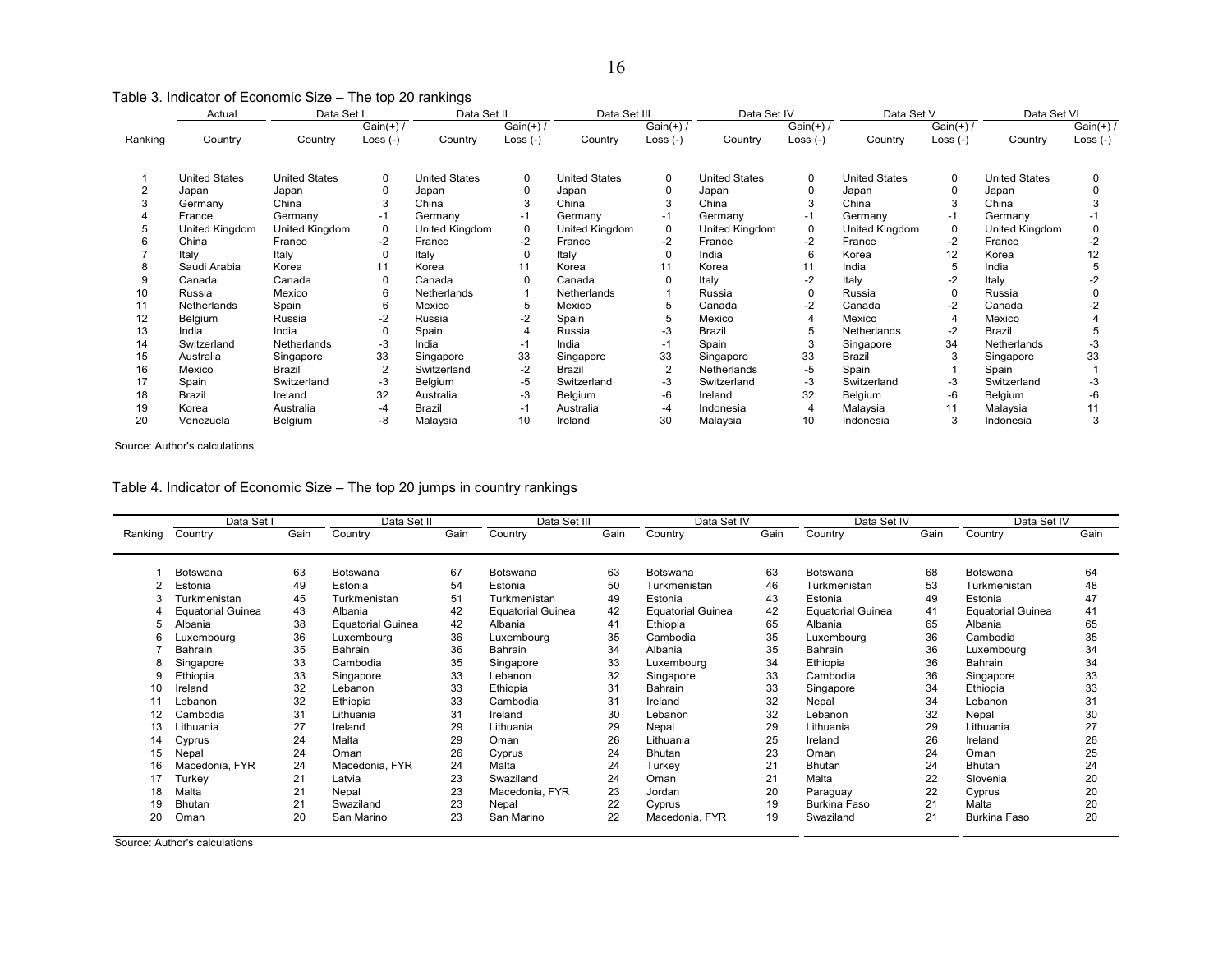Table 3. Indicator of Economic Size – The top 20 rankings

| | Actual | Data Set I | | Data Set II | | Data Set III | | Data Set IV | | Data Set V | | Data Set VI | |
|---|---|---|---|---|---|---|---|---|---|---|---|---|---|
| Ranking | Country | Country | Gain(+) / Loss (-) | Country | Gain(+) / Loss (-) | Country | Gain(+) / Loss (-) | Country | Gain(+) / Loss (-) | Country | Gain(+) / Loss (-) | Country | Gain(+) / Loss (-) |
| 1 | United States | United States | 0 | United States | 0 | United States | 0 | United States | 0 | United States | 0 | United States | 0 |
| 2 | Japan | Japan | 0 | Japan | 0 | Japan | 0 | Japan | 0 | Japan | 0 | Japan | 0 |
| 3 | Germany | China | 3 | China | 3 | China | 3 | China | 3 | China | 3 | China | 3 |
| 4 | France | Germany | -1 | Germany | -1 | Germany | -1 | Germany | -1 | Germany | -1 | Germany | -1 |
| 5 | United Kingdom | United Kingdom | 0 | United Kingdom | 0 | United Kingdom | 0 | United Kingdom | 0 | United Kingdom | 0 | United Kingdom | 0 |
| 6 | China | France | -2 | France | -2 | France | -2 | France | -2 | France | -2 | France | -2 |
| 7 | Italy | Italy | 0 | Italy | 0 | India | 6 | India | 6 | Korea | 12 | Korea | 12 |
| 8 | Saudi Arabia | Korea | 11 | Korea | 11 | Korea | 11 | Korea | 11 | India | 5 | India | 5 |
| 9 | Canada | Canada | 0 | Canada | 0 | Canada | 0 | Italy | -2 | Italy | -2 | Italy | -2 |
| 10 | Russia | Mexico | 6 | Netherlands | 1 | Netherlands | 1 | Russia | 0 | Russia | 0 | Russia | 0 |
| 11 | Netherlands | Spain | 6 | Mexico | 5 | Mexico | 5 | Canada | -2 | Canada | -2 | Canada | -2 |
| 12 | Belgium | Russia | -2 | Russia | -2 | Spain | 5 | Mexico | 4 | Mexico | 4 | Mexico | 4 |
| 13 | India | India | 0 | Spain | 4 | Russia | -3 | Brazil | 5 | Netherlands | -2 | Brazil | 5 |
| 14 | Switzerland | Netherlands | -3 | India | -1 | India | -1 | Spain | 3 | Singapore | 34 | Netherlands | -3 |
| 15 | Australia | Singapore | 33 | Singapore | 33 | Singapore | 33 | Singapore | 33 | Brazil | 3 | Singapore | 33 |
| 16 | Mexico | Brazil | 2 | Switzerland | -2 | Brazil | 2 | Netherlands | -5 | Spain | 1 | Spain | 1 |
| 17 | Spain | Switzerland | -3 | Belgium | -5 | Switzerland | -3 | Switzerland | -3 | Switzerland | -3 | Switzerland | -3 |
| 18 | Brazil | Ireland | 32 | Australia | -3 | Belgium | -6 | Ireland | 32 | Belgium | -6 | Belgium | -6 |
| 19 | Korea | Australia | -4 | Brazil | -1 | Australia | -4 | Indonesia | 4 | Malaysia | 11 | Malaysia | 11 |
| 20 | Venezuela | Belgium | -8 | Malaysia | 10 | Ireland | 30 | Malaysia | 10 | Indonesia | 3 | Indonesia | 3 |

Source: Author's calculations

Table 4. Indicator of Economic Size – The top 20 jumps in country rankings

| | Data Set I | | Data Set II | | Data Set III | | Data Set IV | | Data Set IV | | Data Set IV | |
|---|---|---|---|---|---|---|---|---|---|---|---|---|
| Ranking | Country | Gain | Country | Gain | Country | Gain | Country | Gain | Country | Gain | Country | Gain |
| 1 | Botswana | 63 | Botswana | 67 | Botswana | 63 | Botswana | 63 | Botswana | 68 | Botswana | 64 |
| 2 | Estonia | 49 | Estonia | 54 | Estonia | 50 | Turkmenistan | 46 | Turkmenistan | 53 | Turkmenistan | 48 |
| 3 | Turkmenistan | 45 | Turkmenistan | 51 | Turkmenistan | 49 | Estonia | 43 | Estonia | 49 | Estonia | 47 |
| 4 | Equatorial Guinea | 43 | Albania | 42 | Equatorial Guinea | 42 | Equatorial Guinea | 42 | Equatorial Guinea | 41 | Equatorial Guinea | 41 |
| 5 | Albania | 38 | Equatorial Guinea | 42 | Albania | 41 | Ethiopia | 65 | Albania | 65 | Albania | 65 |
| 6 | Luxembourg | 36 | Luxembourg | 36 | Luxembourg | 35 | Cambodia | 35 | Luxembourg | 36 | Cambodia | 35 |
| 7 | Bahrain | 35 | Bahrain | 36 | Bahrain | 34 | Albania | 35 | Bahrain | 36 | Luxembourg | 34 |
| 8 | Singapore | 33 | Cambodia | 35 | Singapore | 33 | Luxembourg | 34 | Ethiopia | 36 | Bahrain | 34 |
| 9 | Ethiopia | 33 | Singapore | 33 | Lebanon | 32 | Singapore | 33 | Cambodia | 36 | Singapore | 33 |
| 10 | Ireland | 32 | Lebanon | 33 | Ethiopia | 31 | Bahrain | 33 | Singapore | 34 | Ethiopia | 33 |
| 11 | Lebanon | 32 | Ethiopia | 33 | Cambodia | 31 | Ireland | 32 | Nepal | 34 | Lebanon | 31 |
| 12 | Cambodia | 31 | Lithuania | 31 | Ireland | 30 | Lebanon | 32 | Lebanon | 32 | Nepal | 30 |
| 13 | Lithuania | 27 | Ireland | 29 | Lithuania | 29 | Nepal | 29 | Lithuania | 29 | Lithuania | 27 |
| 14 | Cyprus | 24 | Malta | 29 | Oman | 26 | Lithuania | 25 | Ireland | 26 | Ireland | 26 |
| 15 | Nepal | 24 | Oman | 26 | Cyprus | 24 | Bhutan | 23 | Oman | 24 | Oman | 25 |
| 16 | Macedonia, FYR | 24 | Macedonia, FYR | 24 | Malta | 24 | Turkey | 21 | Bhutan | 24 | Bhutan | 24 |
| 17 | Turkey | 21 | Latvia | 23 | Swaziland | 24 | Oman | 21 | Malta | 22 | Slovenia | 20 |
| 18 | Malta | 21 | Nepal | 23 | Macedonia, FYR | 23 | Jordan | 20 | Paraguay | 22 | Cyprus | 20 |
| 19 | Bhutan | 21 | Swaziland | 23 | Nepal | 22 | Cyprus | 19 | Burkina Faso | 21 | Malta | 20 |
| 20 | Oman | 20 | San Marino | 23 | San Marino | 22 | Macedonia, FYR | 19 | Swaziland | 21 | Burkina Faso | 20 |

Source: Author's calculations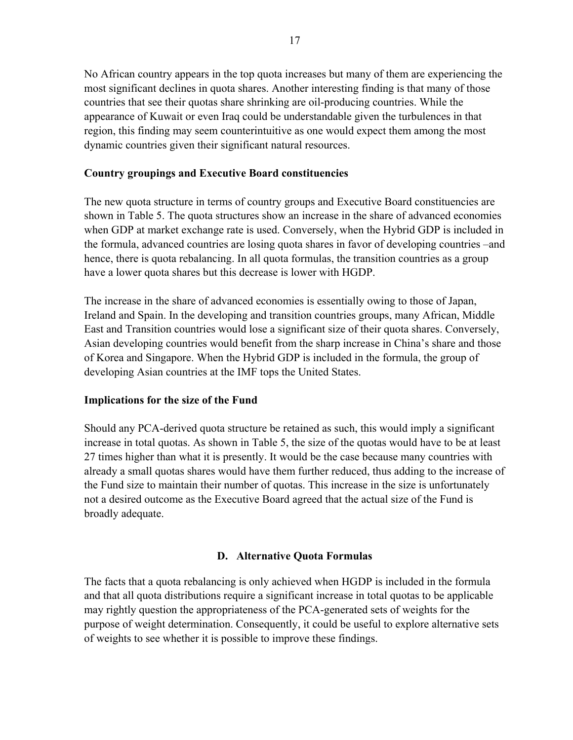No African country appears in the top quota increases but many of them are experiencing the most significant declines in quota shares. Another interesting finding is that many of those countries that see their quotas share shrinking are oil-producing countries. While the appearance of Kuwait or even Iraq could be understandable given the turbulences in that region, this finding may seem counterintuitive as one would expect them among the most dynamic countries given their significant natural resources.

**Country groupings and Executive Board constituencies**

The new quota structure in terms of country groups and Executive Board constituencies are shown in Table 5. The quota structures show an increase in the share of advanced economies when GDP at market exchange rate is used. Conversely, when the Hybrid GDP is included in the formula, advanced countries are losing quota shares in favor of developing countries –and hence, there is quota rebalancing. In all quota formulas, the transition countries as a group have a lower quota shares but this decrease is lower with HGDP.

The increase in the share of advanced economies is essentially owing to those of Japan, Ireland and Spain. In the developing and transition countries groups, many African, Middle East and Transition countries would lose a significant size of their quota shares. Conversely, Asian developing countries would benefit from the sharp increase in China's share and those of Korea and Singapore. When the Hybrid GDP is included in the formula, the group of developing Asian countries at the IMF tops the United States.

**Implications for the size of the Fund**

Should any PCA-derived quota structure be retained as such, this would imply a significant increase in total quotas. As shown in Table 5, the size of the quotas would have to be at least 27 times higher than what it is presently. It would be the case because many countries with already a small quotas shares would have them further reduced, thus adding to the increase of the Fund size to maintain their number of quotas. This increase in the size is unfortunately not a desired outcome as the Executive Board agreed that the actual size of the Fund is broadly adequate.

## D. Alternative Quota Formulas

The facts that a quota rebalancing is only achieved when HGDP is included in the formula and that all quota distributions require a significant increase in total quotas to be applicable may rightly question the appropriateness of the PCA-generated sets of weights for the purpose of weight determination. Consequently, it could be useful to explore alternative sets of weights to see whether it is possible to improve these findings.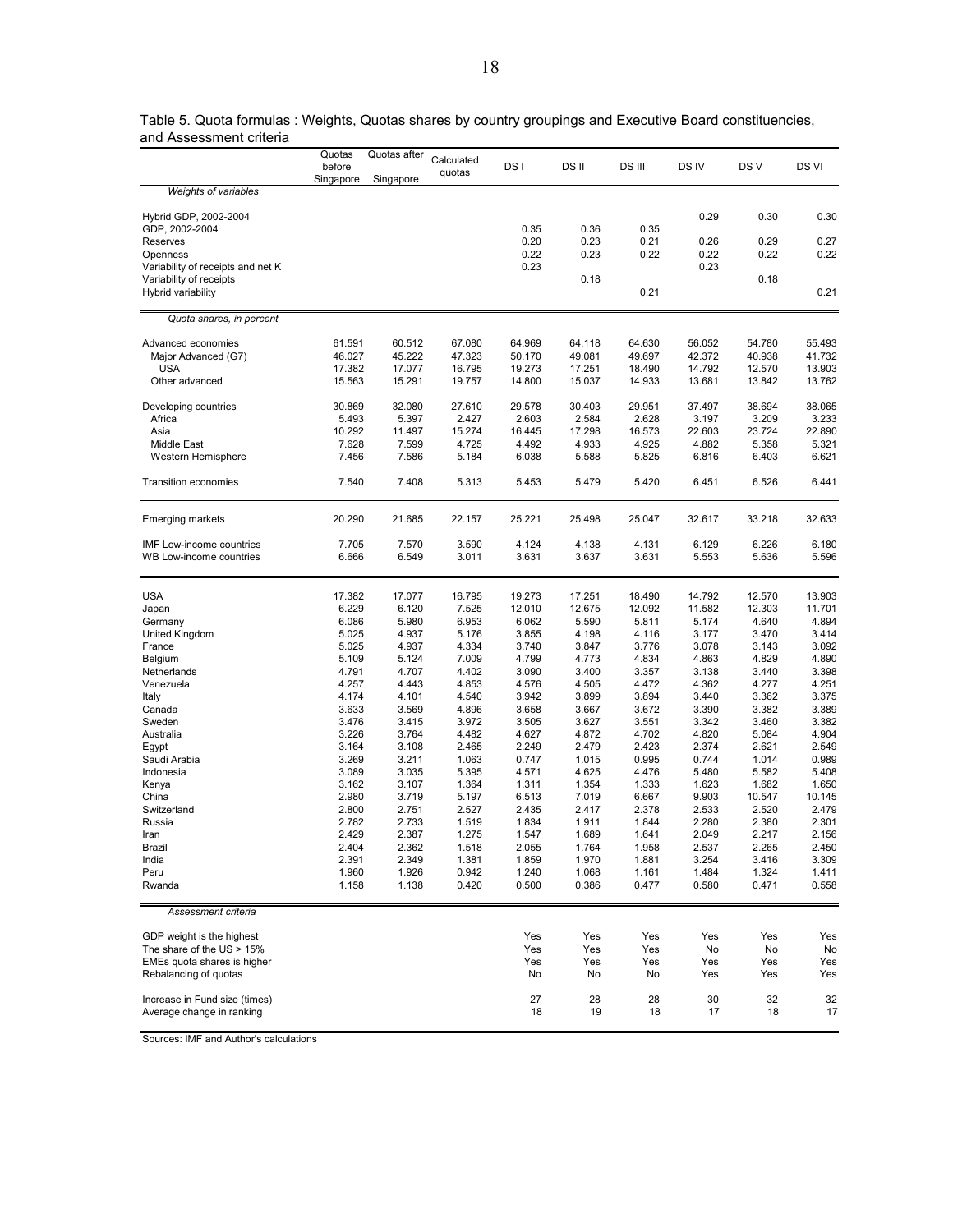Table 5. Quota formulas : Weights, Quotas shares by country groupings and Executive Board constituencies, and Assessment criteria

| | Quotas before Singapore | Quotas after Singapore | Calculated quotas | DS I | DS II | DS III | DS IV | DS V | DS VI |
|---|---|---|---|---|---|---|---|---|---|
| *Weights of variables* | | | | | | | | | |
| Hybrid GDP, 2002-2004 | | | | | | | 0.29 | 0.30 | 0.30 |
| GDP, 2002-2004 | | | | 0.35 | 0.36 | 0.35 | | | |
| Reserves | | | | 0.20 | 0.23 | 0.21 | 0.26 | 0.29 | 0.27 |
| Openness | | | | 0.22 | 0.23 | 0.22 | 0.22 | 0.22 | 0.22 |
| Variability of receipts and net K | | | | 0.23 | | | 0.23 | | |
| Variability of receipts | | | | | 0.18 | | | 0.18 | |
| Hybrid variability | | | | | | 0.21 | | | 0.21 |
| *Quota shares, in percent* | | | | | | | | | |
| Advanced economies | 61.591 | 60.512 | 67.080 | 64.969 | 64.118 | 64.630 | 56.052 | 54.780 | 55.493 |
| Major Advanced (G7) | 46.027 | 45.222 | 47.323 | 50.170 | 49.081 | 49.697 | 42.372 | 40.938 | 41.732 |
| USA | 17.382 | 17.077 | 16.795 | 19.273 | 17.251 | 18.490 | 14.792 | 12.570 | 13.903 |
| Other advanced | 15.563 | 15.291 | 19.757 | 14.800 | 15.037 | 14.933 | 13.681 | 13.842 | 13.762 |
| Developing countries | 30.869 | 32.080 | 27.610 | 29.578 | 30.403 | 29.951 | 37.497 | 38.694 | 38.065 |
| Africa | 5.493 | 5.397 | 2.427 | 2.603 | 2.584 | 2.628 | 3.197 | 3.209 | 3.233 |
| Asia | 10.292 | 11.497 | 15.274 | 16.445 | 17.298 | 16.573 | 22.603 | 23.724 | 22.890 |
| Middle East | 7.628 | 7.599 | 4.725 | 4.492 | 4.933 | 4.925 | 4.882 | 5.358 | 5.321 |
| Western Hemisphere | 7.456 | 7.586 | 5.184 | 6.038 | 5.588 | 5.825 | 6.816 | 6.403 | 6.621 |
| Transition economies | 7.540 | 7.408 | 5.313 | 5.453 | 5.479 | 5.420 | 6.451 | 6.526 | 6.441 |
| Emerging markets | 20.290 | 21.685 | 22.157 | 25.221 | 25.498 | 25.047 | 32.617 | 33.218 | 32.633 |
| IMF Low-income countries | 7.705 | 7.570 | 3.590 | 4.124 | 4.138 | 4.131 | 6.129 | 6.226 | 6.180 |
| WB Low-income countries | 6.666 | 6.549 | 3.011 | 3.631 | 3.637 | 3.631 | 5.553 | 5.636 | 5.596 |
| USA | 17.382 | 17.077 | 16.795 | 19.273 | 17.251 | 18.490 | 14.792 | 12.570 | 13.903 |
| Japan | 6.229 | 6.120 | 7.525 | 12.010 | 12.675 | 12.092 | 11.582 | 12.303 | 11.701 |
| Germany | 6.086 | 5.980 | 6.953 | 6.062 | 5.590 | 5.811 | 5.174 | 4.640 | 4.894 |
| United Kingdom | 5.025 | 4.937 | 5.176 | 3.855 | 4.198 | 4.116 | 3.177 | 3.470 | 3.414 |
| France | 5.025 | 4.937 | 4.334 | 3.740 | 3.847 | 3.776 | 3.078 | 3.143 | 3.092 |
| Belgium | 5.109 | 5.124 | 7.009 | 4.799 | 4.773 | 4.834 | 4.863 | 4.829 | 4.890 |
| Netherlands | 4.791 | 4.707 | 4.402 | 3.090 | 3.400 | 3.357 | 3.138 | 3.440 | 3.398 |
| Venezuela | 4.257 | 4.443 | 4.853 | 4.576 | 4.505 | 4.472 | 4.362 | 4.277 | 4.251 |
| Italy | 4.174 | 4.101 | 4.540 | 3.942 | 3.899 | 3.894 | 3.440 | 3.362 | 3.375 |
| Canada | 3.633 | 3.569 | 4.896 | 3.658 | 3.667 | 3.672 | 3.390 | 3.382 | 3.389 |
| Sweden | 3.476 | 3.415 | 3.972 | 3.505 | 3.627 | 3.551 | 3.342 | 3.460 | 3.382 |
| Australia | 3.226 | 3.764 | 4.482 | 4.627 | 4.872 | 4.702 | 4.820 | 5.084 | 4.904 |
| Egypt | 3.164 | 3.108 | 2.465 | 2.249 | 2.479 | 2.423 | 2.374 | 2.621 | 2.549 |
| Saudi Arabia | 3.269 | 3.211 | 1.063 | 0.747 | 1.015 | 0.995 | 0.744 | 1.014 | 0.989 |
| Indonesia | 3.089 | 3.035 | 5.395 | 4.571 | 4.625 | 4.476 | 5.480 | 5.582 | 5.408 |
| Kenya | 3.162 | 3.107 | 1.364 | 1.311 | 1.354 | 1.333 | 1.623 | 1.682 | 1.650 |
| China | 2.980 | 3.719 | 5.197 | 6.513 | 7.019 | 6.667 | 9.903 | 10.547 | 10.145 |
| Switzerland | 2.800 | 2.751 | 2.527 | 2.435 | 2.417 | 2.378 | 2.533 | 2.520 | 2.479 |
| Russia | 2.782 | 2.733 | 1.519 | 1.834 | 1.911 | 1.844 | 2.280 | 2.380 | 2.301 |
| Iran | 2.429 | 2.387 | 1.275 | 1.547 | 1.689 | 1.641 | 2.049 | 2.217 | 2.156 |
| Brazil | 2.404 | 2.362 | 1.518 | 2.055 | 1.764 | 1.958 | 2.537 | 2.265 | 2.450 |
| India | 2.391 | 2.349 | 1.381 | 1.859 | 1.970 | 1.881 | 3.254 | 3.416 | 3.309 |
| Peru | 1.960 | 1.926 | 0.942 | 1.240 | 1.068 | 1.161 | 1.484 | 1.324 | 1.411 |
| Rwanda | 1.158 | 1.138 | 0.420 | 0.500 | 0.386 | 0.477 | 0.580 | 0.471 | 0.558 |
| *Assessment criteria* | | | | | | | | | |
| GDP weight is the highest | | | | Yes | Yes | Yes | Yes | Yes | Yes |
| The share of the US > 15% | | | | Yes | Yes | Yes | No | No | No |
| EMEs quota shares is higher | | | | Yes | Yes | Yes | Yes | Yes | Yes |
| Rebalancing of quotas | | | | No | No | No | Yes | Yes | Yes |
| Increase in Fund size (times) | | | | 27 | 28 | 28 | 30 | 32 | 32 |
| Average change in ranking | | | | 18 | 19 | 18 | 17 | 18 | 17 |

Sources: IMF and Author's calculations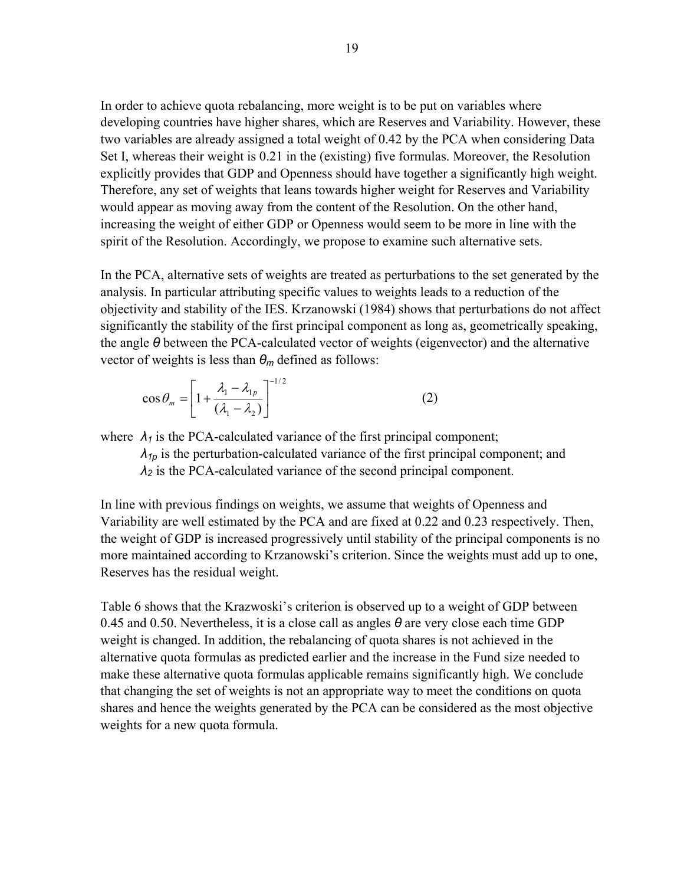In order to achieve quota rebalancing, more weight is to be put on variables where developing countries have higher shares, which are Reserves and Variability. However, these two variables are already assigned a total weight of 0.42 by the PCA when considering Data Set I, whereas their weight is 0.21 in the (existing) five formulas. Moreover, the Resolution explicitly provides that GDP and Openness should have together a significantly high weight. Therefore, any set of weights that leans towards higher weight for Reserves and Variability would appear as moving away from the content of the Resolution. On the other hand, increasing the weight of either GDP or Openness would seem to be more in line with the spirit of the Resolution. Accordingly, we propose to examine such alternative sets.

In the PCA, alternative sets of weights are treated as perturbations to the set generated by the analysis. In particular attributing specific values to weights leads to a reduction of the objectivity and stability of the IES. Krzanowski (1984) shows that perturbations do not affect significantly the stability of the first principal component as long as, geometrically speaking, the angle $\theta$ between the PCA-calculated vector of weights (eigenvector) and the alternative vector of weights is less than $\theta_m$ defined as follows:

$$\cos\theta_m = \left[1 + \frac{\lambda_1 - \lambda_{1p}}{(\lambda_1 - \lambda_2)}\right]^{-1/2} \qquad (2)$$

where $\lambda_1$ is the PCA-calculated variance of the first principal component;
$\lambda_{1p}$ is the perturbation-calculated variance of the first principal component; and
$\lambda_2$ is the PCA-calculated variance of the second principal component.

In line with previous findings on weights, we assume that weights of Openness and Variability are well estimated by the PCA and are fixed at 0.22 and 0.23 respectively. Then, the weight of GDP is increased progressively until stability of the principal components is no more maintained according to Krzanowski's criterion. Since the weights must add up to one, Reserves has the residual weight.

Table 6 shows that the Krazwoski's criterion is observed up to a weight of GDP between 0.45 and 0.50. Nevertheless, it is a close call as angles $\theta$ are very close each time GDP weight is changed. In addition, the rebalancing of quota shares is not achieved in the alternative quota formulas as predicted earlier and the increase in the Fund size needed to make these alternative quota formulas applicable remains significantly high. We conclude that changing the set of weights is not an appropriate way to meet the conditions on quota shares and hence the weights generated by the PCA can be considered as the most objective weights for a new quota formula.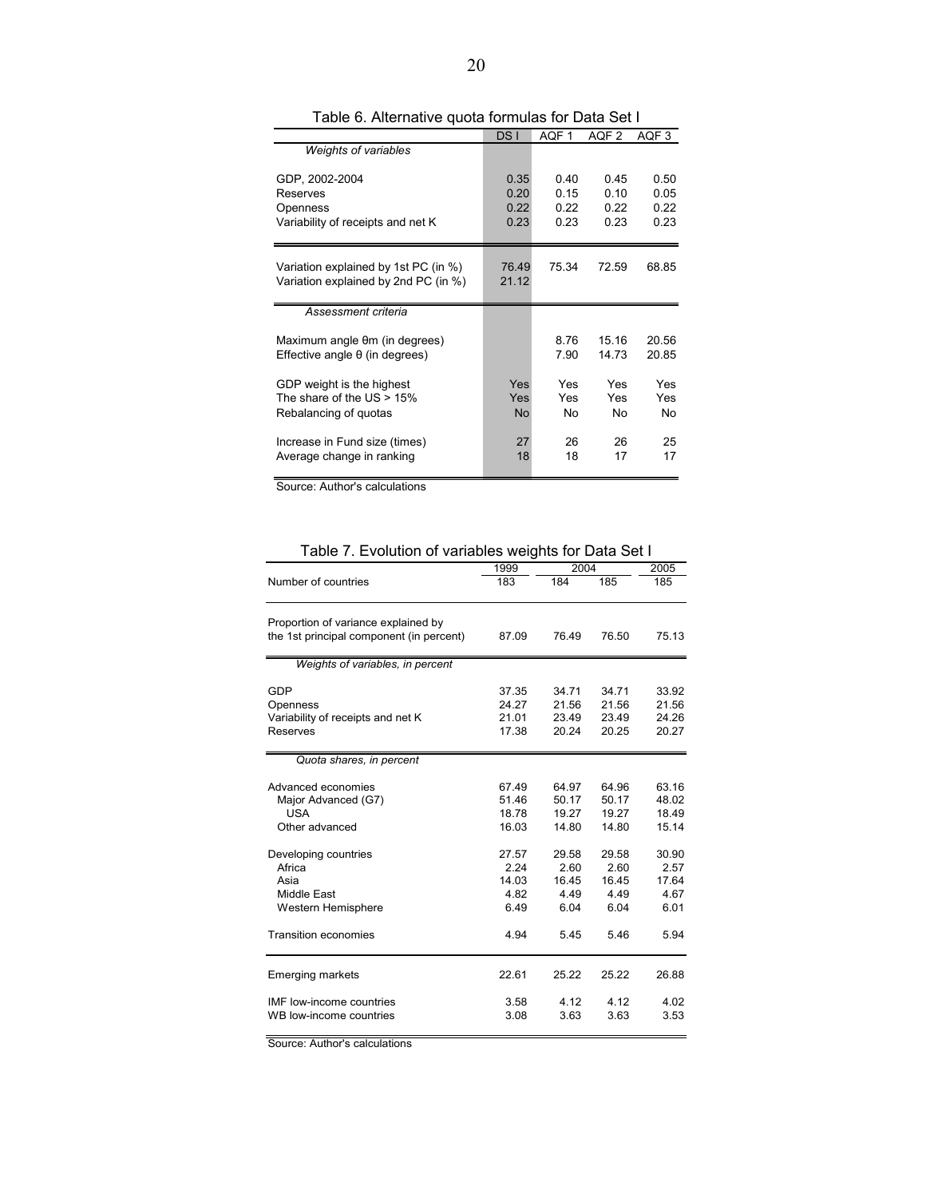Table 6. Alternative quota formulas for Data Set I

| | DS I | AQF 1 | AQF 2 | AQF 3 |
|---|---|---|---|---|
| *Weights of variables* | | | | |
| GDP, 2002-2004 | 0.35 | 0.40 | 0.45 | 0.50 |
| Reserves | 0.20 | 0.15 | 0.10 | 0.05 |
| Openness | 0.22 | 0.22 | 0.22 | 0.22 |
| Variability of receipts and net K | 0.23 | 0.23 | 0.23 | 0.23 |
| Variation explained by 1st PC (in %) | 76.49 | 75.34 | 72.59 | 68.85 |
| Variation explained by 2nd PC (in %) | 21.12 | | | |
| *Assessment criteria* | | | | |
| Maximum angle θm (in degrees) | | 8.76 | 15.16 | 20.56 |
| Effective angle θ (in degrees) | | 7.90 | 14.73 | 20.85 |
| GDP weight is the highest | Yes | Yes | Yes | Yes |
| The share of the US > 15% | Yes | Yes | Yes | Yes |
| Rebalancing of quotas | No | No | No | No |
| Increase in Fund size (times) | 27 | 26 | 26 | 25 |
| Average change in ranking | 18 | 18 | 17 | 17 |

Source: Author's calculations

Table 7. Evolution of variables weights for Data Set I

| | 1999 | 2004 | | 2005 |
|---|---|---|---|---|
| Number of countries | 183 | 184 | 185 | 185 |
| Proportion of variance explained by the 1st principal component (in percent) | 87.09 | 76.49 | 76.50 | 75.13 |
| *Weights of variables, in percent* | | | | |
| GDP | 37.35 | 34.71 | 34.71 | 33.92 |
| Openness | 24.27 | 21.56 | 21.56 | 21.56 |
| Variability of receipts and net K | 21.01 | 23.49 | 23.49 | 24.26 |
| Reserves | 17.38 | 20.24 | 20.25 | 20.27 |
| *Quota shares, in percent* | | | | |
| Advanced economies | 67.49 | 64.97 | 64.96 | 63.16 |
| Major Advanced (G7) | 51.46 | 50.17 | 50.17 | 48.02 |
| USA | 18.78 | 19.27 | 19.27 | 18.49 |
| Other advanced | 16.03 | 14.80 | 14.80 | 15.14 |
| Developing countries | 27.57 | 29.58 | 29.58 | 30.90 |
| Africa | 2.24 | 2.60 | 2.60 | 2.57 |
| Asia | 14.03 | 16.45 | 16.45 | 17.64 |
| Middle East | 4.82 | 4.49 | 4.49 | 4.67 |
| Western Hemisphere | 6.49 | 6.04 | 6.04 | 6.01 |
| Transition economies | 4.94 | 5.45 | 5.46 | 5.94 |
| Emerging markets | 22.61 | 25.22 | 25.22 | 26.88 |
| IMF low-income countries | 3.58 | 4.12 | 4.12 | 4.02 |
| WB low-income countries | 3.08 | 3.63 | 3.63 | 3.53 |

Source: Author's calculations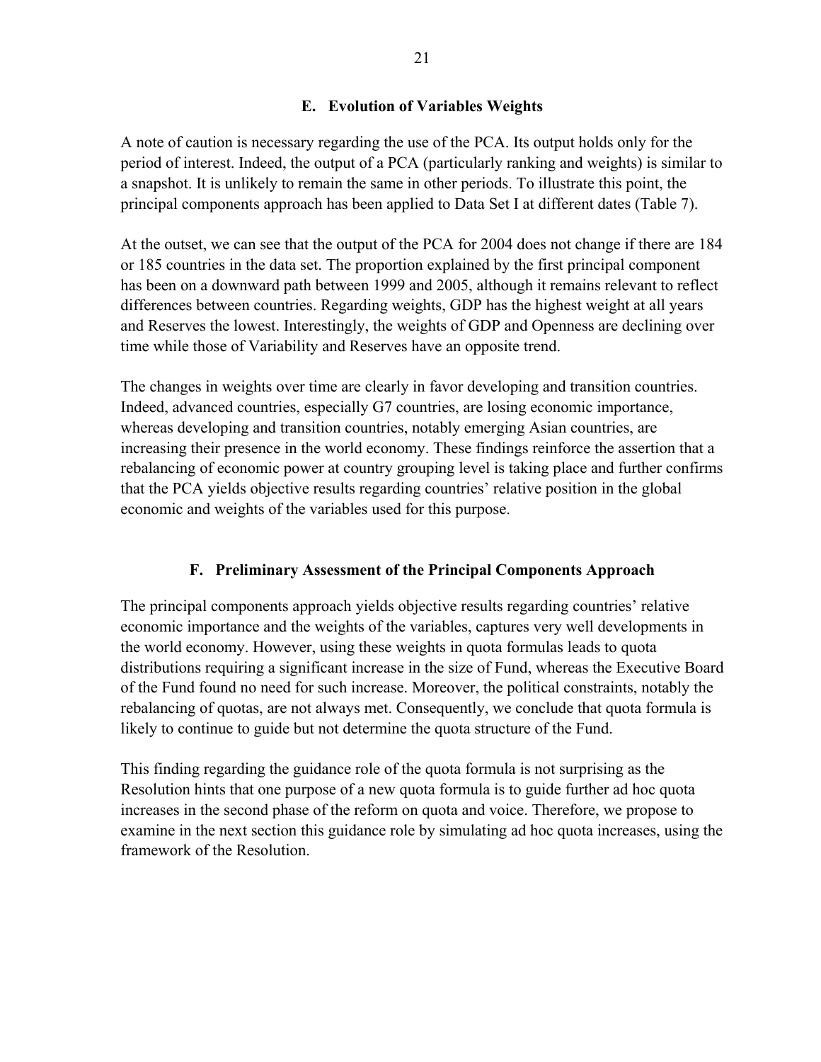### E. Evolution of Variables Weights

A note of caution is necessary regarding the use of the PCA. Its output holds only for the period of interest. Indeed, the output of a PCA (particularly ranking and weights) is similar to a snapshot. It is unlikely to remain the same in other periods. To illustrate this point, the principal components approach has been applied to Data Set I at different dates (Table 7).

At the outset, we can see that the output of the PCA for 2004 does not change if there are 184 or 185 countries in the data set. The proportion explained by the first principal component has been on a downward path between 1999 and 2005, although it remains relevant to reflect differences between countries. Regarding weights, GDP has the highest weight at all years and Reserves the lowest. Interestingly, the weights of GDP and Openness are declining over time while those of Variability and Reserves have an opposite trend.

The changes in weights over time are clearly in favor developing and transition countries. Indeed, advanced countries, especially G7 countries, are losing economic importance, whereas developing and transition countries, notably emerging Asian countries, are increasing their presence in the world economy. These findings reinforce the assertion that a rebalancing of economic power at country grouping level is taking place and further confirms that the PCA yields objective results regarding countries' relative position in the global economic and weights of the variables used for this purpose.

### F. Preliminary Assessment of the Principal Components Approach

The principal components approach yields objective results regarding countries' relative economic importance and the weights of the variables, captures very well developments in the world economy. However, using these weights in quota formulas leads to quota distributions requiring a significant increase in the size of Fund, whereas the Executive Board of the Fund found no need for such increase. Moreover, the political constraints, notably the rebalancing of quotas, are not always met. Consequently, we conclude that quota formula is likely to continue to guide but not determine the quota structure of the Fund.

This finding regarding the guidance role of the quota formula is not surprising as the Resolution hints that one purpose of a new quota formula is to guide further ad hoc quota increases in the second phase of the reform on quota and voice. Therefore, we propose to examine in the next section this guidance role by simulating ad hoc quota increases, using the framework of the Resolution.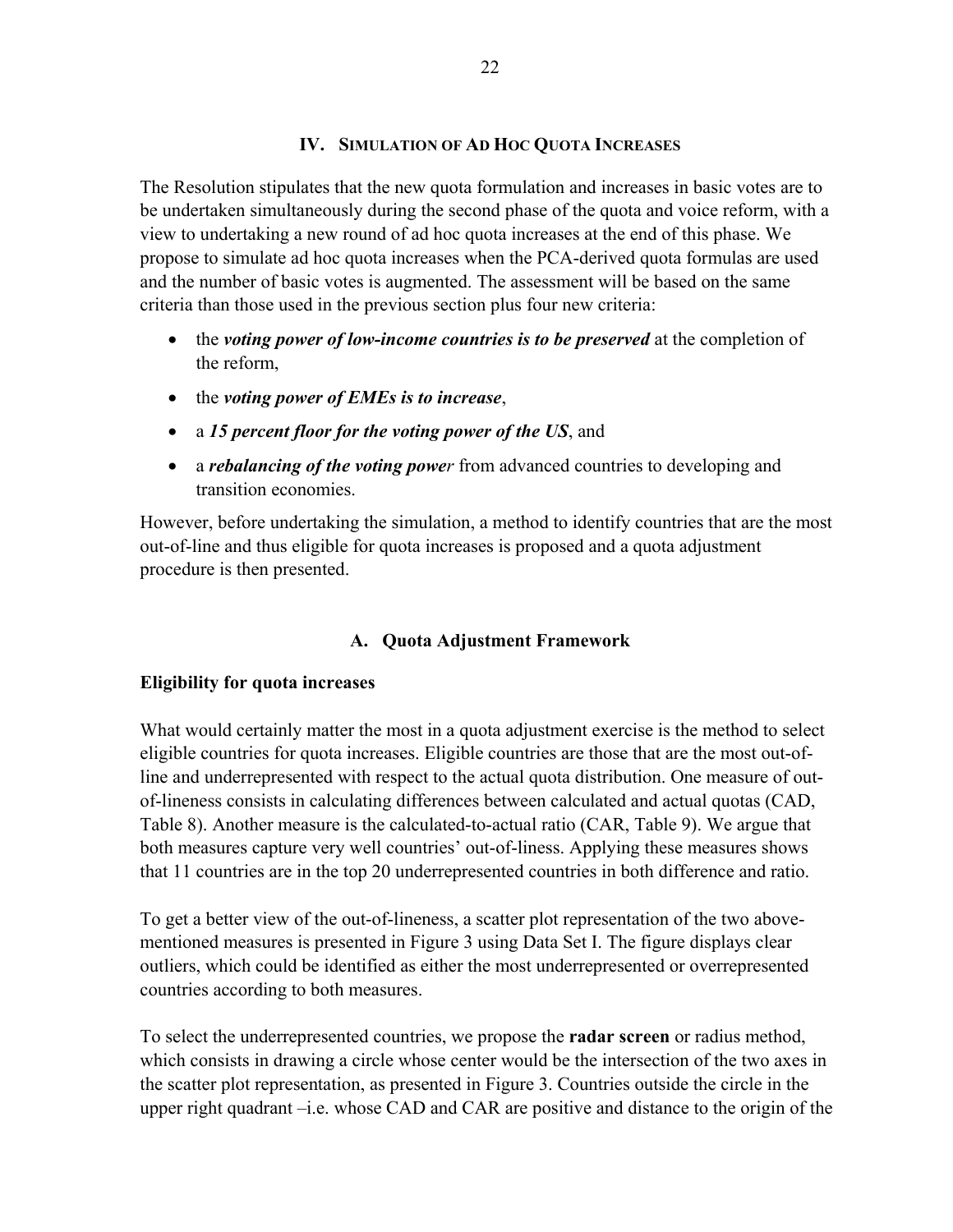## IV. Simulation of Ad Hoc Quota Increases

The Resolution stipulates that the new quota formulation and increases in basic votes are to be undertaken simultaneously during the second phase of the quota and voice reform, with a view to undertaking a new round of ad hoc quota increases at the end of this phase. We propose to simulate ad hoc quota increases when the PCA-derived quota formulas are used and the number of basic votes is augmented. The assessment will be based on the same criteria than those used in the previous section plus four new criteria:

- the ***voting power of low-income countries is to be preserved*** at the completion of the reform,
- the ***voting power of EMEs is to increase***,
- a ***15 percent floor for the voting power of the US***, and
- a ***rebalancing of the voting power*** from advanced countries to developing and transition economies.

However, before undertaking the simulation, a method to identify countries that are the most out-of-line and thus eligible for quota increases is proposed and a quota adjustment procedure is then presented.

### A. Quota Adjustment Framework

**Eligibility for quota increases**

What would certainly matter the most in a quota adjustment exercise is the method to select eligible countries for quota increases. Eligible countries are those that are the most out-of-line and underrepresented with respect to the actual quota distribution. One measure of out-of-lineness consists in calculating differences between calculated and actual quotas (CAD, Table 8). Another measure is the calculated-to-actual ratio (CAR, Table 9). We argue that both measures capture very well countries' out-of-liness. Applying these measures shows that 11 countries are in the top 20 underrepresented countries in both difference and ratio.

To get a better view of the out-of-lineness, a scatter plot representation of the two above-mentioned measures is presented in Figure 3 using Data Set I. The figure displays clear outliers, which could be identified as either the most underrepresented or overrepresented countries according to both measures.

To select the underrepresented countries, we propose the **radar screen** or radius method, which consists in drawing a circle whose center would be the intersection of the two axes in the scatter plot representation, as presented in Figure 3. Countries outside the circle in the upper right quadrant –i.e. whose CAD and CAR are positive and distance to the origin of the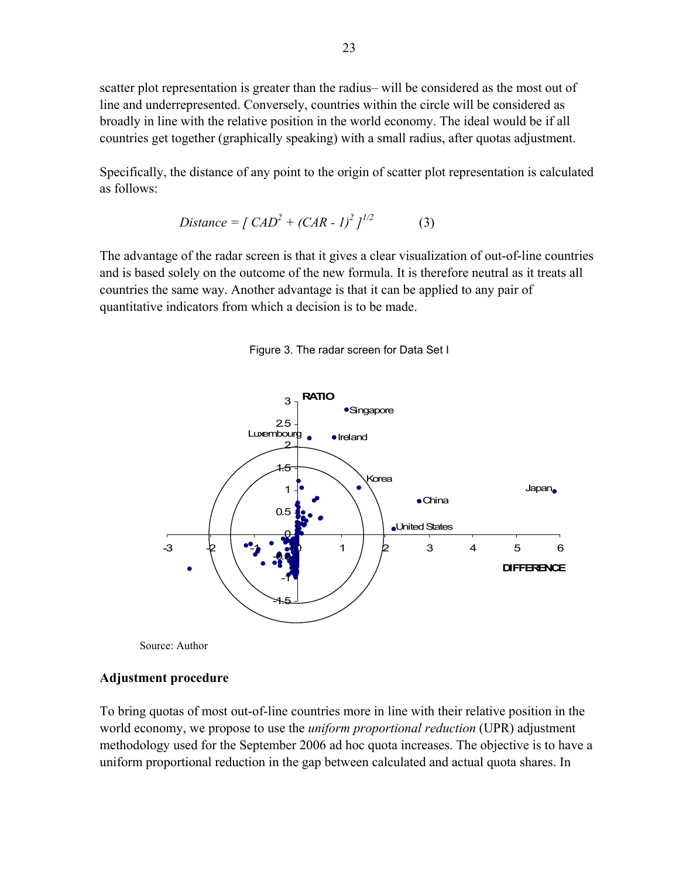scatter plot representation is greater than the radius– will be considered as the most out of line and underrepresented. Conversely, countries within the circle will be considered as broadly in line with the relative position in the world economy. The ideal would be if all countries get together (graphically speaking) with a small radius, after quotas adjustment.

Specifically, the distance of any point to the origin of scatter plot representation is calculated as follows:

$$Distance = [\, CAD^2 + (CAR - 1)^2 \,]^{1/2} \qquad (3)$$

The advantage of the radar screen is that it gives a clear visualization of out-of-line countries and is based solely on the outcome of the new formula. It is therefore neutral as it treats all countries the same way. Another advantage is that it can be applied to any pair of quantitative indicators from which a decision is to be made.

Figure 3. The radar screen for Data Set I

Source: Author

**Adjustment procedure**

To bring quotas of most out-of-line countries more in line with their relative position in the world economy, we propose to use the *uniform proportional reduction* (UPR) adjustment methodology used for the September 2006 ad hoc quota increases. The objective is to have a uniform proportional reduction in the gap between calculated and actual quota shares. In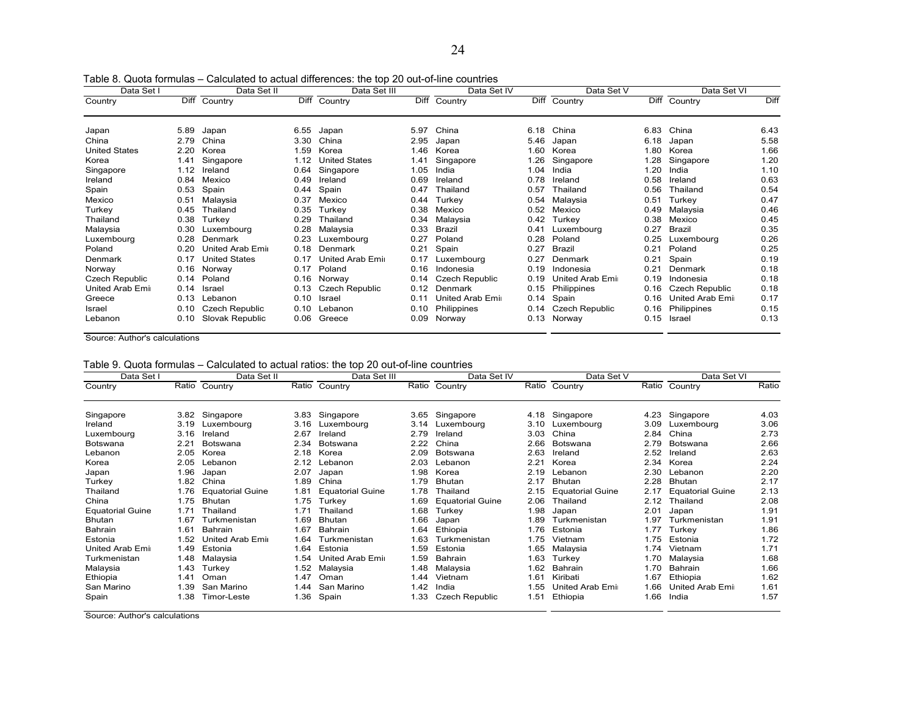Table 8. Quota formulas – Calculated to actual differences: the top 20 out-of-line countries

| Data Set I | | Data Set II | | Data Set III | | Data Set IV | | Data Set V | | Data Set VI | |
|---|---|---|---|---|---|---|---|---|---|---|---|
| Country | Diff | Country | Diff | Country | Diff | Country | Diff | Country | Diff | Country | Diff |
| Japan | 5.89 | Japan | 6.55 | Japan | 5.97 | China | 6.18 | China | 6.83 | China | 6.43 |
| China | 2.79 | China | 3.30 | China | 2.95 | Japan | 5.46 | Japan | 6.18 | Japan | 5.58 |
| United States | 2.20 | Korea | 1.59 | Korea | 1.46 | Korea | 1.60 | Korea | 1.80 | Korea | 1.66 |
| Korea | 1.41 | Singapore | 1.12 | United States | 1.41 | Singapore | 1.26 | Singapore | 1.28 | Singapore | 1.20 |
| Singapore | 1.12 | Ireland | 0.64 | Singapore | 1.05 | India | 1.04 | India | 1.20 | India | 1.10 |
| Ireland | 0.84 | Mexico | 0.49 | Ireland | 0.69 | Ireland | 0.78 | Ireland | 0.58 | Ireland | 0.63 |
| Spain | 0.53 | Spain | 0.44 | Spain | 0.47 | Thailand | 0.57 | Thailand | 0.56 | Thailand | 0.54 |
| Mexico | 0.51 | Malaysia | 0.37 | Mexico | 0.44 | Turkey | 0.54 | Malaysia | 0.51 | Turkey | 0.47 |
| Turkey | 0.45 | Thailand | 0.35 | Turkey | 0.38 | Mexico | 0.52 | Mexico | 0.49 | Malaysia | 0.46 |
| Thailand | 0.38 | Turkey | 0.29 | Thailand | 0.34 | Malaysia | 0.42 | Turkey | 0.38 | Mexico | 0.45 |
| Malaysia | 0.30 | Luxembourg | 0.28 | Malaysia | 0.33 | Brazil | 0.41 | Luxembourg | 0.27 | Brazil | 0.35 |
| Luxembourg | 0.28 | Denmark | 0.23 | Luxembourg | 0.27 | Poland | 0.28 | Poland | 0.25 | Luxembourg | 0.26 |
| Poland | 0.20 | United Arab Emi | 0.18 | Denmark | 0.21 | Spain | 0.27 | Brazil | 0.21 | Poland | 0.25 |
| Denmark | 0.17 | United States | 0.17 | United Arab Emi | 0.17 | Luxembourg | 0.27 | Denmark | 0.21 | Spain | 0.19 |
| Norway | 0.16 | Norway | 0.17 | Poland | 0.16 | Indonesia | 0.19 | Indonesia | 0.21 | Denmark | 0.18 |
| Czech Republic | 0.14 | Poland | 0.16 | Norway | 0.14 | Czech Republic | 0.19 | United Arab Emi | 0.19 | Indonesia | 0.18 |
| United Arab Emi | 0.14 | Israel | 0.13 | Czech Republic | 0.12 | Denmark | 0.15 | Philippines | 0.16 | Czech Republic | 0.18 |
| Greece | 0.13 | Lebanon | 0.10 | Israel | 0.11 | United Arab Emi | 0.14 | Spain | 0.16 | United Arab Emi | 0.17 |
| Israel | 0.10 | Czech Republic | 0.10 | Lebanon | 0.10 | Philippines | 0.14 | Czech Republic | 0.16 | Philippines | 0.15 |
| Lebanon | 0.10 | Slovak Republic | 0.06 | Greece | 0.09 | Norway | 0.13 | Norway | 0.15 | Israel | 0.13 |

Source: Author's calculations

Table 9. Quota formulas – Calculated to actual ratios: the top 20 out-of-line countries

| Data Set I | | Data Set II | | Data Set III | | Data Set IV | | Data Set V | | Data Set VI | |
|---|---|---|---|---|---|---|---|---|---|---|---|
| Country | Ratio | Country | Ratio | Country | Ratio | Country | Ratio | Country | Ratio | Country | Ratio |
| Singapore | 3.82 | Singapore | 3.83 | Singapore | 3.65 | Singapore | 4.18 | Singapore | 4.23 | Singapore | 4.03 |
| Ireland | 3.19 | Luxembourg | 3.16 | Luxembourg | 3.14 | Luxembourg | 3.10 | Luxembourg | 3.09 | Luxembourg | 3.06 |
| Luxembourg | 3.16 | Ireland | 2.67 | Ireland | 2.79 | Ireland | 3.03 | China | 2.84 | China | 2.73 |
| Botswana | 2.21 | Botswana | 2.34 | Botswana | 2.22 | China | 2.66 | Botswana | 2.79 | Botswana | 2.66 |
| Lebanon | 2.05 | Korea | 2.18 | Korea | 2.09 | Botswana | 2.63 | Ireland | 2.52 | Ireland | 2.63 |
| Korea | 2.05 | Lebanon | 2.12 | Lebanon | 2.03 | Lebanon | 2.21 | Korea | 2.34 | Korea | 2.24 |
| Japan | 1.96 | Japan | 2.07 | Japan | 1.98 | Korea | 2.19 | Lebanon | 2.30 | Lebanon | 2.20 |
| Turkey | 1.82 | China | 1.89 | China | 1.79 | Bhutan | 2.17 | Bhutan | 2.28 | Bhutan | 2.17 |
| Thailand | 1.76 | Equatorial Guine | 1.81 | Equatorial Guine | 1.78 | Thailand | 2.15 | Equatorial Guine | 2.17 | Equatorial Guine | 2.13 |
| China | 1.75 | Bhutan | 1.75 | Turkey | 1.69 | Equatorial Guine | 2.06 | Thailand | 2.12 | Thailand | 2.08 |
| Equatorial Guine | 1.71 | Thailand | 1.71 | Thailand | 1.68 | Turkey | 1.98 | Japan | 2.01 | Japan | 1.91 |
| Bhutan | 1.67 | Turkmenistan | 1.69 | Bhutan | 1.66 | Japan | 1.89 | Turkmenistan | 1.97 | Turkmenistan | 1.91 |
| Bahrain | 1.61 | Bahrain | 1.67 | Bahrain | 1.64 | Ethiopia | 1.76 | Estonia | 1.77 | Turkey | 1.86 |
| Estonia | 1.52 | United Arab Emi | 1.64 | Turkmenistan | 1.63 | Turkmenistan | 1.75 | Vietnam | 1.75 | Estonia | 1.72 |
| United Arab Emi | 1.49 | Estonia | 1.64 | Estonia | 1.59 | Estonia | 1.65 | Malaysia | 1.74 | Vietnam | 1.71 |
| Turkmenistan | 1.48 | Malaysia | 1.54 | United Arab Emi | 1.59 | Bahrain | 1.63 | Turkey | 1.70 | Malaysia | 1.68 |
| Malaysia | 1.43 | Turkey | 1.52 | Malaysia | 1.48 | Malaysia | 1.62 | Bahrain | 1.70 | Bahrain | 1.66 |
| Ethiopia | 1.41 | Oman | 1.47 | Oman | 1.44 | Vietnam | 1.61 | Kiribati | 1.67 | Ethiopia | 1.62 |
| San Marino | 1.39 | San Marino | 1.44 | San Marino | 1.42 | India | 1.55 | United Arab Emi | 1.66 | United Arab Emi | 1.61 |
| Spain | 1.38 | Timor-Leste | 1.36 | Spain | 1.33 | Czech Republic | 1.51 | Ethiopia | 1.66 | India | 1.57 |

Source: Author's calculations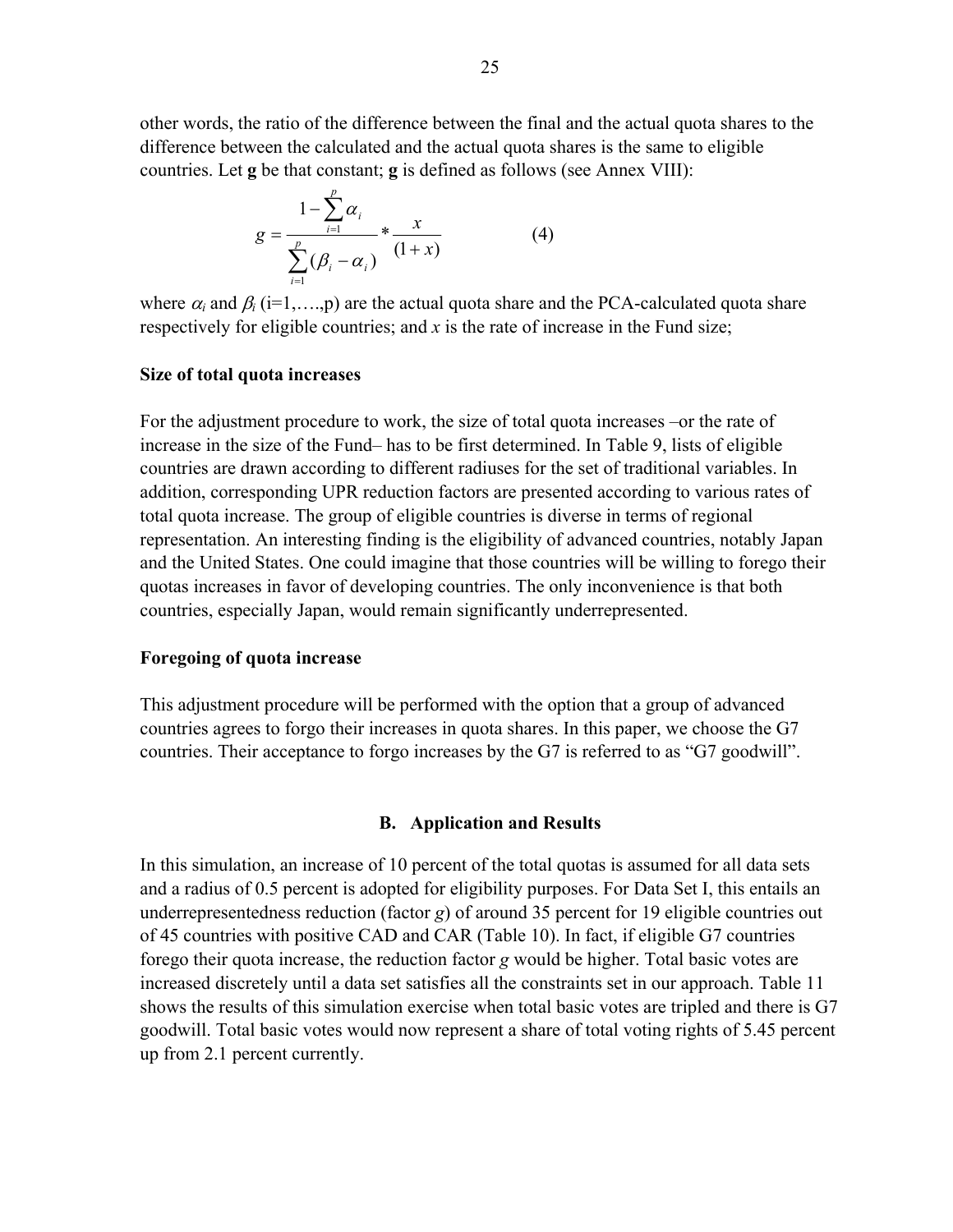other words, the ratio of the difference between the final and the actual quota shares to the difference between the calculated and the actual quota shares is the same to eligible countries. Let **g** be that constant; **g** is defined as follows (see Annex VIII):

$$g = \frac{1 - \sum_{i=1}^{p} \alpha_i}{\sum_{i=1}^{p} (\beta_i - \alpha_i)} * \frac{x}{(1+x)} \qquad (4)$$

where $\alpha_i$ and $\beta_i$ (i=1,….,p) are the actual quota share and the PCA-calculated quota share respectively for eligible countries; and $x$ is the rate of increase in the Fund size;

**Size of total quota increases**

For the adjustment procedure to work, the size of total quota increases –or the rate of increase in the size of the Fund– has to be first determined. In Table 9, lists of eligible countries are drawn according to different radiuses for the set of traditional variables. In addition, corresponding UPR reduction factors are presented according to various rates of total quota increase. The group of eligible countries is diverse in terms of regional representation. An interesting finding is the eligibility of advanced countries, notably Japan and the United States. One could imagine that those countries will be willing to forego their quotas increases in favor of developing countries. The only inconvenience is that both countries, especially Japan, would remain significantly underrepresented.

**Foregoing of quota increase**

This adjustment procedure will be performed with the option that a group of advanced countries agrees to forgo their increases in quota shares. In this paper, we choose the G7 countries. Their acceptance to forgo increases by the G7 is referred to as "G7 goodwill".

### B. Application and Results

In this simulation, an increase of 10 percent of the total quotas is assumed for all data sets and a radius of 0.5 percent is adopted for eligibility purposes. For Data Set I, this entails an underrepresentedness reduction (factor *g*) of around 35 percent for 19 eligible countries out of 45 countries with positive CAD and CAR (Table 10). In fact, if eligible G7 countries forego their quota increase, the reduction factor *g* would be higher. Total basic votes are increased discretely until a data set satisfies all the constraints set in our approach. Table 11 shows the results of this simulation exercise when total basic votes are tripled and there is G7 goodwill. Total basic votes would now represent a share of total voting rights of 5.45 percent up from 2.1 percent currently.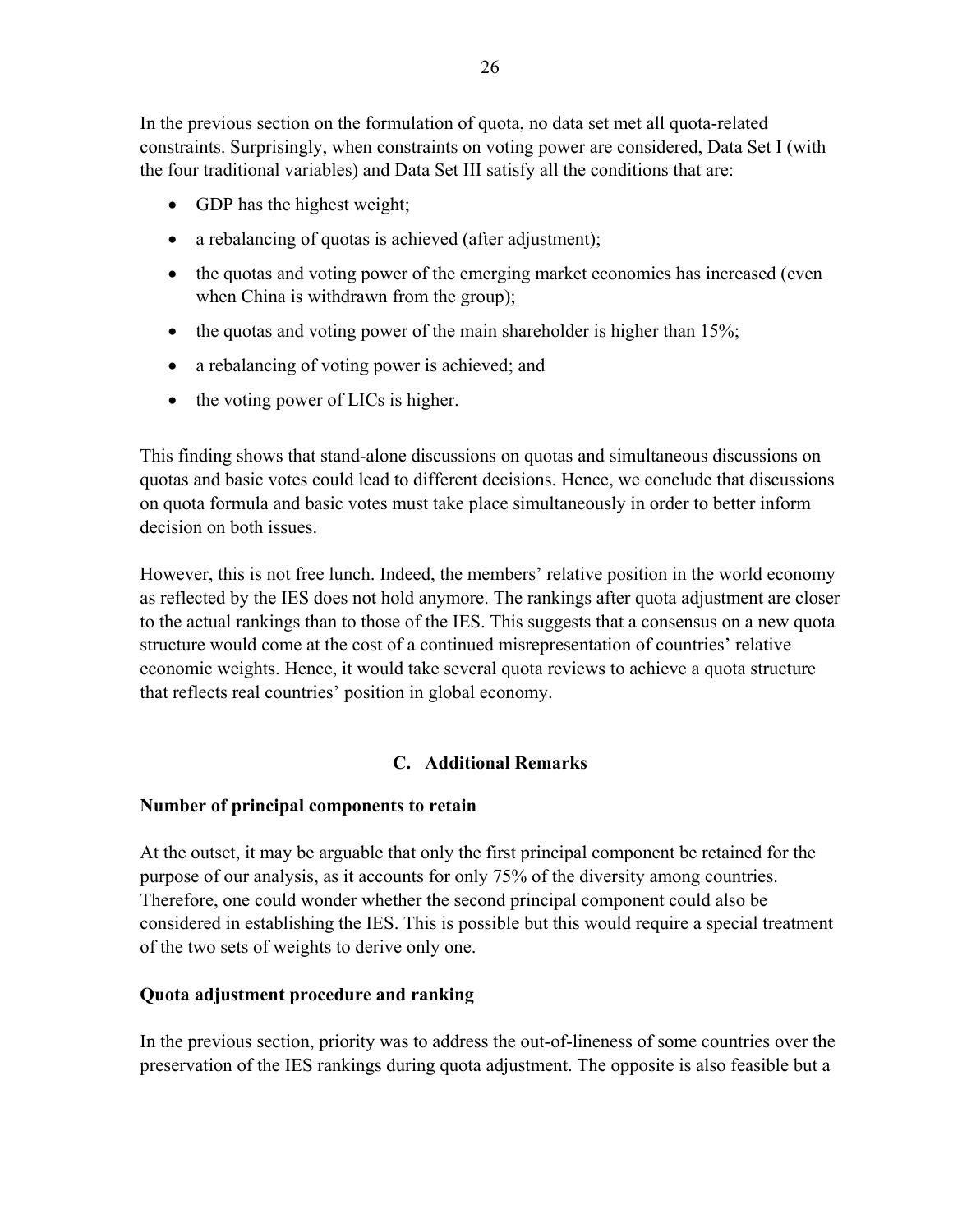In the previous section on the formulation of quota, no data set met all quota-related constraints. Surprisingly, when constraints on voting power are considered, Data Set I (with the four traditional variables) and Data Set III satisfy all the conditions that are:

- GDP has the highest weight;
- a rebalancing of quotas is achieved (after adjustment);
- the quotas and voting power of the emerging market economies has increased (even when China is withdrawn from the group);
- the quotas and voting power of the main shareholder is higher than 15%;
- a rebalancing of voting power is achieved; and
- the voting power of LICs is higher.

This finding shows that stand-alone discussions on quotas and simultaneous discussions on quotas and basic votes could lead to different decisions. Hence, we conclude that discussions on quota formula and basic votes must take place simultaneously in order to better inform decision on both issues.

However, this is not free lunch. Indeed, the members' relative position in the world economy as reflected by the IES does not hold anymore. The rankings after quota adjustment are closer to the actual rankings than to those of the IES. This suggests that a consensus on a new quota structure would come at the cost of a continued misrepresentation of countries' relative economic weights. Hence, it would take several quota reviews to achieve a quota structure that reflects real countries' position in global economy.

## C. Additional Remarks

**Number of principal components to retain**

At the outset, it may be arguable that only the first principal component be retained for the purpose of our analysis, as it accounts for only 75% of the diversity among countries. Therefore, one could wonder whether the second principal component could also be considered in establishing the IES. This is possible but this would require a special treatment of the two sets of weights to derive only one.

**Quota adjustment procedure and ranking**

In the previous section, priority was to address the out-of-lineness of some countries over the preservation of the IES rankings during quota adjustment. The opposite is also feasible but a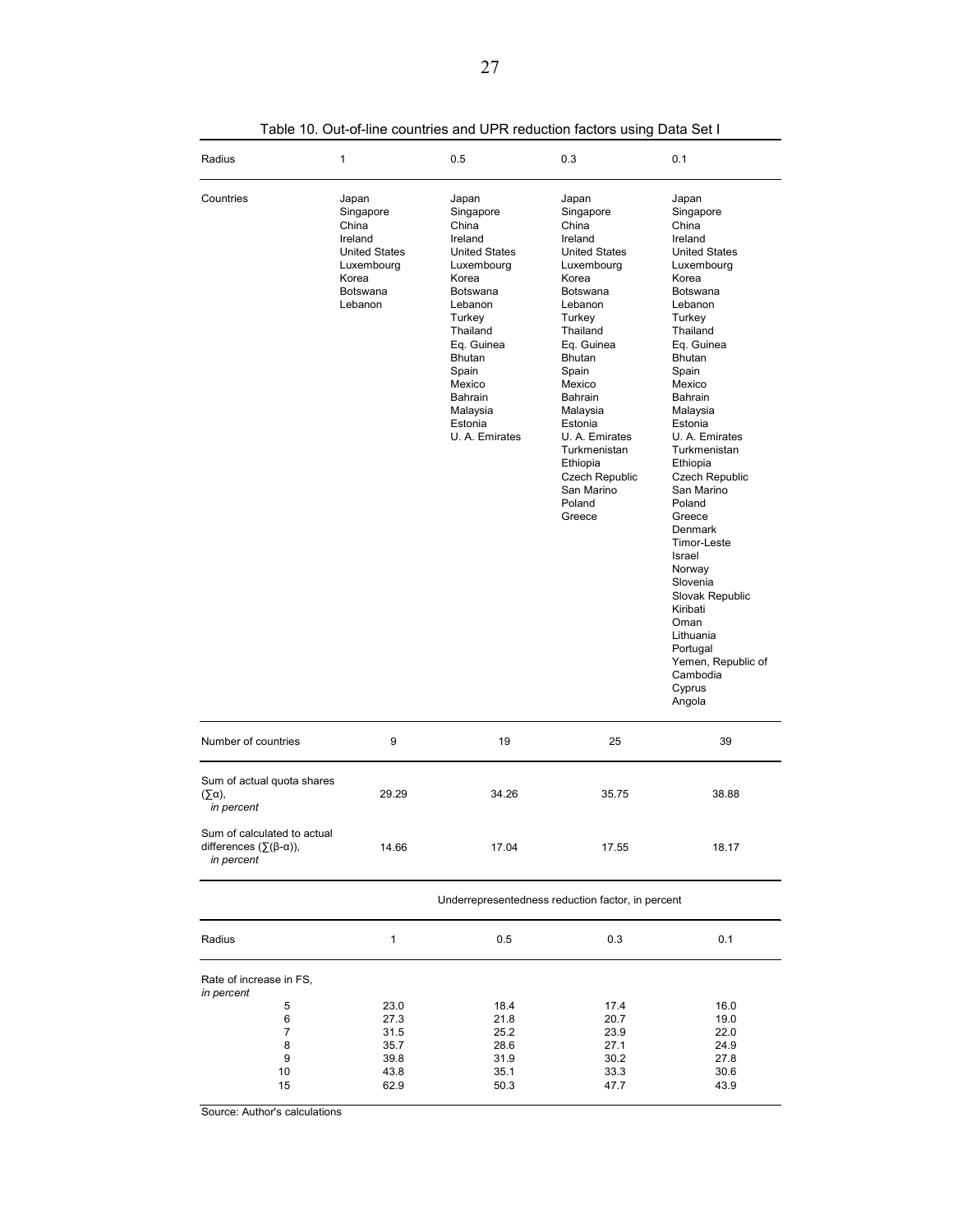Table 10. Out-of-line countries and UPR reduction factors using Data Set I

| Radius | 1 | 0.5 | 0.3 | 0.1 |
|---|---|---|---|---|
| Countries | Japan<br>Singapore<br>China<br>Ireland<br>United States<br>Luxembourg<br>Korea<br>Botswana<br>Lebanon | Japan<br>Singapore<br>China<br>Ireland<br>United States<br>Luxembourg<br>Korea<br>Botswana<br>Lebanon<br>Turkey<br>Thailand<br>Eq. Guinea<br>Bhutan<br>Spain<br>Mexico<br>Bahrain<br>Malaysia<br>Estonia<br>U. A. Emirates | Japan<br>Singapore<br>China<br>Ireland<br>United States<br>Luxembourg<br>Korea<br>Botswana<br>Lebanon<br>Turkey<br>Thailand<br>Eq. Guinea<br>Bhutan<br>Spain<br>Mexico<br>Bahrain<br>Malaysia<br>Estonia<br>U. A. Emirates<br>Turkmenistan<br>Ethiopia<br>Czech Republic<br>San Marino<br>Poland<br>Greece | Japan<br>Singapore<br>China<br>Ireland<br>United States<br>Luxembourg<br>Korea<br>Botswana<br>Lebanon<br>Turkey<br>Thailand<br>Eq. Guinea<br>Bhutan<br>Spain<br>Mexico<br>Bahrain<br>Malaysia<br>Estonia<br>U. A. Emirates<br>Turkmenistan<br>Ethiopia<br>Czech Republic<br>San Marino<br>Poland<br>Greece<br>Denmark<br>Timor-Leste<br>Israel<br>Norway<br>Slovenia<br>Slovak Republic<br>Kiribati<br>Oman<br>Lithuania<br>Portugal<br>Yemen, Republic of<br>Cambodia<br>Cyprus<br>Angola |
| Number of countries | 9 | 19 | 25 | 39 |
| Sum of actual quota shares ($\sum\alpha$), *in percent* | 29.29 | 34.26 | 35.75 | 38.88 |
| Sum of calculated to actual differences ($\sum(\beta-\alpha)$), *in percent* | 14.66 | 17.04 | 17.55 | 18.17 |
| | Underrepresentedness reduction factor, in percent | | | |
| Radius | 1 | 0.5 | 0.3 | 0.1 |
| Rate of increase in FS, *in percent* | | | | |
| 5 | 23.0 | 18.4 | 17.4 | 16.0 |
| 6 | 27.3 | 21.8 | 20.7 | 19.0 |
| 7 | 31.5 | 25.2 | 23.9 | 22.0 |
| 8 | 35.7 | 28.6 | 27.1 | 24.9 |
| 9 | 39.8 | 31.9 | 30.2 | 27.8 |
| 10 | 43.8 | 35.1 | 33.3 | 30.6 |
| 15 | 62.9 | 50.3 | 47.7 | 43.9 |

Source: Author's calculations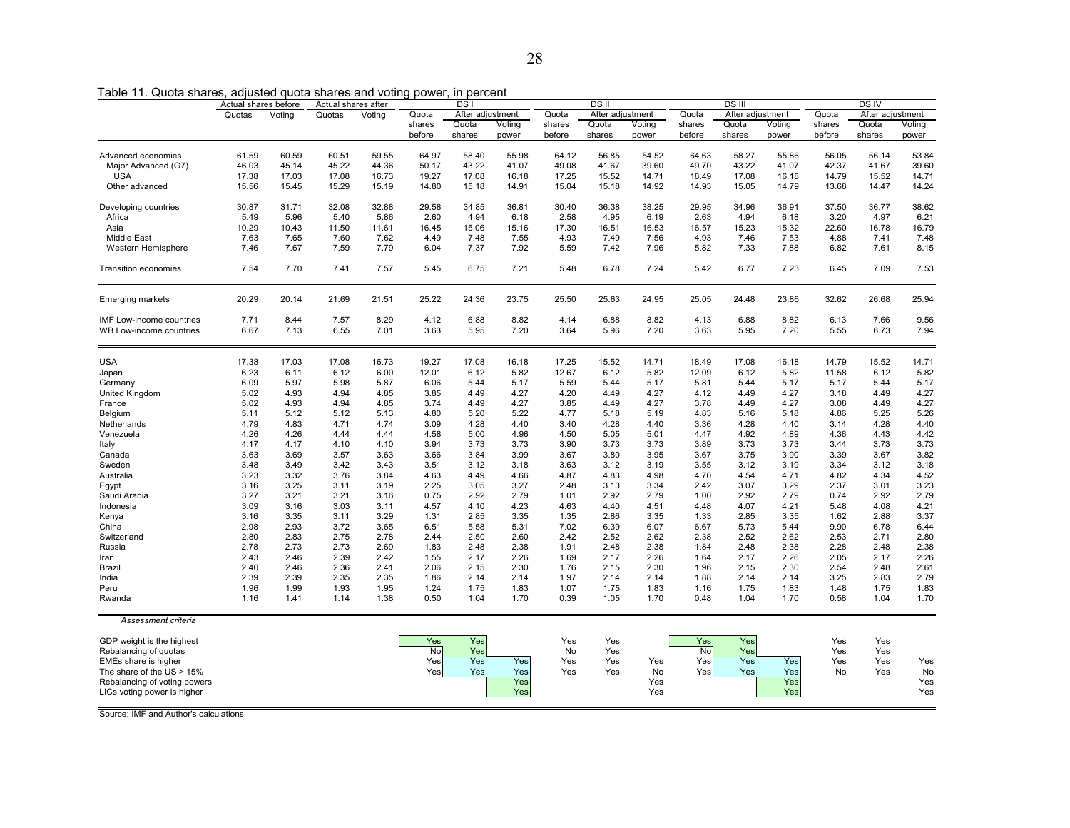Table 11. Quota shares, adjusted quota shares and voting power, in percent

| | Actual shares before | | Actual shares after | | DS I | | | DS II | | | DS III | | | DS IV | | |
|---|---|---|---|---|---|---|---|---|---|---|---|---|---|---|---|---|
| | Quotas | Voting | Quotas | Voting | Quota shares before | After adjustment | | Quota shares before | After adjustment | | Quota shares before | After adjustment | | Quota shares before | After adjustment | |
| | | | | | | Quota shares | Voting power | | Quota shares | Voting power | | Quota shares | Voting power | | Quota shares | Voting power |
| Advanced economies | 61.59 | 60.59 | 60.51 | 59.55 | 64.97 | 58.40 | 55.98 | 64.12 | 56.85 | 54.52 | 64.63 | 58.27 | 55.86 | 56.05 | 56.14 | 53.84 |
| Major Advanced (G7) | 46.03 | 45.14 | 45.22 | 44.36 | 50.17 | 43.22 | 41.07 | 49.08 | 41.67 | 39.60 | 49.70 | 43.22 | 41.07 | 42.37 | 41.67 | 39.60 |
| USA | 17.38 | 17.03 | 17.08 | 16.73 | 19.27 | 17.08 | 16.18 | 17.25 | 15.52 | 14.71 | 18.49 | 17.08 | 16.18 | 14.79 | 15.52 | 14.71 |
| Other advanced | 15.56 | 15.45 | 15.29 | 15.19 | 14.80 | 15.18 | 14.91 | 15.04 | 15.18 | 14.92 | 14.93 | 15.05 | 14.79 | 13.68 | 14.47 | 14.24 |
| Developing countries | 30.87 | 31.71 | 32.08 | 32.88 | 29.58 | 34.85 | 36.81 | 30.40 | 36.38 | 38.25 | 29.95 | 34.96 | 36.91 | 37.50 | 36.77 | 38.62 |
| Africa | 5.49 | 5.96 | 5.40 | 5.86 | 2.60 | 4.94 | 6.18 | 2.58 | 4.95 | 6.19 | 2.63 | 4.94 | 6.18 | 3.20 | 4.97 | 6.21 |
| Asia | 10.29 | 10.43 | 11.50 | 11.61 | 16.45 | 15.06 | 15.16 | 17.30 | 16.51 | 16.53 | 16.57 | 15.23 | 15.32 | 22.60 | 16.78 | 16.79 |
| Middle East | 7.63 | 7.65 | 7.60 | 7.62 | 4.49 | 7.48 | 7.55 | 4.93 | 7.49 | 7.56 | 4.93 | 7.46 | 7.53 | 4.88 | 7.41 | 7.48 |
| Western Hemisphere | 7.46 | 7.67 | 7.59 | 7.79 | 6.04 | 7.37 | 7.92 | 5.59 | 7.42 | 7.96 | 5.82 | 7.33 | 7.88 | 6.82 | 7.61 | 8.15 |
| Transition economies | 7.54 | 7.70 | 7.41 | 7.57 | 5.45 | 6.75 | 7.21 | 5.48 | 6.78 | 7.24 | 5.42 | 6.77 | 7.23 | 6.45 | 7.09 | 7.53 |
| Emerging markets | 20.29 | 20.14 | 21.69 | 21.51 | 25.22 | 24.36 | 23.75 | 25.50 | 25.63 | 24.95 | 25.05 | 24.48 | 23.86 | 32.62 | 26.68 | 25.94 |
| IMF Low-income countries | 7.71 | 8.44 | 7.57 | 8.29 | 4.12 | 6.88 | 8.82 | 4.14 | 6.88 | 8.82 | 4.13 | 6.88 | 8.82 | 6.13 | 7.66 | 9.56 |
| WB Low-income countries | 6.67 | 7.13 | 6.55 | 7.01 | 3.63 | 5.95 | 7.20 | 3.64 | 5.96 | 7.20 | 3.63 | 5.95 | 7.20 | 5.55 | 6.73 | 7.94 |
| USA | 17.38 | 17.03 | 17.08 | 16.73 | 19.27 | 17.08 | 16.18 | 17.25 | 15.52 | 14.71 | 18.49 | 17.08 | 16.18 | 14.79 | 15.52 | 14.71 |
| Japan | 6.23 | 6.11 | 6.12 | 6.00 | 12.01 | 6.12 | 5.82 | 12.67 | 6.12 | 5.82 | 12.09 | 6.12 | 5.82 | 11.58 | 6.12 | 5.82 |
| Germany | 6.09 | 5.97 | 5.98 | 5.87 | 6.06 | 5.44 | 5.17 | 5.59 | 5.44 | 5.17 | 5.81 | 5.44 | 5.17 | 5.17 | 5.44 | 5.17 |
| United Kingdom | 5.02 | 4.93 | 4.94 | 4.85 | 3.85 | 4.49 | 4.27 | 4.20 | 4.49 | 4.27 | 4.12 | 4.49 | 4.27 | 3.18 | 4.49 | 4.27 |
| France | 5.02 | 4.93 | 4.94 | 4.85 | 3.74 | 4.49 | 4.27 | 3.85 | 4.49 | 4.27 | 3.78 | 4.49 | 4.27 | 3.08 | 4.49 | 4.27 |
| Belgium | 5.11 | 5.12 | 5.12 | 5.13 | 4.80 | 5.20 | 5.22 | 4.77 | 5.18 | 5.19 | 4.83 | 5.16 | 5.18 | 4.86 | 5.25 | 5.26 |
| Netherlands | 4.79 | 4.83 | 4.71 | 4.74 | 3.09 | 4.28 | 4.40 | 3.40 | 4.28 | 4.40 | 3.36 | 4.28 | 4.40 | 3.14 | 4.28 | 4.40 |
| Venezuela | 4.26 | 4.26 | 4.44 | 4.44 | 4.58 | 5.00 | 4.96 | 4.50 | 5.05 | 5.01 | 4.47 | 4.92 | 4.89 | 4.36 | 4.43 | 4.42 |
| Italy | 4.17 | 4.17 | 4.10 | 4.10 | 3.94 | 3.73 | 3.73 | 3.90 | 3.73 | 3.73 | 3.89 | 3.73 | 3.73 | 3.44 | 3.73 | 3.73 |
| Canada | 3.63 | 3.69 | 3.57 | 3.63 | 3.66 | 3.84 | 3.99 | 3.67 | 3.80 | 3.95 | 3.67 | 3.75 | 3.90 | 3.39 | 3.67 | 3.82 |
| Sweden | 3.48 | 3.49 | 3.42 | 3.43 | 3.51 | 3.12 | 3.18 | 3.63 | 3.12 | 3.19 | 3.55 | 3.12 | 3.19 | 3.34 | 3.12 | 3.18 |
| Australia | 3.23 | 3.32 | 3.76 | 3.84 | 4.63 | 4.49 | 4.66 | 4.87 | 4.83 | 4.98 | 4.70 | 4.54 | 4.71 | 4.82 | 4.34 | 4.52 |
| Egypt | 3.16 | 3.25 | 3.11 | 3.19 | 2.25 | 3.05 | 3.27 | 2.48 | 3.13 | 3.34 | 2.42 | 3.07 | 3.29 | 2.37 | 3.01 | 3.23 |
| Saudi Arabia | 3.27 | 3.21 | 3.21 | 3.16 | 0.75 | 2.92 | 2.79 | 1.01 | 2.92 | 2.79 | 1.00 | 2.92 | 2.79 | 0.74 | 2.92 | 2.79 |
| Indonesia | 3.09 | 3.16 | 3.03 | 3.11 | 4.57 | 4.10 | 4.23 | 4.63 | 4.40 | 4.51 | 4.48 | 4.07 | 4.21 | 5.48 | 4.08 | 4.21 |
| Kenya | 3.16 | 3.35 | 3.11 | 3.29 | 1.31 | 2.85 | 3.35 | 1.35 | 2.86 | 3.35 | 1.33 | 2.85 | 3.35 | 1.62 | 2.88 | 3.37 |
| China | 2.98 | 2.93 | 3.72 | 3.65 | 6.51 | 5.58 | 5.31 | 7.02 | 6.39 | 6.07 | 6.67 | 5.73 | 5.44 | 9.90 | 6.78 | 6.44 |
| Switzerland | 2.80 | 2.83 | 2.75 | 2.78 | 2.44 | 2.50 | 2.60 | 2.42 | 2.52 | 2.62 | 2.38 | 2.52 | 2.62 | 2.53 | 2.71 | 2.80 |
| Russia | 2.78 | 2.73 | 2.73 | 2.69 | 1.83 | 2.48 | 2.38 | 1.91 | 2.48 | 2.38 | 1.84 | 2.48 | 2.38 | 2.28 | 2.48 | 2.38 |
| Iran | 2.43 | 2.46 | 2.39 | 2.42 | 1.55 | 2.17 | 2.26 | 1.69 | 2.17 | 2.26 | 1.64 | 2.17 | 2.26 | 2.05 | 2.17 | 2.26 |
| Brazil | 2.40 | 2.46 | 2.36 | 2.41 | 2.06 | 2.15 | 2.30 | 1.76 | 2.15 | 2.30 | 1.96 | 2.15 | 2.30 | 2.54 | 2.48 | 2.61 |
| India | 2.39 | 2.39 | 2.35 | 2.35 | 1.86 | 2.14 | 2.14 | 1.97 | 2.14 | 2.14 | 1.88 | 2.14 | 2.14 | 3.25 | 2.83 | 2.79 |
| Peru | 1.96 | 1.99 | 1.93 | 1.95 | 1.24 | 1.75 | 1.83 | 1.07 | 1.75 | 1.83 | 1.16 | 1.75 | 1.83 | 1.48 | 1.75 | 1.83 |
| Rwanda | 1.16 | 1.41 | 1.14 | 1.38 | 0.50 | 1.04 | 1.70 | 0.39 | 1.05 | 1.70 | 0.48 | 1.04 | 1.70 | 0.58 | 1.04 | 1.70 |
| *Assessment criteria* | | | | | | | | | | | | | | | | |
| GDP weight is the highest | | | | | Yes | Yes | | Yes | Yes | | Yes | Yes | | Yes | Yes | |
| Rebalancing of quotas | | | | | No | Yes | | No | Yes | | No | Yes | | Yes | Yes | |
| EMEs share is higher | | | | | Yes | Yes | Yes | Yes | Yes | Yes | Yes | Yes | Yes | Yes | Yes | Yes |
| The share of the US > 15% | | | | | Yes | Yes | Yes | Yes | Yes | No | Yes | Yes | Yes | No | Yes | No |
| Rebalancing of voting powers | | | | | | | Yes | | | Yes | | | Yes | | | Yes |
| LICs voting power is higher | | | | | | | Yes | | | Yes | | | Yes | | | Yes |

Source: IMF and Author's calculations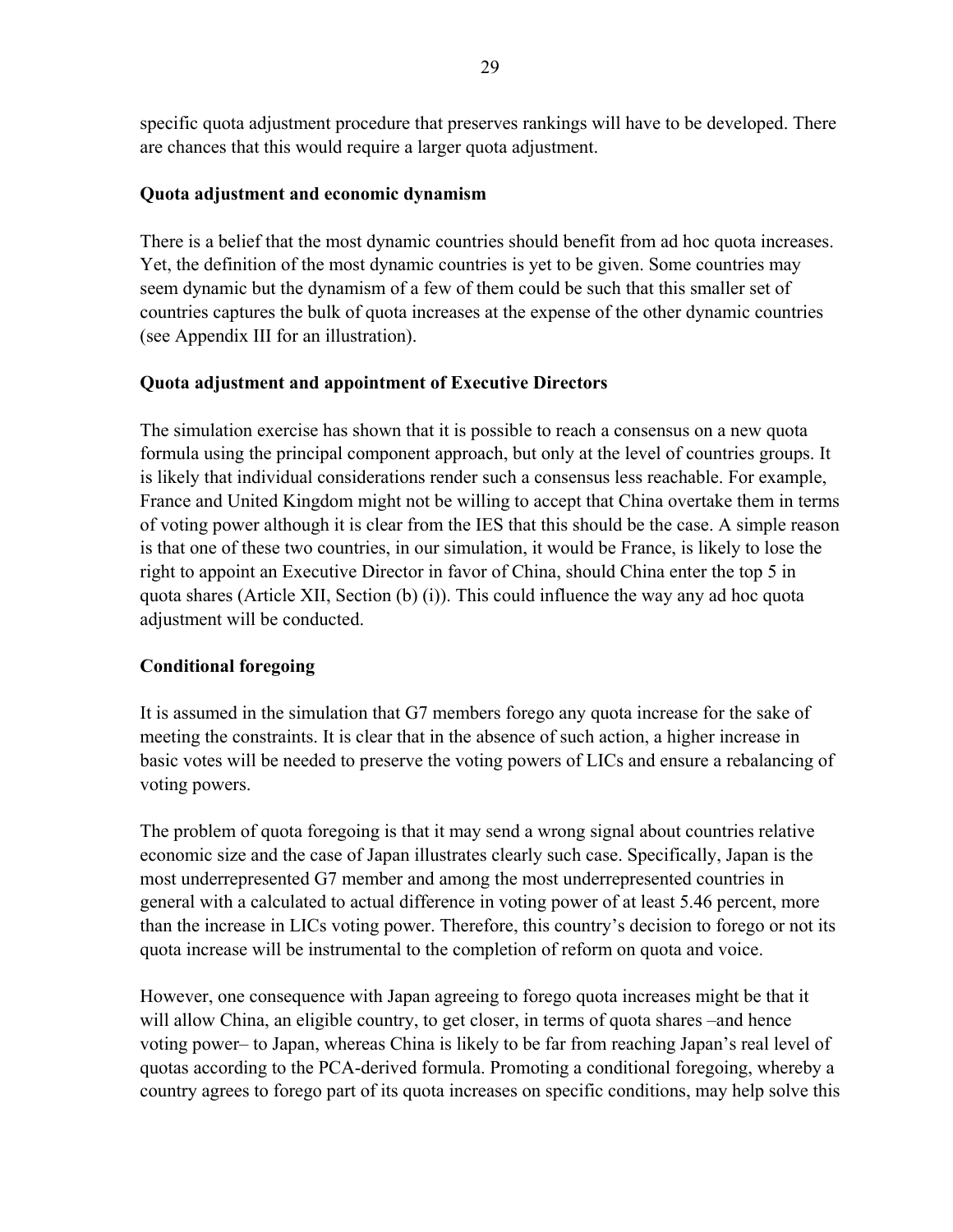specific quota adjustment procedure that preserves rankings will have to be developed. There are chances that this would require a larger quota adjustment.

**Quota adjustment and economic dynamism**

There is a belief that the most dynamic countries should benefit from ad hoc quota increases. Yet, the definition of the most dynamic countries is yet to be given. Some countries may seem dynamic but the dynamism of a few of them could be such that this smaller set of countries captures the bulk of quota increases at the expense of the other dynamic countries (see Appendix III for an illustration).

**Quota adjustment and appointment of Executive Directors**

The simulation exercise has shown that it is possible to reach a consensus on a new quota formula using the principal component approach, but only at the level of countries groups. It is likely that individual considerations render such a consensus less reachable. For example, France and United Kingdom might not be willing to accept that China overtake them in terms of voting power although it is clear from the IES that this should be the case. A simple reason is that one of these two countries, in our simulation, it would be France, is likely to lose the right to appoint an Executive Director in favor of China, should China enter the top 5 in quota shares (Article XII, Section (b) (i)). This could influence the way any ad hoc quota adjustment will be conducted.

**Conditional foregoing**

It is assumed in the simulation that G7 members forego any quota increase for the sake of meeting the constraints. It is clear that in the absence of such action, a higher increase in basic votes will be needed to preserve the voting powers of LICs and ensure a rebalancing of voting powers.

The problem of quota foregoing is that it may send a wrong signal about countries relative economic size and the case of Japan illustrates clearly such case. Specifically, Japan is the most underrepresented G7 member and among the most underrepresented countries in general with a calculated to actual difference in voting power of at least 5.46 percent, more than the increase in LICs voting power. Therefore, this country's decision to forego or not its quota increase will be instrumental to the completion of reform on quota and voice.

However, one consequence with Japan agreeing to forego quota increases might be that it will allow China, an eligible country, to get closer, in terms of quota shares –and hence voting power– to Japan, whereas China is likely to be far from reaching Japan's real level of quotas according to the PCA-derived formula. Promoting a conditional foregoing, whereby a country agrees to forego part of its quota increases on specific conditions, may help solve this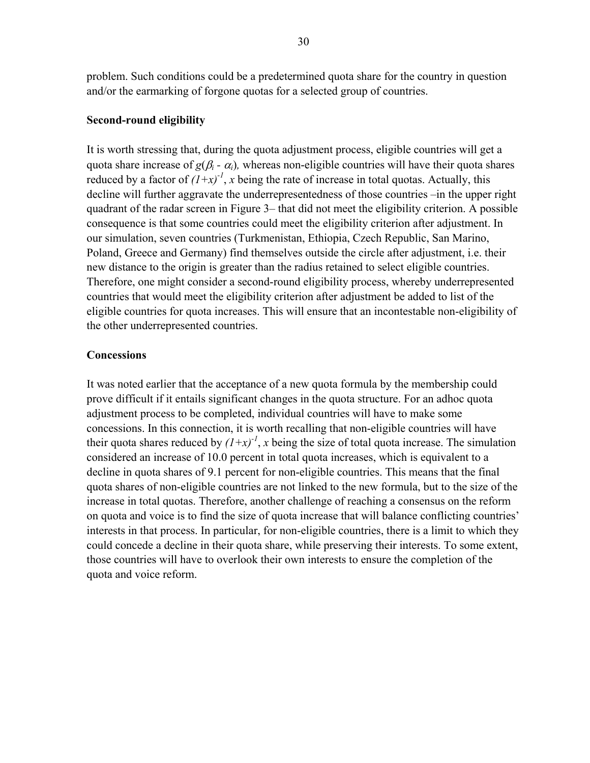problem. Such conditions could be a predetermined quota share for the country in question and/or the earmarking of forgone quotas for a selected group of countries.

**Second-round eligibility**

It is worth stressing that, during the quota adjustment process, eligible countries will get a quota share increase of $g(\beta_i - \alpha_i)$, whereas non-eligible countries will have their quota shares reduced by a factor of $(1+x)^{-1}$, $x$ being the rate of increase in total quotas. Actually, this decline will further aggravate the underrepresentedness of those countries –in the upper right quadrant of the radar screen in Figure 3– that did not meet the eligibility criterion. A possible consequence is that some countries could meet the eligibility criterion after adjustment. In our simulation, seven countries (Turkmenistan, Ethiopia, Czech Republic, San Marino, Poland, Greece and Germany) find themselves outside the circle after adjustment, i.e. their new distance to the origin is greater than the radius retained to select eligible countries. Therefore, one might consider a second-round eligibility process, whereby underrepresented countries that would meet the eligibility criterion after adjustment be added to list of the eligible countries for quota increases. This will ensure that an incontestable non-eligibility of the other underrepresented countries.

**Concessions**

It was noted earlier that the acceptance of a new quota formula by the membership could prove difficult if it entails significant changes in the quota structure. For an adhoc quota adjustment process to be completed, individual countries will have to make some concessions. In this connection, it is worth recalling that non-eligible countries will have their quota shares reduced by $(1+x)^{-1}$, $x$ being the size of total quota increase. The simulation considered an increase of 10.0 percent in total quota increases, which is equivalent to a decline in quota shares of 9.1 percent for non-eligible countries. This means that the final quota shares of non-eligible countries are not linked to the new formula, but to the size of the increase in total quotas. Therefore, another challenge of reaching a consensus on the reform on quota and voice is to find the size of quota increase that will balance conflicting countries' interests in that process. In particular, for non-eligible countries, there is a limit to which they could concede a decline in their quota share, while preserving their interests. To some extent, those countries will have to overlook their own interests to ensure the completion of the quota and voice reform.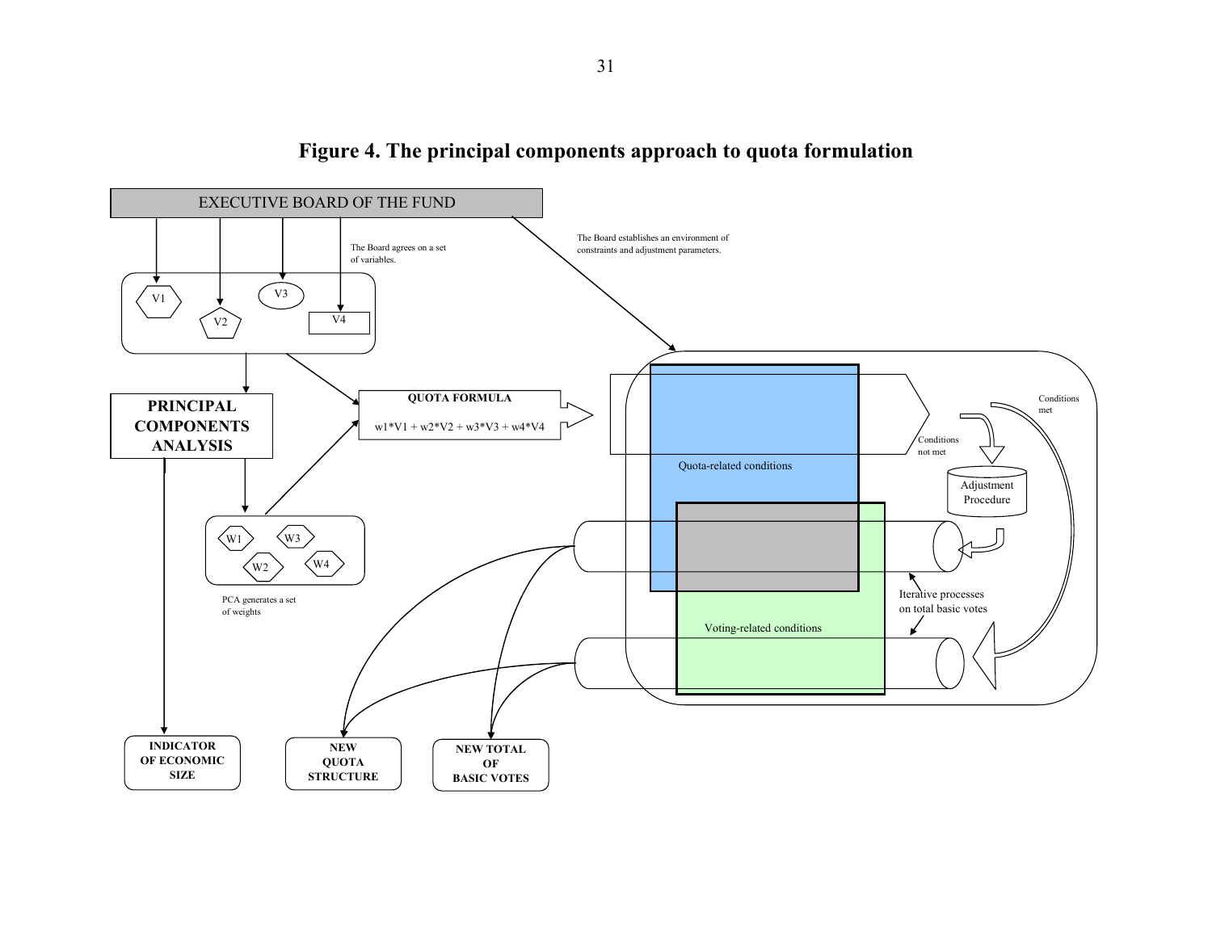# Figure 4. The principal components approach to quota formulation

EXECUTIVE BOARD OF THE FUND

The Board agrees on a set of variables.

V1 V2 V3 V4

The Board establishes an environment of constraints and adjustment parameters.

PRINCIPAL COMPONENTS ANALYSIS

**QUOTA FORMULA**

$w1*V1 + w2*V2 + w3*V3 + w4*V4$

W1 W3 W2 W4

PCA generates a set of weights

Quota-related conditions

Conditions not met

Conditions met

Adjustment Procedure

Iterative processes on total basic votes

Voting-related conditions

**INDICATOR OF ECONOMIC SIZE**

**NEW QUOTA STRUCTURE**

**NEW TOTAL OF BASIC VOTES**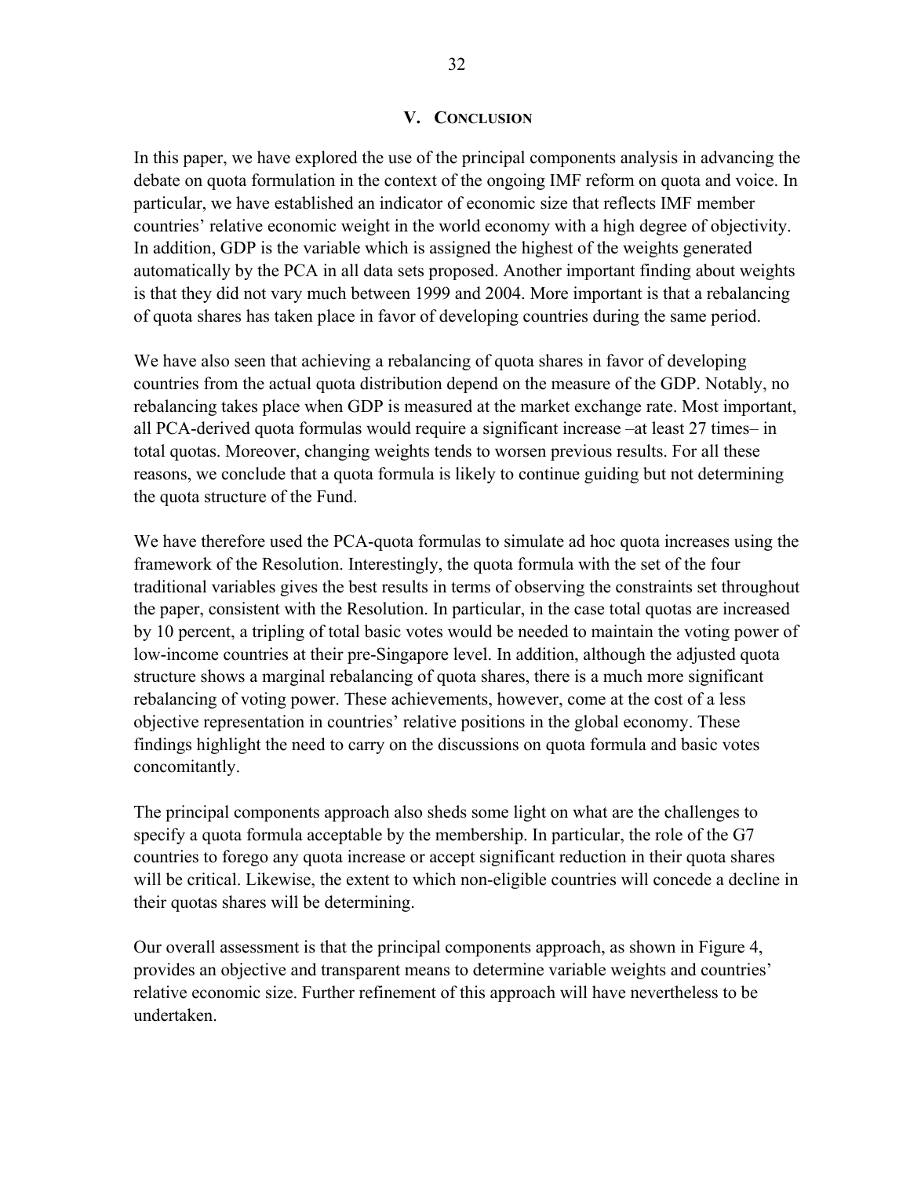## V. Conclusion

In this paper, we have explored the use of the principal components analysis in advancing the debate on quota formulation in the context of the ongoing IMF reform on quota and voice. In particular, we have established an indicator of economic size that reflects IMF member countries' relative economic weight in the world economy with a high degree of objectivity. In addition, GDP is the variable which is assigned the highest of the weights generated automatically by the PCA in all data sets proposed. Another important finding about weights is that they did not vary much between 1999 and 2004. More important is that a rebalancing of quota shares has taken place in favor of developing countries during the same period.

We have also seen that achieving a rebalancing of quota shares in favor of developing countries from the actual quota distribution depend on the measure of the GDP. Notably, no rebalancing takes place when GDP is measured at the market exchange rate. Most important, all PCA-derived quota formulas would require a significant increase –at least 27 times– in total quotas. Moreover, changing weights tends to worsen previous results. For all these reasons, we conclude that a quota formula is likely to continue guiding but not determining the quota structure of the Fund.

We have therefore used the PCA-quota formulas to simulate ad hoc quota increases using the framework of the Resolution. Interestingly, the quota formula with the set of the four traditional variables gives the best results in terms of observing the constraints set throughout the paper, consistent with the Resolution. In particular, in the case total quotas are increased by 10 percent, a tripling of total basic votes would be needed to maintain the voting power of low-income countries at their pre-Singapore level. In addition, although the adjusted quota structure shows a marginal rebalancing of quota shares, there is a much more significant rebalancing of voting power. These achievements, however, come at the cost of a less objective representation in countries' relative positions in the global economy. These findings highlight the need to carry on the discussions on quota formula and basic votes concomitantly.

The principal components approach also sheds some light on what are the challenges to specify a quota formula acceptable by the membership. In particular, the role of the G7 countries to forego any quota increase or accept significant reduction in their quota shares will be critical. Likewise, the extent to which non-eligible countries will concede a decline in their quotas shares will be determining.

Our overall assessment is that the principal components approach, as shown in Figure 4, provides an objective and transparent means to determine variable weights and countries' relative economic size. Further refinement of this approach will have nevertheless to be undertaken.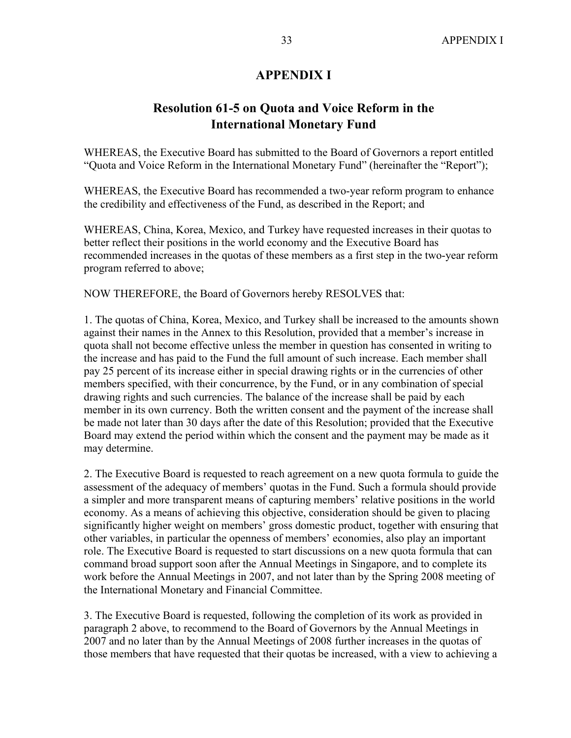# APPENDIX I

## Resolution 61-5 on Quota and Voice Reform in the International Monetary Fund

WHEREAS, the Executive Board has submitted to the Board of Governors a report entitled "Quota and Voice Reform in the International Monetary Fund" (hereinafter the "Report");

WHEREAS, the Executive Board has recommended a two-year reform program to enhance the credibility and effectiveness of the Fund, as described in the Report; and

WHEREAS, China, Korea, Mexico, and Turkey have requested increases in their quotas to better reflect their positions in the world economy and the Executive Board has recommended increases in the quotas of these members as a first step in the two-year reform program referred to above;

NOW THEREFORE, the Board of Governors hereby RESOLVES that:

1. The quotas of China, Korea, Mexico, and Turkey shall be increased to the amounts shown against their names in the Annex to this Resolution, provided that a member's increase in quota shall not become effective unless the member in question has consented in writing to the increase and has paid to the Fund the full amount of such increase. Each member shall pay 25 percent of its increase either in special drawing rights or in the currencies of other members specified, with their concurrence, by the Fund, or in any combination of special drawing rights and such currencies. The balance of the increase shall be paid by each member in its own currency. Both the written consent and the payment of the increase shall be made not later than 30 days after the date of this Resolution; provided that the Executive Board may extend the period within which the consent and the payment may be made as it may determine.

2. The Executive Board is requested to reach agreement on a new quota formula to guide the assessment of the adequacy of members' quotas in the Fund. Such a formula should provide a simpler and more transparent means of capturing members' relative positions in the world economy. As a means of achieving this objective, consideration should be given to placing significantly higher weight on members' gross domestic product, together with ensuring that other variables, in particular the openness of members' economies, also play an important role. The Executive Board is requested to start discussions on a new quota formula that can command broad support soon after the Annual Meetings in Singapore, and to complete its work before the Annual Meetings in 2007, and not later than by the Spring 2008 meeting of the International Monetary and Financial Committee.

3. The Executive Board is requested, following the completion of its work as provided in paragraph 2 above, to recommend to the Board of Governors by the Annual Meetings in 2007 and no later than by the Annual Meetings of 2008 further increases in the quotas of those members that have requested that their quotas be increased, with a view to achieving a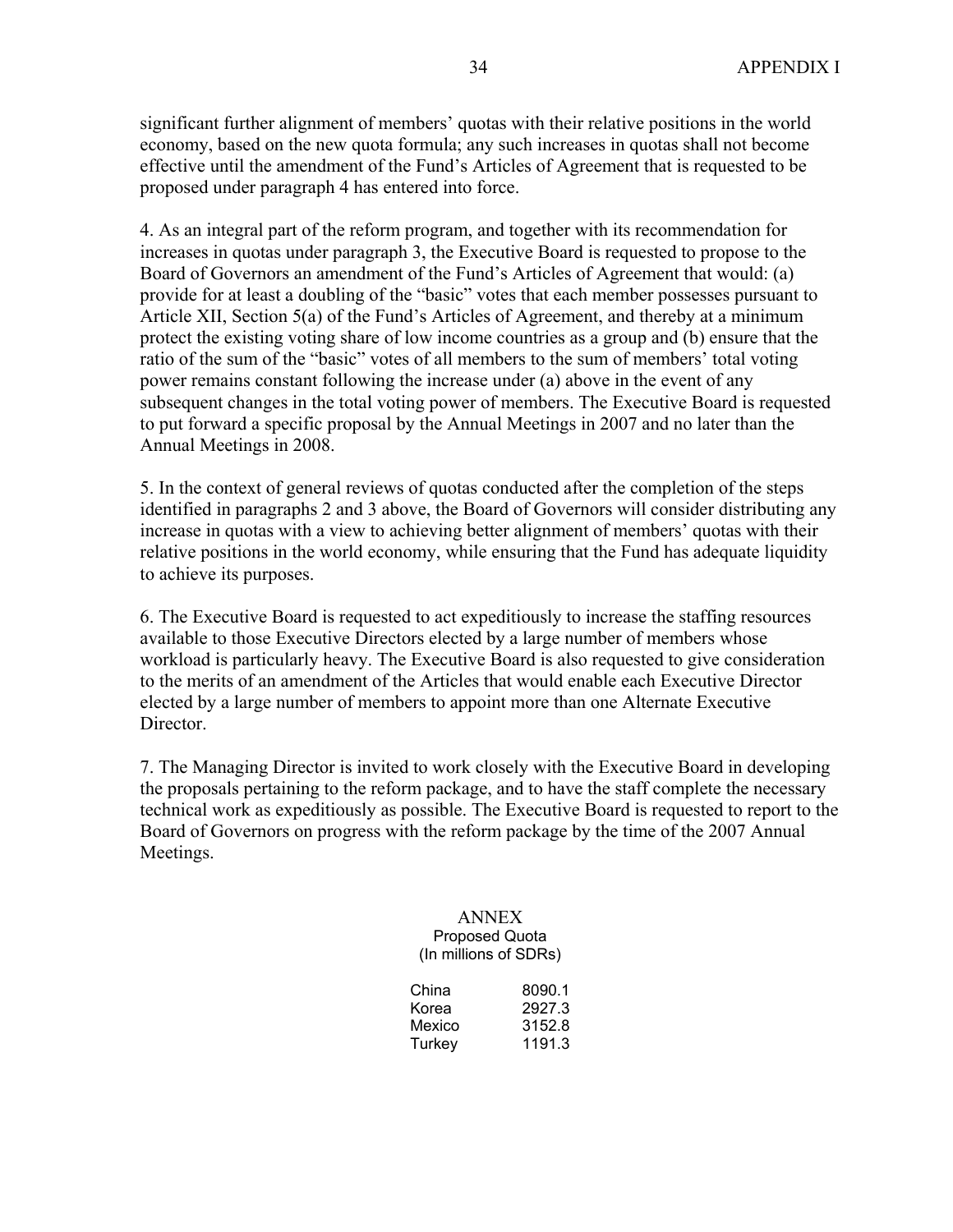significant further alignment of members' quotas with their relative positions in the world economy, based on the new quota formula; any such increases in quotas shall not become effective until the amendment of the Fund's Articles of Agreement that is requested to be proposed under paragraph 4 has entered into force.

4. As an integral part of the reform program, and together with its recommendation for increases in quotas under paragraph 3, the Executive Board is requested to propose to the Board of Governors an amendment of the Fund's Articles of Agreement that would: (a) provide for at least a doubling of the "basic" votes that each member possesses pursuant to Article XII, Section 5(a) of the Fund's Articles of Agreement, and thereby at a minimum protect the existing voting share of low income countries as a group and (b) ensure that the ratio of the sum of the "basic" votes of all members to the sum of members' total voting power remains constant following the increase under (a) above in the event of any subsequent changes in the total voting power of members. The Executive Board is requested to put forward a specific proposal by the Annual Meetings in 2007 and no later than the Annual Meetings in 2008.

5. In the context of general reviews of quotas conducted after the completion of the steps identified in paragraphs 2 and 3 above, the Board of Governors will consider distributing any increase in quotas with a view to achieving better alignment of members' quotas with their relative positions in the world economy, while ensuring that the Fund has adequate liquidity to achieve its purposes.

6. The Executive Board is requested to act expeditiously to increase the staffing resources available to those Executive Directors elected by a large number of members whose workload is particularly heavy. The Executive Board is also requested to give consideration to the merits of an amendment of the Articles that would enable each Executive Director elected by a large number of members to appoint more than one Alternate Executive Director.

7. The Managing Director is invited to work closely with the Executive Board in developing the proposals pertaining to the reform package, and to have the staff complete the necessary technical work as expeditiously as possible. The Executive Board is requested to report to the Board of Governors on progress with the reform package by the time of the 2007 Annual Meetings.

## ANNEX

Proposed Quota
(In millions of SDRs)

| | |
|---|---|
| China | 8090.1 |
| Korea | 2927.3 |
| Mexico | 3152.8 |
| Turkey | 1191.3 |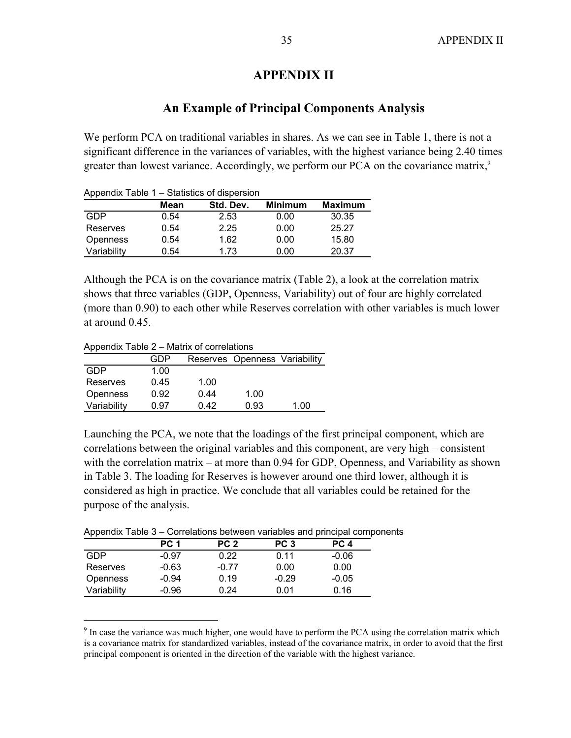# APPENDIX II

## An Example of Principal Components Analysis

We perform PCA on traditional variables in shares. As we can see in Table 1, there is not a significant difference in the variances of variables, with the highest variance being 2.40 times greater than lowest variance. Accordingly, we perform our PCA on the covariance matrix,[9]

Appendix Table 1 – Statistics of dispersion

| | Mean | Std. Dev. | Minimum | Maximum |
|---|---|---|---|---|
| GDP | 0.54 | 2.53 | 0.00 | 30.35 |
| Reserves | 0.54 | 2.25 | 0.00 | 25.27 |
| Openness | 0.54 | 1.62 | 0.00 | 15.80 |
| Variability | 0.54 | 1.73 | 0.00 | 20.37 |

Although the PCA is on the covariance matrix (Table 2), a look at the correlation matrix shows that three variables (GDP, Openness, Variability) out of four are highly correlated (more than 0.90) to each other while Reserves correlation with other variables is much lower at around 0.45.

Appendix Table 2 – Matrix of correlations

| | GDP | Reserves | Openness | Variability |
|---|---|---|---|---|
| GDP | 1.00 | | | |
| Reserves | 0.45 | 1.00 | | |
| Openness | 0.92 | 0.44 | 1.00 | |
| Variability | 0.97 | 0.42 | 0.93 | 1.00 |

Launching the PCA, we note that the loadings of the first principal component, which are correlations between the original variables and this component, are very high – consistent with the correlation matrix – at more than 0.94 for GDP, Openness, and Variability as shown in Table 3. The loading for Reserves is however around one third lower, although it is considered as high in practice. We conclude that all variables could be retained for the purpose of the analysis.

Appendix Table 3 – Correlations between variables and principal components

| | PC 1 | PC 2 | PC 3 | PC 4 |
|---|---|---|---|---|
| GDP | -0.97 | 0.22 | 0.11 | -0.06 |
| Reserves | -0.63 | -0.77 | 0.00 | 0.00 |
| Openness | -0.94 | 0.19 | -0.29 | -0.05 |
| Variability | -0.96 | 0.24 | 0.01 | 0.16 |

[9] In case the variance was much higher, one would have to perform the PCA using the correlation matrix which is a covariance matrix for standardized variables, instead of the covariance matrix, in order to avoid that the first principal component is oriented in the direction of the variable with the highest variance.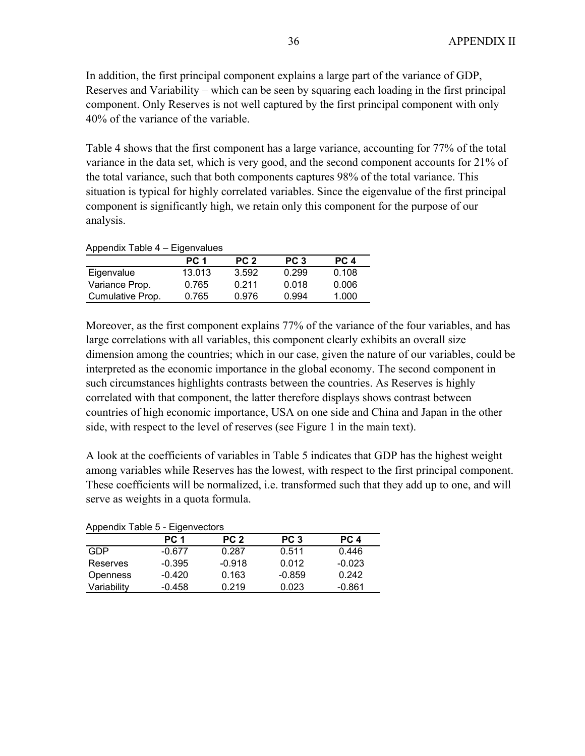In addition, the first principal component explains a large part of the variance of GDP, Reserves and Variability – which can be seen by squaring each loading in the first principal component. Only Reserves is not well captured by the first principal component with only 40% of the variance of the variable.

Table 4 shows that the first component has a large variance, accounting for 77% of the total variance in the data set, which is very good, and the second component accounts for 21% of the total variance, such that both components captures 98% of the total variance. This situation is typical for highly correlated variables. Since the eigenvalue of the first principal component is significantly high, we retain only this component for the purpose of our analysis.

Appendix Table 4 – Eigenvalues

| | PC 1 | PC 2 | PC 3 | PC 4 |
|---|---|---|---|---|
| Eigenvalue | 13.013 | 3.592 | 0.299 | 0.108 |
| Variance Prop. | 0.765 | 0.211 | 0.018 | 0.006 |
| Cumulative Prop. | 0.765 | 0.976 | 0.994 | 1.000 |

Moreover, as the first component explains 77% of the variance of the four variables, and has large correlations with all variables, this component clearly exhibits an overall size dimension among the countries; which in our case, given the nature of our variables, could be interpreted as the economic importance in the global economy. The second component in such circumstances highlights contrasts between the countries. As Reserves is highly correlated with that component, the latter therefore displays shows contrast between countries of high economic importance, USA on one side and China and Japan in the other side, with respect to the level of reserves (see Figure 1 in the main text).

A look at the coefficients of variables in Table 5 indicates that GDP has the highest weight among variables while Reserves has the lowest, with respect to the first principal component. These coefficients will be normalized, i.e. transformed such that they add up to one, and will serve as weights in a quota formula.

Appendix Table 5 - Eigenvectors

| | PC 1 | PC 2 | PC 3 | PC 4 |
|---|---|---|---|---|
| GDP | -0.677 | 0.287 | 0.511 | 0.446 |
| Reserves | -0.395 | -0.918 | 0.012 | -0.023 |
| Openness | -0.420 | 0.163 | -0.859 | 0.242 |
| Variability | -0.458 | 0.219 | 0.023 | -0.861 |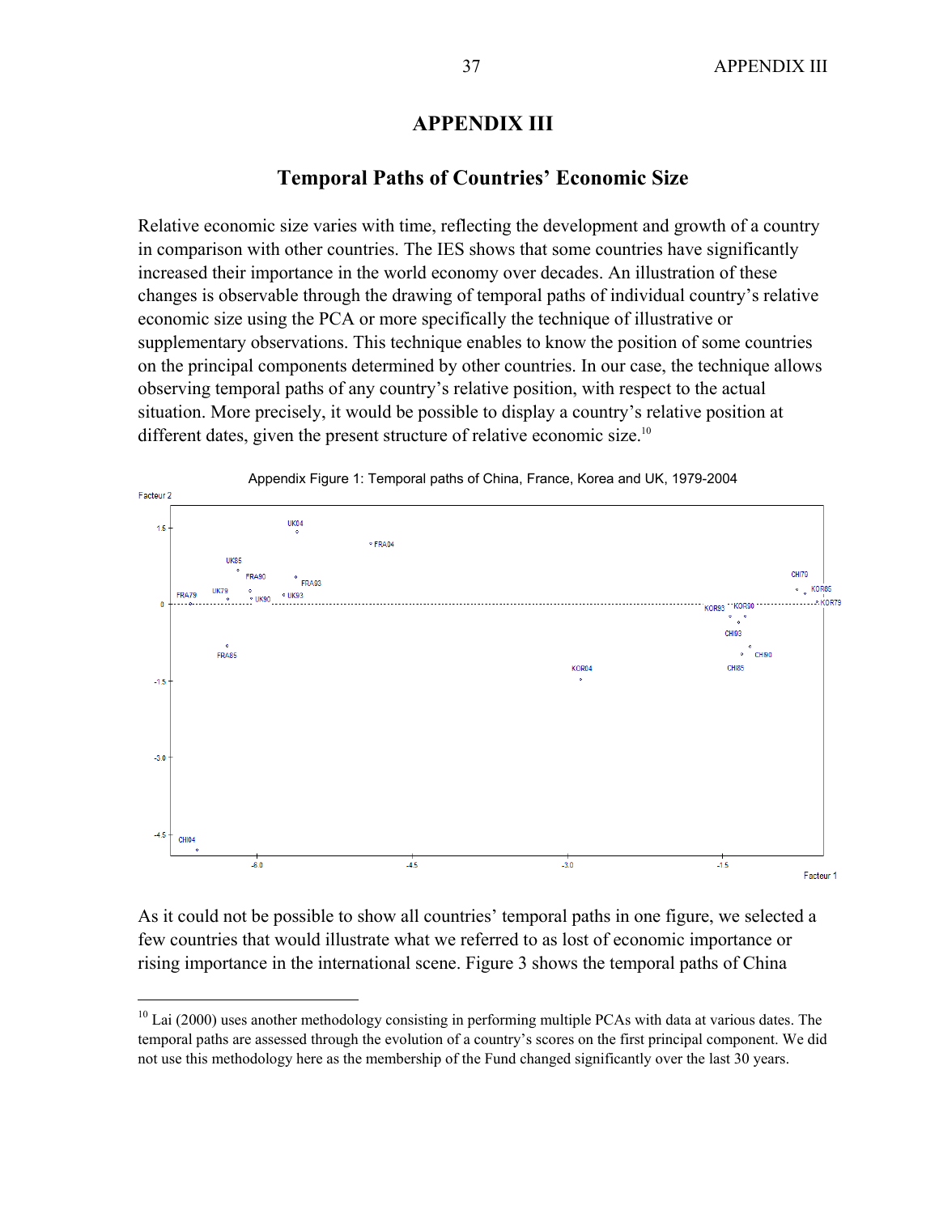# APPENDIX III

## Temporal Paths of Countries' Economic Size

Relative economic size varies with time, reflecting the development and growth of a country in comparison with other countries. The IES shows that some countries have significantly increased their importance in the world economy over decades. An illustration of these changes is observable through the drawing of temporal paths of individual country's relative economic size using the PCA or more specifically the technique of illustrative or supplementary observations. This technique enables to know the position of some countries on the principal components determined by other countries. In our case, the technique allows observing temporal paths of any country's relative position, with respect to the actual situation. More precisely, it would be possible to display a country's relative position at different dates, given the present structure of relative economic size.[10]

Appendix Figure 1: Temporal paths of China, France, Korea and UK, 1979-2004

As it could not be possible to show all countries' temporal paths in one figure, we selected a few countries that would illustrate what we referred to as lost of economic importance or rising importance in the international scene. Figure 3 shows the temporal paths of China

---

[10] Lai (2000) uses another methodology consisting in performing multiple PCAs with data at various dates. The temporal paths are assessed through the evolution of a country's scores on the first principal component. We did not use this methodology here as the membership of the Fund changed significantly over the last 30 years.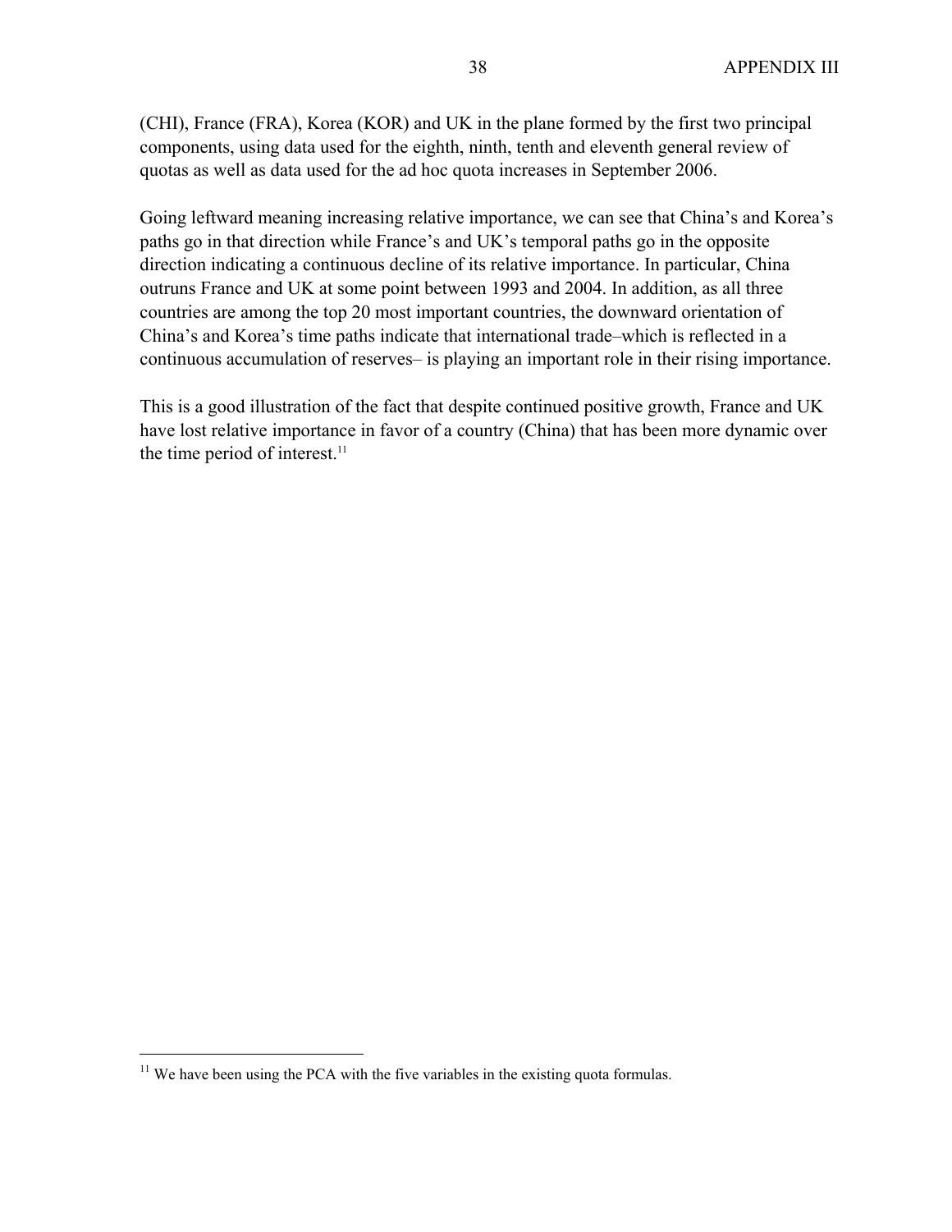(CHI), France (FRA), Korea (KOR) and UK in the plane formed by the first two principal components, using data used for the eighth, ninth, tenth and eleventh general review of quotas as well as data used for the ad hoc quota increases in September 2006.

Going leftward meaning increasing relative importance, we can see that China's and Korea's paths go in that direction while France's and UK's temporal paths go in the opposite direction indicating a continuous decline of its relative importance. In particular, China outruns France and UK at some point between 1993 and 2004. In addition, as all three countries are among the top 20 most important countries, the downward orientation of China's and Korea's time paths indicate that international trade–which is reflected in a continuous accumulation of reserves– is playing an important role in their rising importance.

This is a good illustration of the fact that despite continued positive growth, France and UK have lost relative importance in favor of a country (China) that has been more dynamic over the time period of interest.[11]

[11] We have been using the PCA with the five variables in the existing quota formulas.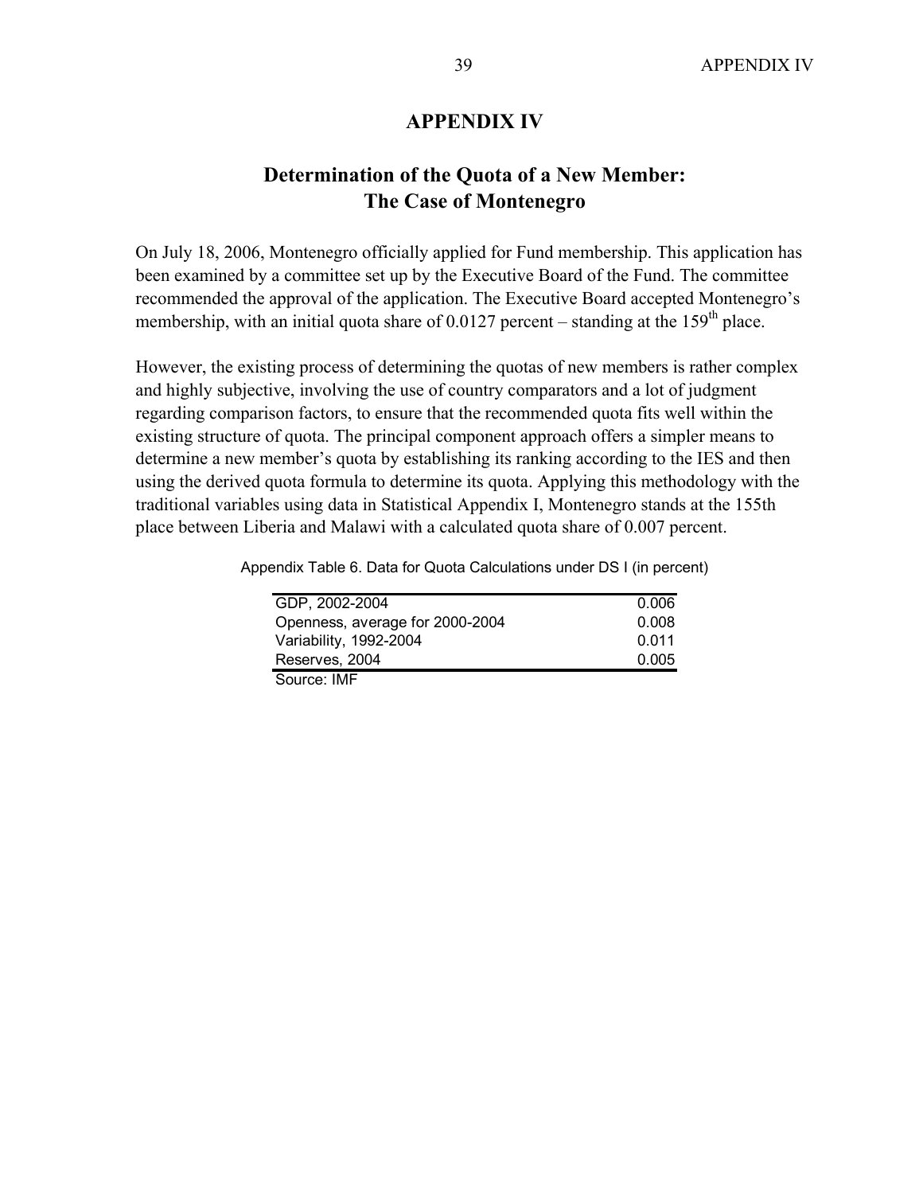# APPENDIX IV

## Determination of the Quota of a New Member: The Case of Montenegro

On July 18, 2006, Montenegro officially applied for Fund membership. This application has been examined by a committee set up by the Executive Board of the Fund. The committee recommended the approval of the application. The Executive Board accepted Montenegro's membership, with an initial quota share of 0.0127 percent – standing at the 159th place.

However, the existing process of determining the quotas of new members is rather complex and highly subjective, involving the use of country comparators and a lot of judgment regarding comparison factors, to ensure that the recommended quota fits well within the existing structure of quota. The principal component approach offers a simpler means to determine a new member's quota by establishing its ranking according to the IES and then using the derived quota formula to determine its quota. Applying this methodology with the traditional variables using data in Statistical Appendix I, Montenegro stands at the 155th place between Liberia and Malawi with a calculated quota share of 0.007 percent.

Appendix Table 6. Data for Quota Calculations under DS I (in percent)

| | |
|---|---|
| GDP, 2002-2004 | 0.006 |
| Openness, average for 2000-2004 | 0.008 |
| Variability, 1992-2004 | 0.011 |
| Reserves, 2004 | 0.005 |

Source: IMF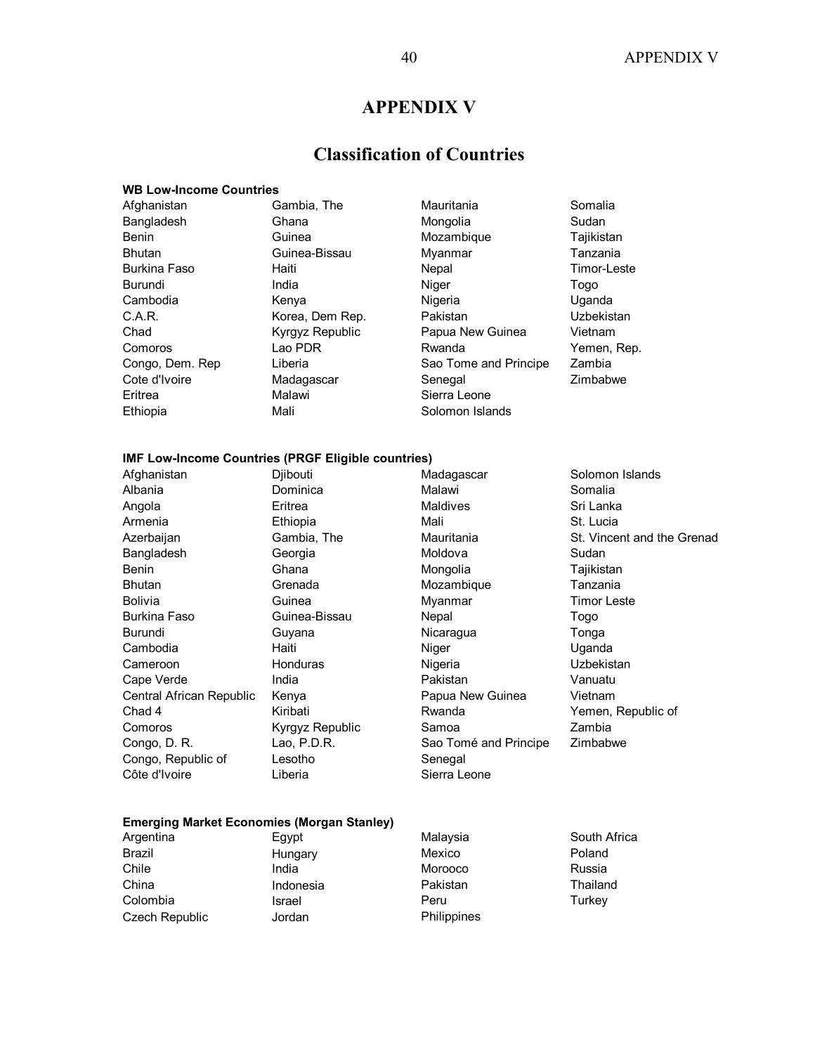# APPENDIX V

## Classification of Countries

**WB Low-Income Countries**

| | | | |
|---|---|---|---|
| Afghanistan | Gambia, The | Mauritania | Somalia |
| Bangladesh | Ghana | Mongolia | Sudan |
| Benin | Guinea | Mozambique | Tajikistan |
| Bhutan | Guinea-Bissau | Myanmar | Tanzania |
| Burkina Faso | Haiti | Nepal | Timor-Leste |
| Burundi | India | Niger | Togo |
| Cambodia | Kenya | Nigeria | Uganda |
| C.A.R. | Korea, Dem Rep. | Pakistan | Uzbekistan |
| Chad | Kyrgyz Republic | Papua New Guinea | Vietnam |
| Comoros | Lao PDR | Rwanda | Yemen, Rep. |
| Congo, Dem. Rep | Liberia | Sao Tome and Principe | Zambia |
| Cote d'Ivoire | Madagascar | Senegal | Zimbabwe |
| Eritrea | Malawi | Sierra Leone | |
| Ethiopia | Mali | Solomon Islands | |

**IMF Low-Income Countries (PRGF Eligible countries)**

| | | | |
|---|---|---|---|
| Afghanistan | Djibouti | Madagascar | Solomon Islands |
| Albania | Dominica | Malawi | Somalia |
| Angola | Eritrea | Maldives | Sri Lanka |
| Armenia | Ethiopia | Mali | St. Lucia |
| Azerbaijan | Gambia, The | Mauritania | St. Vincent and the Grenad |
| Bangladesh | Georgia | Moldova | Sudan |
| Benin | Ghana | Mongolia | Tajikistan |
| Bhutan | Grenada | Mozambique | Tanzania |
| Bolivia | Guinea | Myanmar | Timor Leste |
| Burkina Faso | Guinea-Bissau | Nepal | Togo |
| Burundi | Guyana | Nicaragua | Tonga |
| Cambodia | Haiti | Niger | Uganda |
| Cameroon | Honduras | Nigeria | Uzbekistan |
| Cape Verde | India | Pakistan | Vanuatu |
| Central African Republic | Kenya | Papua New Guinea | Vietnam |
| Chad 4 | Kiribati | Rwanda | Yemen, Republic of |
| Comoros | Kyrgyz Republic | Samoa | Zambia |
| Congo, D. R. | Lao, P.D.R. | Sao Tomé and Principe | Zimbabwe |
| Congo, Republic of | Lesotho | Senegal | |
| Côte d'Ivoire | Liberia | Sierra Leone | |

**Emerging Market Economies (Morgan Stanley)**

| | | | |
|---|---|---|---|
| Argentina | Egypt | Malaysia | South Africa |
| Brazil | Hungary | Mexico | Poland |
| Chile | India | Morooco | Russia |
| China | Indonesia | Pakistan | Thailand |
| Colombia | Israel | Peru | Turkey |
| Czech Republic | Jordan | Philippines | |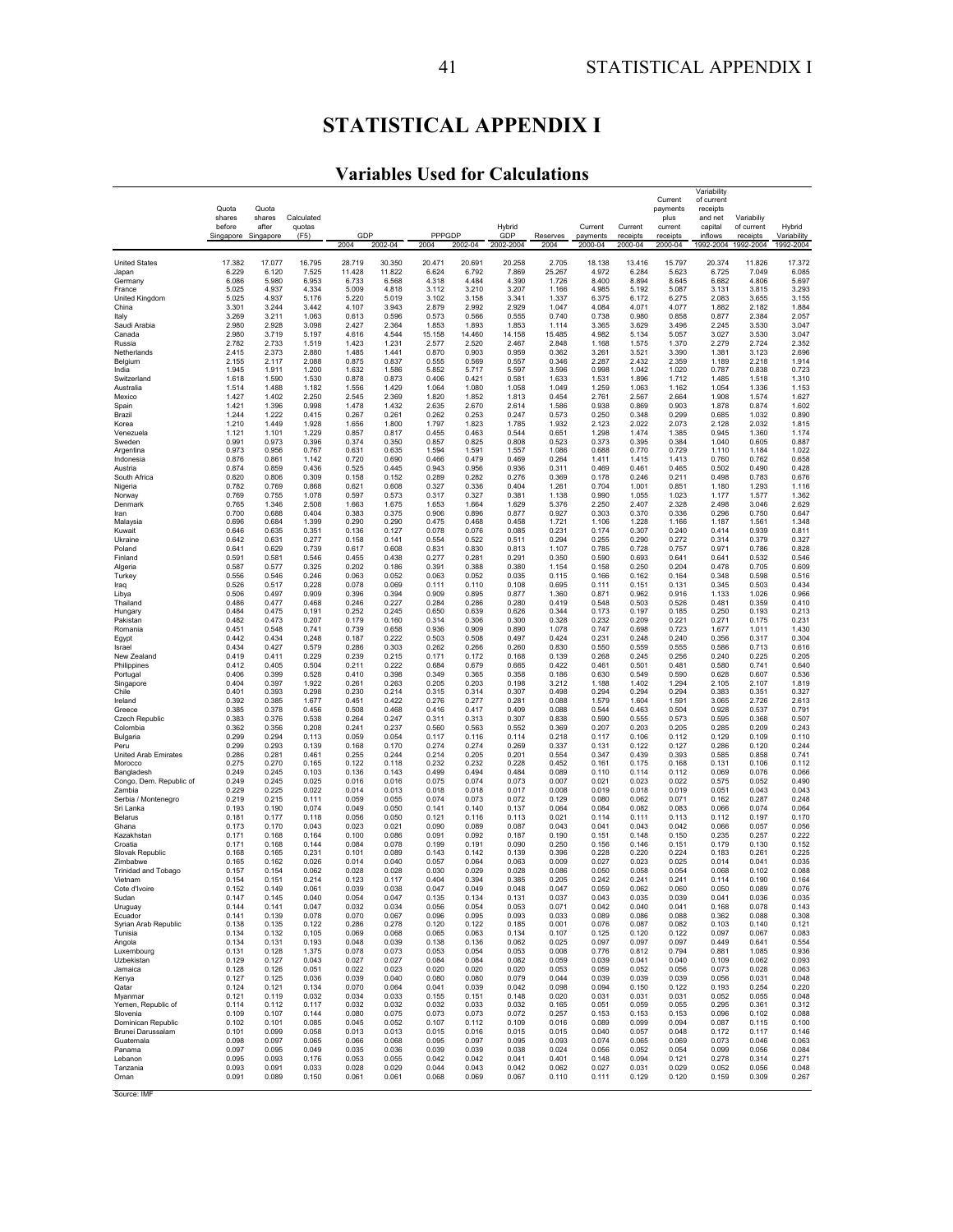# STATISTICAL APPENDIX I

## Variables Used for Calculations

| | Quota shares before Singapore | Quota shares after Singapore | Calculated quotas (F5) | GDP | | PPPGDP | | Hybrid GDP | Reserves | Current payments | Current receipts | Current payments plus current receipts | Variability of current receipts and net capital inflows | Variabiliy of current receipts | Hybrid Variability |
|---|---|---|---|---|---|---|---|---|---|---|---|---|---|---|---|
| | | | | 2004 | 2002-04 | 2004 | 2002-04 | 2002-2004 | 2004 | 2000-04 | 2000-04 | 2000-04 | 1992-2004 | 1992-2004 | 1992-2004 |
| United States | 17.382 | 17.077 | 16.795 | 28.719 | 30.350 | 20.471 | 20.691 | 20.258 | 2.705 | 18.138 | 13.416 | 15.797 | 20.374 | 11.826 | 17.372 |
| Japan | 6.229 | 6.120 | 7.525 | 11.428 | 11.822 | 6.624 | 6.792 | 7.869 | 25.267 | 4.972 | 6.284 | 5.623 | 6.725 | 7.049 | 6.085 |
| Germany | 6.086 | 5.980 | 6.953 | 6.733 | 6.568 | 4.318 | 4.484 | 4.390 | 1.726 | 8.400 | 8.894 | 8.645 | 6.682 | 4.806 | 5.697 |
| France | 5.025 | 4.937 | 4.334 | 5.009 | 4.818 | 3.112 | 3.210 | 3.207 | 1.166 | 4.985 | 5.192 | 5.087 | 3.131 | 3.815 | 3.293 |
| United Kingdom | 5.025 | 4.937 | 5.176 | 5.220 | 5.019 | 3.102 | 3.158 | 3.341 | 1.337 | 6.375 | 6.172 | 6.275 | 2.083 | 3.655 | 3.155 |
| China | 3.301 | 3.244 | 3.442 | 4.107 | 3.943 | 2.879 | 2.992 | 2.929 | 1.047 | 4.084 | 4.071 | 4.077 | 1.882 | 2.182 | 1.884 |
| Italy | 3.269 | 3.211 | 1.063 | 0.613 | 0.596 | 0.573 | 0.566 | 0.555 | 0.740 | 0.738 | 0.980 | 0.858 | 0.877 | 2.384 | 2.057 |
| Saudi Arabia | 2.980 | 2.928 | 3.098 | 2.427 | 2.364 | 1.853 | 1.893 | 1.853 | 1.114 | 3.365 | 3.629 | 3.496 | 2.245 | 3.530 | 3.047 |
| Canada | 2.980 | 3.719 | 5.197 | 4.616 | 4.544 | 15.158 | 14.460 | 14.158 | 15.485 | 4.982 | 5.134 | 5.057 | 3.027 | 3.530 | 3.047 |
| Russia | 2.782 | 2.733 | 1.519 | 1.423 | 1.231 | 2.577 | 2.520 | 2.467 | 2.848 | 1.168 | 1.575 | 1.370 | 2.279 | 2.724 | 2.352 |
| Netherlands | 2.415 | 2.373 | 2.880 | 1.485 | 1.441 | 0.870 | 0.903 | 0.959 | 0.362 | 3.261 | 3.521 | 3.390 | 1.381 | 3.123 | 2.696 |
| Belgium | 2.155 | 2.117 | 2.088 | 0.875 | 0.837 | 0.555 | 0.569 | 0.557 | 0.346 | 2.287 | 2.432 | 2.359 | 1.189 | 2.218 | 1.914 |
| India | 1.945 | 1.911 | 1.200 | 1.632 | 1.586 | 5.852 | 5.717 | 5.597 | 3.596 | 0.998 | 1.042 | 1.020 | 0.787 | 0.838 | 0.723 |
| Switzerland | 1.618 | 1.590 | 1.530 | 0.878 | 0.873 | 0.406 | 0.421 | 0.581 | 1.633 | 1.531 | 1.896 | 1.712 | 1.485 | 1.518 | 1.310 |
| Australia | 1.514 | 1.488 | 1.182 | 1.556 | 1.429 | 1.064 | 1.080 | 1.058 | 1.049 | 1.259 | 1.063 | 1.162 | 1.054 | 1.336 | 1.153 |
| Mexico | 1.427 | 1.402 | 2.250 | 2.545 | 2.369 | 1.820 | 1.852 | 1.813 | 0.454 | 2.761 | 2.567 | 2.664 | 1.908 | 1.574 | 1.627 |
| Spain | 1.421 | 1.396 | 0.998 | 1.478 | 1.432 | 2.635 | 2.670 | 2.614 | 1.586 | 0.938 | 0.869 | 0.903 | 1.878 | 0.874 | 1.602 |
| Brazil | 1.244 | 1.222 | 0.415 | 0.267 | 0.261 | 0.262 | 0.253 | 0.247 | 0.573 | 0.250 | 0.348 | 0.299 | 0.685 | 1.032 | 0.890 |
| Korea | 1.210 | 1.449 | 1.928 | 1.656 | 1.800 | 1.797 | 1.823 | 1.785 | 1.932 | 2.123 | 2.022 | 2.073 | 2.128 | 2.032 | 1.815 |
| Venezuela | 1.121 | 1.101 | 1.229 | 0.857 | 0.817 | 0.455 | 0.463 | 0.544 | 0.651 | 1.298 | 1.474 | 1.385 | 0.945 | 1.360 | 1.174 |
| Sweden | 0.991 | 0.973 | 0.396 | 0.374 | 0.350 | 0.857 | 0.825 | 0.808 | 0.523 | 0.373 | 0.395 | 0.384 | 1.040 | 0.605 | 0.887 |
| Argentina | 0.973 | 0.956 | 0.767 | 0.631 | 0.635 | 1.594 | 1.591 | 1.557 | 1.086 | 0.688 | 0.770 | 0.729 | 1.110 | 1.184 | 1.022 |
| Indonesia | 0.876 | 0.861 | 1.142 | 0.720 | 0.690 | 0.466 | 0.479 | 0.469 | 0.264 | 1.411 | 1.415 | 1.413 | 0.760 | 0.762 | 0.658 |
| Austria | 0.874 | 0.859 | 0.436 | 0.525 | 0.445 | 0.943 | 0.956 | 0.936 | 0.311 | 0.469 | 0.461 | 0.465 | 0.502 | 0.490 | 0.428 |
| South Africa | 0.820 | 0.806 | 0.309 | 0.158 | 0.152 | 0.289 | 0.282 | 0.276 | 0.369 | 0.178 | 0.246 | 0.211 | 0.498 | 0.783 | 0.676 |
| Nigeria | 0.782 | 0.769 | 0.868 | 0.621 | 0.608 | 0.327 | 0.336 | 0.404 | 1.261 | 0.704 | 1.001 | 0.851 | 1.180 | 1.293 | 1.116 |
| Norway | 0.769 | 0.755 | 1.078 | 0.597 | 0.573 | 0.317 | 0.327 | 0.381 | 1.138 | 0.990 | 1.055 | 1.023 | 1.177 | 1.577 | 1.362 |
| Denmark | 0.765 | 1.346 | 2.508 | 1.663 | 1.675 | 1.653 | 1.664 | 1.629 | 5.376 | 2.250 | 2.407 | 2.328 | 2.498 | 3.046 | 2.629 |
| Iran | 0.700 | 0.688 | 0.404 | 0.383 | 0.375 | 0.906 | 0.896 | 0.877 | 0.927 | 0.303 | 0.370 | 0.336 | 0.296 | 0.750 | 0.647 |
| Malaysia | 0.696 | 0.684 | 1.399 | 0.290 | 0.290 | 0.475 | 0.468 | 0.458 | 1.721 | 1.106 | 1.228 | 1.166 | 1.187 | 1.561 | 1.348 |
| Kuwait | 0.646 | 0.635 | 0.351 | 0.136 | 0.127 | 0.078 | 0.076 | 0.085 | 0.231 | 0.174 | 0.307 | 0.240 | 0.414 | 0.939 | 0.811 |
| Ukraine | 0.642 | 0.631 | 0.277 | 0.158 | 0.141 | 0.554 | 0.522 | 0.511 | 0.294 | 0.255 | 0.290 | 0.272 | 0.314 | 0.379 | 0.327 |
| Poland | 0.641 | 0.629 | 0.739 | 0.617 | 0.608 | 0.831 | 0.830 | 0.813 | 1.107 | 0.785 | 0.728 | 0.757 | 0.971 | 0.786 | 0.828 |
| Finland | 0.591 | 0.581 | 0.546 | 0.455 | 0.438 | 0.277 | 0.281 | 0.291 | 0.350 | 0.590 | 0.693 | 0.641 | 0.641 | 0.532 | 0.546 |
| Algeria | 0.587 | 0.577 | 0.325 | 0.202 | 0.186 | 0.391 | 0.388 | 0.380 | 1.154 | 0.158 | 0.250 | 0.204 | 0.478 | 0.705 | 0.609 |
| Turkey | 0.556 | 0.546 | 0.246 | 0.063 | 0.052 | 0.063 | 0.052 | 0.035 | 0.115 | 0.166 | 0.162 | 0.164 | 0.348 | 0.598 | 0.516 |
| Iraq | 0.526 | 0.517 | 0.228 | 0.078 | 0.069 | 0.111 | 0.110 | 0.108 | 0.695 | 0.111 | 0.151 | 0.131 | 0.345 | 0.503 | 0.434 |
| Libya | 0.506 | 0.497 | 0.909 | 0.396 | 0.394 | 0.909 | 0.895 | 0.877 | 1.360 | 0.871 | 0.962 | 0.916 | 1.133 | 1.026 | 0.966 |
| Thailand | 0.486 | 0.477 | 0.468 | 0.246 | 0.227 | 0.284 | 0.286 | 0.280 | 0.419 | 0.548 | 0.503 | 0.526 | 0.481 | 0.359 | 0.410 |
| Hungary | 0.484 | 0.475 | 0.191 | 0.252 | 0.245 | 0.650 | 0.639 | 0.626 | 0.344 | 0.173 | 0.197 | 0.185 | 0.250 | 0.193 | 0.213 |
| Pakistan | 0.482 | 0.473 | 0.207 | 0.179 | 0.160 | 0.314 | 0.306 | 0.300 | 0.328 | 0.232 | 0.209 | 0.221 | 0.271 | 0.175 | 0.231 |
| Romania | 0.451 | 0.548 | 0.741 | 0.739 | 0.658 | 0.936 | 0.909 | 0.890 | 1.078 | 0.747 | 0.698 | 0.723 | 1.677 | 1.011 | 1.430 |
| Egypt | 0.442 | 0.434 | 0.248 | 0.187 | 0.222 | 0.503 | 0.508 | 0.497 | 0.424 | 0.231 | 0.248 | 0.240 | 0.356 | 0.317 | 0.304 |
| Israel | 0.434 | 0.427 | 0.579 | 0.286 | 0.303 | 0.262 | 0.266 | 0.260 | 0.830 | 0.550 | 0.559 | 0.555 | 0.586 | 0.713 | 0.616 |
| New Zealand | 0.419 | 0.411 | 0.229 | 0.239 | 0.215 | 0.171 | 0.172 | 0.168 | 0.139 | 0.268 | 0.245 | 0.256 | 0.240 | 0.225 | 0.205 |
| Philippines | 0.412 | 0.405 | 0.504 | 0.211 | 0.222 | 0.684 | 0.679 | 0.665 | 0.422 | 0.461 | 0.501 | 0.481 | 0.580 | 0.741 | 0.640 |
| Portugal | 0.406 | 0.399 | 0.528 | 0.410 | 0.398 | 0.349 | 0.365 | 0.358 | 0.186 | 0.630 | 0.549 | 0.590 | 0.628 | 0.607 | 0.536 |
| Singapore | 0.404 | 0.397 | 1.922 | 0.261 | 0.263 | 0.205 | 0.203 | 0.198 | 3.212 | 1.188 | 1.402 | 1.294 | 2.105 | 2.107 | 1.819 |
| Chile | 0.401 | 0.393 | 0.298 | 0.230 | 0.214 | 0.315 | 0.314 | 0.307 | 0.498 | 0.294 | 0.294 | 0.294 | 0.383 | 0.351 | 0.327 |
| Ireland | 0.392 | 0.385 | 1.677 | 0.451 | 0.422 | 0.276 | 0.277 | 0.281 | 0.088 | 1.579 | 1.604 | 1.591 | 3.065 | 2.726 | 2.613 |
| Greece | 0.385 | 0.378 | 0.456 | 0.508 | 0.468 | 0.416 | 0.417 | 0.409 | 0.088 | 0.544 | 0.463 | 0.504 | 0.928 | 0.537 | 0.791 |
| Czech Republic | 0.383 | 0.376 | 0.538 | 0.264 | 0.247 | 0.311 | 0.313 | 0.307 | 0.838 | 0.590 | 0.555 | 0.573 | 0.595 | 0.368 | 0.507 |
| Colombia | 0.362 | 0.356 | 0.208 | 0.241 | 0.237 | 0.560 | 0.563 | 0.552 | 0.369 | 0.207 | 0.203 | 0.205 | 0.285 | 0.209 | 0.243 |
| Bulgaria | 0.299 | 0.294 | 0.113 | 0.059 | 0.054 | 0.117 | 0.116 | 0.114 | 0.218 | 0.117 | 0.106 | 0.112 | 0.129 | 0.109 | 0.110 |
| Peru | 0.299 | 0.293 | 0.139 | 0.168 | 0.170 | 0.274 | 0.274 | 0.269 | 0.337 | 0.131 | 0.122 | 0.127 | 0.286 | 0.120 | 0.244 |
| United Arab Emirates | 0.286 | 0.281 | 0.461 | 0.255 | 0.244 | 0.214 | 0.205 | 0.201 | 0.554 | 0.347 | 0.439 | 0.393 | 0.585 | 0.858 | 0.741 |
| Morocco | 0.275 | 0.270 | 0.165 | 0.122 | 0.118 | 0.232 | 0.232 | 0.228 | 0.452 | 0.161 | 0.175 | 0.168 | 0.131 | 0.106 | 0.112 |
| Bangladesh | 0.249 | 0.245 | 0.103 | 0.136 | 0.143 | 0.499 | 0.494 | 0.484 | 0.089 | 0.110 | 0.114 | 0.112 | 0.069 | 0.076 | 0.066 |
| Congo, Dem. Republic of | 0.249 | 0.245 | 0.025 | 0.016 | 0.016 | 0.075 | 0.074 | 0.073 | 0.007 | 0.021 | 0.023 | 0.022 | 0.575 | 0.052 | 0.490 |
| Zambia | 0.229 | 0.225 | 0.022 | 0.014 | 0.013 | 0.018 | 0.018 | 0.017 | 0.008 | 0.019 | 0.018 | 0.019 | 0.051 | 0.043 | 0.043 |
| Serbia / Montenegro | 0.219 | 0.215 | 0.111 | 0.059 | 0.055 | 0.074 | 0.073 | 0.072 | 0.129 | 0.080 | 0.062 | 0.071 | 0.162 | 0.287 | 0.248 |
| Sri Lanka | 0.193 | 0.190 | 0.074 | 0.049 | 0.050 | 0.141 | 0.140 | 0.137 | 0.064 | 0.084 | 0.082 | 0.083 | 0.066 | 0.074 | 0.064 |
| Belarus | 0.181 | 0.177 | 0.118 | 0.056 | 0.050 | 0.121 | 0.116 | 0.113 | 0.021 | 0.114 | 0.111 | 0.113 | 0.112 | 0.197 | 0.170 |
| Ghana | 0.173 | 0.170 | 0.043 | 0.023 | 0.021 | 0.090 | 0.089 | 0.087 | 0.043 | 0.041 | 0.043 | 0.042 | 0.066 | 0.057 | 0.056 |
| Kazakhstan | 0.171 | 0.168 | 0.164 | 0.100 | 0.086 | 0.091 | 0.092 | 0.187 | 0.190 | 0.151 | 0.148 | 0.150 | 0.235 | 0.257 | 0.222 |
| Croatia | 0.171 | 0.168 | 0.144 | 0.084 | 0.078 | 0.199 | 0.191 | 0.090 | 0.250 | 0.156 | 0.146 | 0.151 | 0.179 | 0.130 | 0.152 |
| Slovak Republic | 0.168 | 0.165 | 0.231 | 0.101 | 0.089 | 0.143 | 0.142 | 0.139 | 0.396 | 0.228 | 0.220 | 0.224 | 0.183 | 0.261 | 0.225 |
| Zimbabwe | 0.165 | 0.162 | 0.026 | 0.014 | 0.040 | 0.057 | 0.064 | 0.063 | 0.009 | 0.027 | 0.023 | 0.025 | 0.014 | 0.041 | 0.035 |
| Trinidad and Tobago | 0.157 | 0.154 | 0.062 | 0.028 | 0.028 | 0.030 | 0.029 | 0.028 | 0.086 | 0.050 | 0.058 | 0.054 | 0.068 | 0.102 | 0.088 |
| Vietnam | 0.154 | 0.151 | 0.214 | 0.123 | 0.117 | 0.404 | 0.394 | 0.385 | 0.205 | 0.242 | 0.241 | 0.241 | 0.114 | 0.190 | 0.164 |
| Cote d'Ivoire | 0.152 | 0.149 | 0.061 | 0.039 | 0.038 | 0.047 | 0.049 | 0.048 | 0.047 | 0.059 | 0.062 | 0.060 | 0.050 | 0.089 | 0.076 |
| Sudan | 0.147 | 0.145 | 0.040 | 0.054 | 0.047 | 0.135 | 0.134 | 0.131 | 0.037 | 0.043 | 0.035 | 0.039 | 0.041 | 0.036 | 0.035 |
| Uruguay | 0.144 | 0.141 | 0.047 | 0.032 | 0.034 | 0.056 | 0.054 | 0.053 | 0.071 | 0.042 | 0.040 | 0.041 | 0.168 | 0.078 | 0.143 |
| Ecuador | 0.141 | 0.139 | 0.078 | 0.070 | 0.067 | 0.096 | 0.095 | 0.093 | 0.033 | 0.089 | 0.086 | 0.088 | 0.362 | 0.088 | 0.308 |
| Syrian Arab Republic | 0.138 | 0.135 | 0.122 | 0.286 | 0.278 | 0.120 | 0.122 | 0.185 | 0.001 | 0.076 | 0.087 | 0.082 | 0.103 | 0.140 | 0.121 |
| Tunisia | 0.134 | 0.132 | 0.105 | 0.069 | 0.068 | 0.065 | 0.063 | 0.134 | 0.107 | 0.125 | 0.120 | 0.122 | 0.097 | 0.067 | 0.083 |
| Angola | 0.134 | 0.131 | 0.193 | 0.048 | 0.039 | 0.138 | 0.136 | 0.062 | 0.025 | 0.097 | 0.097 | 0.097 | 0.449 | 0.641 | 0.554 |
| Luxembourg | 0.131 | 0.128 | 1.375 | 0.078 | 0.073 | 0.053 | 0.054 | 0.053 | 0.008 | 0.776 | 0.812 | 0.794 | 0.881 | 1.085 | 0.936 |
| Uzbekistan | 0.129 | 0.127 | 0.043 | 0.027 | 0.027 | 0.084 | 0.084 | 0.082 | 0.059 | 0.039 | 0.041 | 0.040 | 0.109 | 0.062 | 0.093 |
| Jamaica | 0.128 | 0.126 | 0.051 | 0.022 | 0.023 | 0.020 | 0.020 | 0.020 | 0.053 | 0.059 | 0.052 | 0.056 | 0.073 | 0.028 | 0.063 |
| Kenya | 0.127 | 0.125 | 0.036 | 0.039 | 0.040 | 0.080 | 0.080 | 0.079 | 0.044 | 0.039 | 0.039 | 0.039 | 0.056 | 0.031 | 0.048 |
| Qatar | 0.124 | 0.121 | 0.134 | 0.070 | 0.064 | 0.041 | 0.039 | 0.042 | 0.098 | 0.094 | 0.150 | 0.122 | 0.193 | 0.254 | 0.220 |
| Myanmar | 0.121 | 0.119 | 0.032 | 0.034 | 0.033 | 0.155 | 0.151 | 0.148 | 0.020 | 0.031 | 0.031 | 0.031 | 0.052 | 0.055 | 0.048 |
| Yemen, Republic of | 0.114 | 0.112 | 0.117 | 0.032 | 0.032 | 0.032 | 0.033 | 0.032 | 0.165 | 0.051 | 0.059 | 0.055 | 0.295 | 0.361 | 0.312 |
| Slovenia | 0.109 | 0.107 | 0.144 | 0.080 | 0.075 | 0.073 | 0.073 | 0.072 | 0.257 | 0.153 | 0.153 | 0.153 | 0.096 | 0.102 | 0.088 |
| Dominican Republic | 0.102 | 0.101 | 0.085 | 0.045 | 0.052 | 0.107 | 0.112 | 0.109 | 0.016 | 0.089 | 0.099 | 0.094 | 0.087 | 0.115 | 0.100 |
| Brunei Darussalam | 0.101 | 0.099 | 0.058 | 0.013 | 0.013 | 0.015 | 0.016 | 0.015 | 0.015 | 0.040 | 0.057 | 0.048 | 0.172 | 0.117 | 0.146 |
| Guatemala | 0.098 | 0.097 | 0.065 | 0.066 | 0.068 | 0.095 | 0.097 | 0.095 | 0.093 | 0.074 | 0.065 | 0.069 | 0.073 | 0.046 | 0.063 |
| Panama | 0.097 | 0.095 | 0.049 | 0.035 | 0.036 | 0.039 | 0.039 | 0.038 | 0.024 | 0.056 | 0.052 | 0.054 | 0.099 | 0.056 | 0.084 |
| Lebanon | 0.095 | 0.093 | 0.176 | 0.053 | 0.055 | 0.042 | 0.042 | 0.041 | 0.401 | 0.148 | 0.094 | 0.121 | 0.278 | 0.314 | 0.271 |
| Tanzania | 0.093 | 0.091 | 0.033 | 0.028 | 0.029 | 0.044 | 0.043 | 0.042 | 0.062 | 0.027 | 0.031 | 0.029 | 0.052 | 0.056 | 0.048 |
| Oman | 0.091 | 0.089 | 0.150 | 0.061 | 0.061 | 0.068 | 0.069 | 0.067 | 0.110 | 0.111 | 0.129 | 0.120 | 0.159 | 0.309 | 0.267 |

Source: IMF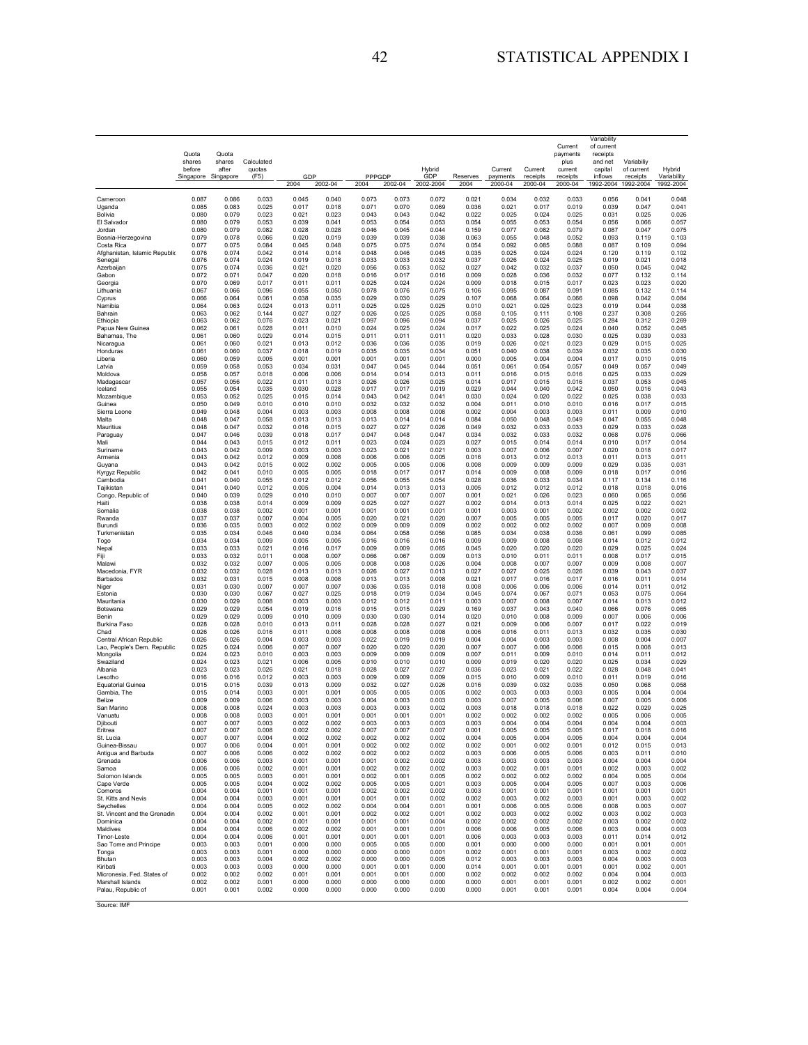| | Quota shares before Singapore | Quota shares after Singapore | Calculated quotas (F5) | GDP 2004 | GDP 2002-04 | PPPGDP 2004 | PPPGDP 2002-04 | Hybrid GDP 2002-2004 | Reserves 2004 | Current payments 2000-04 | Current receipts 2000-04 | Current payments plus current receipts 2000-04 | Variability of current receipts and net capital inflows 1992-2004 | Variability of current receipts 1992-2004 | Hybrid Variability 1992-2004 |
|---|---|---|---|---|---|---|---|---|---|---|---|---|---|---|---|
| Cameroon | 0.087 | 0.086 | 0.033 | 0.045 | 0.040 | 0.073 | 0.073 | 0.072 | 0.021 | 0.034 | 0.032 | 0.033 | 0.056 | 0.041 | 0.048 |
| Uganda | 0.085 | 0.083 | 0.025 | 0.017 | 0.018 | 0.071 | 0.070 | 0.069 | 0.036 | 0.021 | 0.017 | 0.019 | 0.039 | 0.047 | 0.041 |
| Bolivia | 0.080 | 0.079 | 0.023 | 0.021 | 0.023 | 0.043 | 0.043 | 0.042 | 0.022 | 0.025 | 0.024 | 0.025 | 0.031 | 0.025 | 0.026 |
| El Salvador | 0.080 | 0.079 | 0.053 | 0.039 | 0.041 | 0.053 | 0.054 | 0.053 | 0.054 | 0.055 | 0.053 | 0.054 | 0.056 | 0.066 | 0.057 |
| Jordan | 0.080 | 0.079 | 0.082 | 0.028 | 0.028 | 0.046 | 0.045 | 0.044 | 0.159 | 0.077 | 0.082 | 0.079 | 0.087 | 0.047 | 0.075 |
| Bosnia-Herzegovina | 0.079 | 0.078 | 0.066 | 0.020 | 0.019 | 0.039 | 0.039 | 0.038 | 0.063 | 0.055 | 0.048 | 0.052 | 0.093 | 0.119 | 0.103 |
| Costa Rica | 0.077 | 0.075 | 0.084 | 0.045 | 0.048 | 0.075 | 0.075 | 0.074 | 0.054 | 0.092 | 0.085 | 0.088 | 0.087 | 0.109 | 0.094 |
| Afghanistan, Islamic Republic | 0.076 | 0.074 | 0.042 | 0.014 | 0.014 | 0.048 | 0.046 | 0.045 | 0.035 | 0.025 | 0.024 | 0.024 | 0.120 | 0.119 | 0.102 |
| Senegal | 0.076 | 0.074 | 0.024 | 0.019 | 0.018 | 0.033 | 0.033 | 0.032 | 0.037 | 0.026 | 0.024 | 0.025 | 0.019 | 0.021 | 0.018 |
| Azerbaijan | 0.075 | 0.074 | 0.036 | 0.021 | 0.020 | 0.056 | 0.053 | 0.052 | 0.027 | 0.042 | 0.032 | 0.037 | 0.050 | 0.045 | 0.042 |
| Gabon | 0.072 | 0.071 | 0.047 | 0.020 | 0.018 | 0.016 | 0.017 | 0.016 | 0.009 | 0.028 | 0.036 | 0.032 | 0.077 | 0.132 | 0.114 |
| Georgia | 0.070 | 0.069 | 0.017 | 0.011 | 0.011 | 0.025 | 0.024 | 0.024 | 0.009 | 0.018 | 0.015 | 0.017 | 0.023 | 0.023 | 0.020 |
| Lithuania | 0.067 | 0.066 | 0.096 | 0.055 | 0.050 | 0.078 | 0.076 | 0.075 | 0.106 | 0.095 | 0.087 | 0.091 | 0.085 | 0.132 | 0.114 |
| Cyprus | 0.066 | 0.064 | 0.061 | 0.038 | 0.035 | 0.029 | 0.030 | 0.029 | 0.107 | 0.068 | 0.064 | 0.066 | 0.098 | 0.042 | 0.084 |
| Namibia | 0.064 | 0.063 | 0.024 | 0.013 | 0.011 | 0.025 | 0.025 | 0.025 | 0.010 | 0.021 | 0.025 | 0.023 | 0.019 | 0.044 | 0.038 |
| Bahrain | 0.063 | 0.062 | 0.144 | 0.027 | 0.027 | 0.026 | 0.025 | 0.025 | 0.058 | 0.105 | 0.111 | 0.108 | 0.237 | 0.308 | 0.265 |
| Ethiopia | 0.063 | 0.062 | 0.076 | 0.023 | 0.021 | 0.097 | 0.096 | 0.094 | 0.037 | 0.025 | 0.026 | 0.025 | 0.284 | 0.312 | 0.269 |
| Papua New Guinea | 0.062 | 0.061 | 0.028 | 0.011 | 0.010 | 0.024 | 0.025 | 0.024 | 0.017 | 0.022 | 0.025 | 0.024 | 0.040 | 0.052 | 0.045 |
| Bahamas, The | 0.061 | 0.060 | 0.029 | 0.014 | 0.015 | 0.011 | 0.011 | 0.011 | 0.020 | 0.033 | 0.028 | 0.030 | 0.025 | 0.039 | 0.033 |
| Nicaragua | 0.061 | 0.060 | 0.021 | 0.013 | 0.012 | 0.036 | 0.036 | 0.035 | 0.019 | 0.026 | 0.021 | 0.023 | 0.029 | 0.015 | 0.025 |
| Honduras | 0.061 | 0.060 | 0.037 | 0.018 | 0.019 | 0.035 | 0.035 | 0.034 | 0.051 | 0.040 | 0.038 | 0.039 | 0.032 | 0.035 | 0.030 |
| Liberia | 0.060 | 0.059 | 0.005 | 0.001 | 0.001 | 0.001 | 0.001 | 0.001 | 0.000 | 0.005 | 0.004 | 0.004 | 0.017 | 0.010 | 0.015 |
| Latvia | 0.059 | 0.058 | 0.053 | 0.034 | 0.031 | 0.047 | 0.045 | 0.044 | 0.051 | 0.061 | 0.054 | 0.057 | 0.049 | 0.057 | 0.049 |
| Moldova | 0.058 | 0.057 | 0.018 | 0.006 | 0.006 | 0.014 | 0.014 | 0.013 | 0.011 | 0.016 | 0.015 | 0.016 | 0.025 | 0.033 | 0.029 |
| Madagascar | 0.057 | 0.056 | 0.022 | 0.011 | 0.013 | 0.026 | 0.026 | 0.025 | 0.014 | 0.017 | 0.015 | 0.016 | 0.037 | 0.053 | 0.045 |
| Iceland | 0.055 | 0.054 | 0.035 | 0.030 | 0.028 | 0.017 | 0.017 | 0.019 | 0.029 | 0.044 | 0.040 | 0.042 | 0.050 | 0.016 | 0.043 |
| Mozambique | 0.053 | 0.052 | 0.025 | 0.015 | 0.014 | 0.043 | 0.042 | 0.041 | 0.030 | 0.024 | 0.020 | 0.022 | 0.025 | 0.038 | 0.033 |
| Guinea | 0.050 | 0.049 | 0.010 | 0.010 | 0.010 | 0.032 | 0.032 | 0.032 | 0.004 | 0.011 | 0.010 | 0.010 | 0.016 | 0.017 | 0.015 |
| Sierra Leone | 0.049 | 0.048 | 0.004 | 0.003 | 0.003 | 0.008 | 0.008 | 0.008 | 0.002 | 0.004 | 0.003 | 0.003 | 0.011 | 0.009 | 0.010 |
| Malta | 0.048 | 0.047 | 0.058 | 0.013 | 0.013 | 0.013 | 0.014 | 0.014 | 0.084 | 0.050 | 0.048 | 0.049 | 0.047 | 0.055 | 0.048 |
| Mauritius | 0.048 | 0.047 | 0.032 | 0.016 | 0.015 | 0.027 | 0.027 | 0.026 | 0.049 | 0.032 | 0.033 | 0.033 | 0.029 | 0.033 | 0.028 |
| Paraguay | 0.047 | 0.046 | 0.039 | 0.018 | 0.017 | 0.047 | 0.048 | 0.047 | 0.034 | 0.032 | 0.033 | 0.032 | 0.068 | 0.076 | 0.066 |
| Mali | 0.044 | 0.043 | 0.015 | 0.012 | 0.011 | 0.023 | 0.024 | 0.023 | 0.027 | 0.015 | 0.014 | 0.014 | 0.010 | 0.017 | 0.014 |
| Suriname | 0.043 | 0.042 | 0.009 | 0.003 | 0.003 | 0.023 | 0.021 | 0.021 | 0.003 | 0.007 | 0.006 | 0.007 | 0.020 | 0.018 | 0.017 |
| Armenia | 0.043 | 0.042 | 0.012 | 0.009 | 0.008 | 0.006 | 0.006 | 0.005 | 0.016 | 0.013 | 0.012 | 0.013 | 0.011 | 0.013 | 0.011 |
| Guyana | 0.043 | 0.042 | 0.015 | 0.002 | 0.002 | 0.005 | 0.005 | 0.006 | 0.008 | 0.009 | 0.009 | 0.009 | 0.029 | 0.035 | 0.031 |
| Kyrgyz Republic | 0.042 | 0.041 | 0.010 | 0.005 | 0.005 | 0.018 | 0.017 | 0.017 | 0.014 | 0.009 | 0.008 | 0.009 | 0.018 | 0.017 | 0.016 |
| Cambodia | 0.041 | 0.040 | 0.055 | 0.012 | 0.012 | 0.056 | 0.055 | 0.054 | 0.028 | 0.036 | 0.033 | 0.034 | 0.117 | 0.134 | 0.116 |
| Tajikistan | 0.041 | 0.040 | 0.012 | 0.005 | 0.004 | 0.014 | 0.013 | 0.013 | 0.005 | 0.012 | 0.012 | 0.012 | 0.018 | 0.018 | 0.016 |
| Congo, Republic of | 0.040 | 0.039 | 0.029 | 0.010 | 0.010 | 0.007 | 0.007 | 0.007 | 0.001 | 0.021 | 0.026 | 0.023 | 0.060 | 0.065 | 0.056 |
| Haiti | 0.038 | 0.038 | 0.014 | 0.009 | 0.009 | 0.025 | 0.027 | 0.027 | 0.002 | 0.014 | 0.013 | 0.014 | 0.025 | 0.022 | 0.021 |
| Somalia | 0.038 | 0.038 | 0.002 | 0.001 | 0.001 | 0.001 | 0.001 | 0.001 | 0.001 | 0.003 | 0.001 | 0.002 | 0.002 | 0.002 | 0.002 |
| Rwanda | 0.037 | 0.037 | 0.007 | 0.004 | 0.005 | 0.020 | 0.021 | 0.020 | 0.007 | 0.005 | 0.005 | 0.005 | 0.017 | 0.020 | 0.017 |
| Burundi | 0.036 | 0.035 | 0.003 | 0.002 | 0.002 | 0.009 | 0.009 | 0.009 | 0.002 | 0.002 | 0.002 | 0.002 | 0.007 | 0.009 | 0.008 |
| Turkmenistan | 0.035 | 0.034 | 0.046 | 0.040 | 0.034 | 0.064 | 0.058 | 0.056 | 0.085 | 0.034 | 0.038 | 0.036 | 0.061 | 0.099 | 0.085 |
| Togo | 0.034 | 0.034 | 0.009 | 0.005 | 0.005 | 0.016 | 0.016 | 0.016 | 0.009 | 0.009 | 0.008 | 0.008 | 0.014 | 0.012 | 0.012 |
| Nepal | 0.033 | 0.033 | 0.021 | 0.016 | 0.017 | 0.009 | 0.009 | 0.065 | 0.045 | 0.020 | 0.020 | 0.020 | 0.029 | 0.025 | 0.024 |
| Fiji | 0.033 | 0.032 | 0.011 | 0.008 | 0.007 | 0.066 | 0.067 | 0.009 | 0.013 | 0.010 | 0.011 | 0.011 | 0.008 | 0.017 | 0.015 |
| Malawi | 0.032 | 0.032 | 0.007 | 0.005 | 0.005 | 0.008 | 0.008 | 0.026 | 0.004 | 0.008 | 0.007 | 0.007 | 0.009 | 0.008 | 0.007 |
| Macedonia, FYR | 0.032 | 0.032 | 0.028 | 0.013 | 0.013 | 0.026 | 0.027 | 0.013 | 0.027 | 0.027 | 0.025 | 0.026 | 0.039 | 0.043 | 0.037 |
| Barbados | 0.032 | 0.031 | 0.015 | 0.008 | 0.008 | 0.013 | 0.013 | 0.008 | 0.021 | 0.017 | 0.016 | 0.017 | 0.016 | 0.011 | 0.014 |
| Niger | 0.031 | 0.030 | 0.007 | 0.007 | 0.007 | 0.036 | 0.035 | 0.018 | 0.008 | 0.006 | 0.006 | 0.006 | 0.014 | 0.011 | 0.012 |
| Estonia | 0.030 | 0.030 | 0.067 | 0.027 | 0.025 | 0.018 | 0.019 | 0.034 | 0.045 | 0.074 | 0.067 | 0.071 | 0.053 | 0.075 | 0.064 |
| Mauritania | 0.030 | 0.029 | 0.008 | 0.003 | 0.003 | 0.012 | 0.012 | 0.011 | 0.003 | 0.007 | 0.008 | 0.007 | 0.014 | 0.013 | 0.012 |
| Botswana | 0.029 | 0.029 | 0.054 | 0.019 | 0.016 | 0.015 | 0.015 | 0.029 | 0.169 | 0.037 | 0.043 | 0.040 | 0.066 | 0.076 | 0.065 |
| Benin | 0.029 | 0.029 | 0.009 | 0.010 | 0.009 | 0.030 | 0.030 | 0.014 | 0.020 | 0.010 | 0.008 | 0.009 | 0.007 | 0.006 | 0.006 |
| Burkina Faso | 0.028 | 0.028 | 0.010 | 0.013 | 0.011 | 0.028 | 0.028 | 0.027 | 0.021 | 0.009 | 0.006 | 0.007 | 0.017 | 0.022 | 0.019 |
| Chad | 0.026 | 0.026 | 0.016 | 0.011 | 0.008 | 0.008 | 0.008 | 0.008 | 0.006 | 0.016 | 0.011 | 0.013 | 0.032 | 0.035 | 0.030 |
| Central African Republic | 0.026 | 0.026 | 0.004 | 0.003 | 0.003 | 0.022 | 0.019 | 0.019 | 0.004 | 0.004 | 0.003 | 0.003 | 0.008 | 0.004 | 0.007 |
| Lao, People's Dem. Republic | 0.025 | 0.024 | 0.006 | 0.007 | 0.007 | 0.020 | 0.020 | 0.020 | 0.007 | 0.007 | 0.006 | 0.006 | 0.015 | 0.008 | 0.013 |
| Mongolia | 0.024 | 0.023 | 0.010 | 0.003 | 0.003 | 0.009 | 0.009 | 0.009 | 0.007 | 0.011 | 0.009 | 0.010 | 0.014 | 0.011 | 0.012 |
| Swaziland | 0.024 | 0.023 | 0.021 | 0.006 | 0.005 | 0.010 | 0.010 | 0.010 | 0.009 | 0.019 | 0.020 | 0.020 | 0.025 | 0.034 | 0.029 |
| Albania | 0.023 | 0.023 | 0.026 | 0.021 | 0.018 | 0.028 | 0.027 | 0.027 | 0.036 | 0.023 | 0.021 | 0.022 | 0.028 | 0.048 | 0.041 |
| Lesotho | 0.016 | 0.016 | 0.012 | 0.003 | 0.003 | 0.009 | 0.009 | 0.009 | 0.015 | 0.010 | 0.009 | 0.010 | 0.011 | 0.019 | 0.016 |
| Equatorial Guinea | 0.015 | 0.015 | 0.039 | 0.013 | 0.009 | 0.032 | 0.027 | 0.026 | 0.016 | 0.039 | 0.032 | 0.035 | 0.050 | 0.068 | 0.058 |
| Gambia, The | 0.015 | 0.014 | 0.003 | 0.001 | 0.001 | 0.005 | 0.005 | 0.005 | 0.002 | 0.003 | 0.003 | 0.003 | 0.005 | 0.004 | 0.004 |
| Belize | 0.009 | 0.009 | 0.006 | 0.003 | 0.003 | 0.004 | 0.003 | 0.003 | 0.003 | 0.007 | 0.005 | 0.006 | 0.007 | 0.005 | 0.006 |
| San Marino | 0.008 | 0.008 | 0.024 | 0.003 | 0.003 | 0.003 | 0.003 | 0.002 | 0.003 | 0.018 | 0.018 | 0.018 | 0.022 | 0.029 | 0.025 |
| Vanuatu | 0.008 | 0.008 | 0.003 | 0.001 | 0.001 | 0.001 | 0.001 | 0.001 | 0.002 | 0.002 | 0.002 | 0.002 | 0.005 | 0.006 | 0.005 |
| Djibouti | 0.007 | 0.007 | 0.003 | 0.002 | 0.002 | 0.003 | 0.003 | 0.003 | 0.003 | 0.004 | 0.004 | 0.004 | 0.004 | 0.004 | 0.003 |
| Eritrea | 0.007 | 0.007 | 0.008 | 0.002 | 0.002 | 0.007 | 0.007 | 0.007 | 0.001 | 0.005 | 0.005 | 0.005 | 0.017 | 0.018 | 0.016 |
| St. Lucia | 0.007 | 0.007 | 0.004 | 0.002 | 0.002 | 0.002 | 0.002 | 0.002 | 0.004 | 0.005 | 0.004 | 0.005 | 0.004 | 0.004 | 0.004 |
| Guinea-Bissau | 0.007 | 0.006 | 0.004 | 0.001 | 0.001 | 0.002 | 0.002 | 0.002 | 0.002 | 0.001 | 0.002 | 0.001 | 0.012 | 0.015 | 0.013 |
| Antigua and Barbuda | 0.007 | 0.006 | 0.006 | 0.002 | 0.002 | 0.002 | 0.002 | 0.002 | 0.003 | 0.006 | 0.005 | 0.006 | 0.003 | 0.011 | 0.010 |
| Grenada | 0.006 | 0.006 | 0.003 | 0.001 | 0.001 | 0.001 | 0.002 | 0.002 | 0.003 | 0.003 | 0.003 | 0.003 | 0.004 | 0.004 | 0.004 |
| Samoa | 0.006 | 0.006 | 0.002 | 0.001 | 0.001 | 0.002 | 0.002 | 0.002 | 0.003 | 0.002 | 0.001 | 0.001 | 0.002 | 0.003 | 0.002 |
| Solomon Islands | 0.005 | 0.005 | 0.003 | 0.001 | 0.001 | 0.002 | 0.001 | 0.005 | 0.002 | 0.002 | 0.002 | 0.002 | 0.004 | 0.005 | 0.004 |
| Cape Verde | 0.005 | 0.005 | 0.004 | 0.002 | 0.002 | 0.005 | 0.005 | 0.001 | 0.003 | 0.005 | 0.004 | 0.005 | 0.007 | 0.003 | 0.006 |
| Comoros | 0.004 | 0.004 | 0.001 | 0.001 | 0.001 | 0.002 | 0.002 | 0.002 | 0.003 | 0.001 | 0.001 | 0.001 | 0.001 | 0.001 | 0.001 |
| St. Kitts and Nevis | 0.004 | 0.004 | 0.003 | 0.001 | 0.001 | 0.001 | 0.001 | 0.002 | 0.002 | 0.003 | 0.002 | 0.003 | 0.001 | 0.003 | 0.002 |
| Seychelles | 0.004 | 0.004 | 0.005 | 0.002 | 0.002 | 0.004 | 0.004 | 0.001 | 0.001 | 0.006 | 0.005 | 0.006 | 0.008 | 0.003 | 0.007 |
| St. Vincent and the Grenadin | 0.004 | 0.004 | 0.002 | 0.001 | 0.001 | 0.002 | 0.002 | 0.001 | 0.002 | 0.003 | 0.002 | 0.002 | 0.003 | 0.002 | 0.003 |
| Dominica | 0.004 | 0.004 | 0.002 | 0.001 | 0.001 | 0.001 | 0.001 | 0.004 | 0.002 | 0.002 | 0.002 | 0.002 | 0.003 | 0.002 | 0.002 |
| Maldives | 0.004 | 0.004 | 0.006 | 0.002 | 0.002 | 0.001 | 0.001 | 0.001 | 0.006 | 0.006 | 0.005 | 0.006 | 0.003 | 0.004 | 0.003 |
| Timor-Leste | 0.004 | 0.004 | 0.006 | 0.001 | 0.001 | 0.001 | 0.001 | 0.001 | 0.006 | 0.003 | 0.003 | 0.003 | 0.011 | 0.014 | 0.012 |
| Sao Tome and Principe | 0.003 | 0.003 | 0.001 | 0.000 | 0.000 | 0.005 | 0.005 | 0.000 | 0.001 | 0.000 | 0.000 | 0.000 | 0.001 | 0.001 | 0.001 |
| Tonga | 0.003 | 0.003 | 0.001 | 0.000 | 0.000 | 0.000 | 0.000 | 0.001 | 0.002 | 0.001 | 0.001 | 0.001 | 0.003 | 0.002 | 0.002 |
| Bhutan | 0.003 | 0.003 | 0.004 | 0.002 | 0.002 | 0.000 | 0.000 | 0.005 | 0.012 | 0.003 | 0.003 | 0.003 | 0.004 | 0.003 | 0.003 |
| Kiribati | 0.003 | 0.003 | 0.003 | 0.000 | 0.000 | 0.001 | 0.001 | 0.000 | 0.014 | 0.001 | 0.001 | 0.001 | 0.001 | 0.002 | 0.001 |
| Micronesia, Fed. States of | 0.002 | 0.002 | 0.002 | 0.001 | 0.001 | 0.001 | 0.001 | 0.000 | 0.002 | 0.002 | 0.002 | 0.002 | 0.004 | 0.004 | 0.003 |
| Marshall Islands | 0.002 | 0.002 | 0.001 | 0.000 | 0.000 | 0.000 | 0.000 | 0.000 | 0.000 | 0.001 | 0.001 | 0.001 | 0.002 | 0.002 | 0.001 |
| Palau, Republic of | 0.001 | 0.001 | 0.002 | 0.000 | 0.000 | 0.000 | 0.000 | 0.000 | 0.000 | 0.001 | 0.001 | 0.001 | 0.004 | 0.004 | 0.004 |

Source: IMF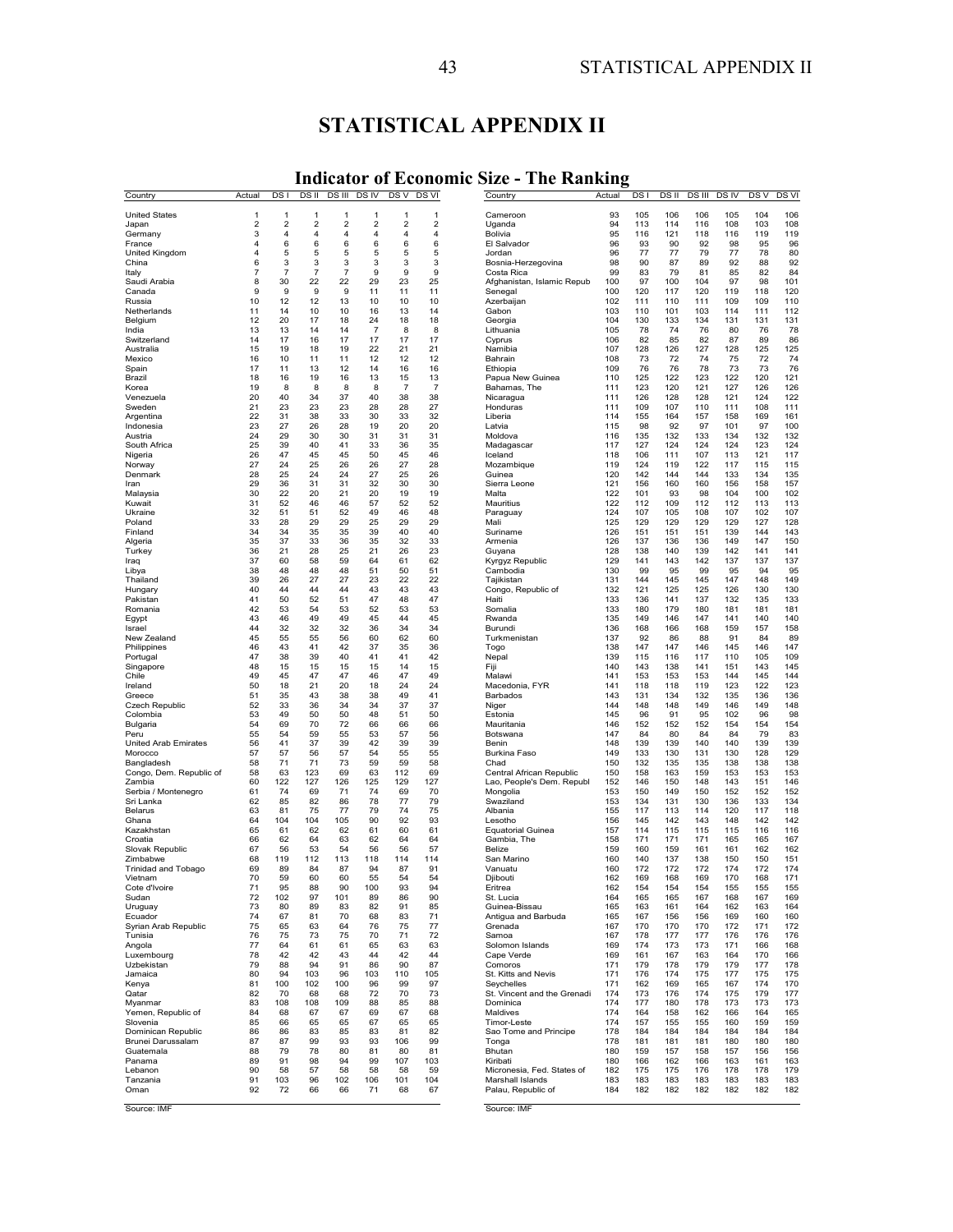# STATISTICAL APPENDIX II

## Indicator of Economic Size - The Ranking

| Country | Actual | DS I | DS II | DS III | DS IV | DS V | DS VI |
|---|---|---|---|---|---|---|---|
| United States | 1 | 1 | 1 | 1 | 1 | 1 | 1 |
| Japan | 2 | 2 | 2 | 2 | 2 | 2 | 2 |
| Germany | 3 | 4 | 4 | 4 | 4 | 4 | 4 |
| France | 4 | 6 | 6 | 6 | 6 | 6 | 6 |
| United Kingdom | 4 | 5 | 5 | 5 | 5 | 5 | 5 |
| China | 6 | 3 | 3 | 3 | 3 | 3 | 3 |
| Italy | 7 | 7 | 7 | 7 | 9 | 9 | 9 |
| Saudi Arabia | 8 | 30 | 22 | 22 | 29 | 23 | 25 |
| Canada | 9 | 9 | 9 | 9 | 11 | 11 | 11 |
| Russia | 10 | 12 | 12 | 13 | 10 | 10 | 10 |
| Netherlands | 11 | 14 | 10 | 10 | 16 | 13 | 14 |
| Belgium | 12 | 20 | 17 | 18 | 24 | 18 | 18 |
| India | 13 | 13 | 14 | 14 | 7 | 8 | 8 |
| Switzerland | 14 | 17 | 16 | 17 | 17 | 17 | 17 |
| Australia | 15 | 19 | 18 | 19 | 22 | 21 | 21 |
| Mexico | 16 | 10 | 11 | 11 | 12 | 12 | 12 |
| Spain | 17 | 11 | 13 | 12 | 14 | 16 | 16 |
| Brazil | 18 | 16 | 19 | 16 | 13 | 15 | 13 |
| Korea | 19 | 8 | 8 | 8 | 8 | 7 | 7 |
| Venezuela | 20 | 40 | 34 | 37 | 40 | 38 | 38 |
| Sweden | 21 | 23 | 23 | 23 | 28 | 28 | 27 |
| Argentina | 22 | 31 | 38 | 33 | 30 | 33 | 32 |
| Indonesia | 23 | 27 | 26 | 28 | 19 | 20 | 20 |
| Austria | 24 | 29 | 30 | 30 | 31 | 31 | 31 |
| South Africa | 25 | 39 | 40 | 41 | 33 | 36 | 35 |
| Nigeria | 26 | 47 | 45 | 45 | 50 | 45 | 46 |
| Norway | 27 | 24 | 25 | 26 | 26 | 27 | 28 |
| Denmark | 28 | 25 | 24 | 24 | 27 | 25 | 26 |
| Iran | 29 | 36 | 31 | 31 | 32 | 30 | 30 |
| Malaysia | 30 | 22 | 20 | 21 | 20 | 19 | 19 |
| Kuwait | 31 | 52 | 46 | 46 | 57 | 52 | 52 |
| Ukraine | 32 | 51 | 51 | 52 | 49 | 46 | 48 |
| Poland | 33 | 28 | 29 | 29 | 25 | 29 | 29 |
| Finland | 34 | 34 | 35 | 35 | 39 | 40 | 40 |
| Algeria | 35 | 37 | 33 | 36 | 35 | 32 | 33 |
| Turkey | 36 | 21 | 28 | 25 | 21 | 26 | 23 |
| Iraq | 37 | 60 | 58 | 59 | 64 | 61 | 62 |
| Libya | 38 | 48 | 48 | 48 | 51 | 50 | 51 |
| Thailand | 39 | 26 | 27 | 27 | 23 | 22 | 22 |
| Hungary | 40 | 44 | 44 | 44 | 43 | 43 | 43 |
| Pakistan | 41 | 50 | 52 | 51 | 47 | 48 | 47 |
| Romania | 42 | 53 | 54 | 53 | 52 | 53 | 53 |
| Egypt | 43 | 46 | 49 | 49 | 45 | 44 | 45 |
| Israel | 44 | 32 | 32 | 32 | 36 | 34 | 34 |
| New Zealand | 45 | 55 | 55 | 56 | 60 | 62 | 60 |
| Philippines | 46 | 43 | 41 | 42 | 37 | 35 | 36 |
| Portugal | 47 | 38 | 39 | 40 | 41 | 41 | 42 |
| Singapore | 48 | 15 | 15 | 15 | 15 | 14 | 15 |
| Chile | 49 | 45 | 47 | 47 | 46 | 47 | 49 |
| Ireland | 50 | 18 | 21 | 20 | 18 | 24 | 24 |
| Greece | 51 | 35 | 43 | 38 | 38 | 49 | 41 |
| Czech Republic | 52 | 33 | 36 | 34 | 34 | 37 | 37 |
| Colombia | 53 | 49 | 50 | 50 | 48 | 51 | 50 |
| Bulgaria | 54 | 69 | 70 | 72 | 66 | 66 | 66 |
| Peru | 55 | 54 | 59 | 55 | 53 | 57 | 56 |
| United Arab Emirates | 56 | 41 | 37 | 39 | 42 | 39 | 39 |
| Morocco | 57 | 57 | 56 | 57 | 54 | 55 | 55 |
| Bangladesh | 58 | 71 | 71 | 73 | 59 | 59 | 58 |
| Congo, Dem. Republic of | 58 | 63 | 123 | 69 | 63 | 112 | 69 |
| Zambia | 60 | 122 | 127 | 126 | 125 | 129 | 127 |
| Serbia / Montenegro | 61 | 74 | 69 | 71 | 74 | 69 | 70 |
| Sri Lanka | 62 | 85 | 82 | 86 | 78 | 77 | 79 |
| Belarus | 63 | 81 | 75 | 77 | 79 | 74 | 75 |
| Ghana | 64 | 104 | 104 | 105 | 90 | 92 | 93 |
| Kazakhstan | 65 | 61 | 62 | 62 | 61 | 60 | 61 |
| Croatia | 66 | 62 | 64 | 63 | 62 | 64 | 64 |
| Slovak Republic | 67 | 56 | 53 | 54 | 56 | 56 | 57 |
| Zimbabwe | 68 | 119 | 112 | 113 | 118 | 114 | 114 |
| Trinidad and Tobago | 69 | 89 | 84 | 87 | 94 | 87 | 91 |
| Vietnam | 70 | 59 | 60 | 60 | 55 | 54 | 54 |
| Cote d'Ivoire | 71 | 95 | 88 | 90 | 100 | 93 | 94 |
| Sudan | 72 | 102 | 97 | 101 | 89 | 86 | 90 |
| Uruguay | 73 | 80 | 89 | 83 | 82 | 91 | 85 |
| Ecuador | 74 | 67 | 81 | 70 | 68 | 83 | 71 |
| Syrian Arab Republic | 75 | 65 | 63 | 64 | 76 | 75 | 77 |
| Tunisia | 76 | 75 | 73 | 75 | 70 | 71 | 72 |
| Angola | 77 | 64 | 61 | 61 | 65 | 63 | 63 |
| Luxembourg | 78 | 42 | 42 | 43 | 44 | 42 | 44 |
| Uzbekistan | 79 | 88 | 94 | 91 | 86 | 90 | 87 |
| Jamaica | 80 | 94 | 103 | 96 | 103 | 110 | 105 |
| Kenya | 81 | 100 | 102 | 100 | 96 | 99 | 97 |
| Qatar | 82 | 70 | 68 | 68 | 72 | 70 | 73 |
| Myanmar | 83 | 108 | 108 | 109 | 88 | 85 | 88 |
| Yemen, Republic of | 84 | 68 | 67 | 67 | 69 | 67 | 68 |
| Slovenia | 85 | 66 | 65 | 65 | 67 | 65 | 65 |
| Dominican Republic | 86 | 86 | 83 | 85 | 83 | 81 | 82 |
| Brunei Darussalam | 87 | 87 | 99 | 93 | 93 | 106 | 99 |
| Guatemala | 88 | 79 | 78 | 80 | 81 | 80 | 81 |
| Panama | 89 | 91 | 98 | 94 | 99 | 107 | 103 |
| Lebanon | 90 | 58 | 57 | 58 | 58 | 58 | 59 |
| Tanzania | 91 | 103 | 96 | 102 | 106 | 101 | 104 |
| Oman | 92 | 72 | 66 | 66 | 71 | 68 | 67 |
| Cameroon | 93 | 105 | 106 | 106 | 105 | 104 | 106 |
| Uganda | 94 | 113 | 114 | 116 | 108 | 103 | 108 |
| Bolivia | 95 | 116 | 121 | 118 | 116 | 119 | 119 |
| El Salvador | 96 | 93 | 90 | 92 | 98 | 95 | 96 |
| Jordan | 96 | 77 | 77 | 79 | 77 | 78 | 80 |
| Bosnia-Herzegovina | 98 | 90 | 87 | 89 | 92 | 88 | 92 |
| Costa Rica | 99 | 83 | 79 | 81 | 85 | 82 | 84 |
| Afghanistan, Islamic Repub | 100 | 97 | 100 | 104 | 97 | 98 | 101 |
| Senegal | 100 | 120 | 117 | 120 | 119 | 118 | 120 |
| Azerbaijan | 102 | 111 | 110 | 111 | 109 | 109 | 110 |
| Gabon | 103 | 110 | 101 | 103 | 114 | 111 | 112 |
| Georgia | 104 | 130 | 133 | 134 | 131 | 131 | 131 |
| Lithuania | 105 | 78 | 74 | 76 | 80 | 76 | 78 |
| Cyprus | 106 | 82 | 85 | 82 | 87 | 89 | 86 |
| Namibia | 107 | 128 | 126 | 127 | 128 | 125 | 125 |
| Bahrain | 108 | 73 | 72 | 74 | 75 | 72 | 74 |
| Ethiopia | 109 | 76 | 76 | 78 | 73 | 73 | 76 |
| Papua New Guinea | 110 | 125 | 122 | 123 | 122 | 120 | 121 |
| Bahamas, The | 111 | 123 | 120 | 121 | 127 | 126 | 126 |
| Nicaragua | 111 | 126 | 128 | 128 | 121 | 124 | 122 |
| Honduras | 111 | 109 | 107 | 110 | 111 | 108 | 111 |
| Liberia | 114 | 158 | 164 | 157 | 158 | 169 | 161 |
| Latvia | 115 | 98 | 92 | 97 | 101 | 97 | 100 |
| Moldova | 116 | 135 | 132 | 133 | 134 | 132 | 132 |
| Madagascar | 117 | 127 | 124 | 124 | 124 | 123 | 124 |
| Iceland | 118 | 106 | 111 | 107 | 113 | 121 | 117 |
| Mozambique | 119 | 124 | 119 | 122 | 117 | 115 | 115 |
| Guinea | 120 | 142 | 144 | 144 | 133 | 134 | 135 |
| Sierra Leone | 121 | 156 | 160 | 160 | 156 | 158 | 157 |
| Malta | 122 | 101 | 93 | 98 | 104 | 100 | 102 |
| Mauritius | 122 | 112 | 109 | 112 | 112 | 113 | 113 |
| Paraguay | 124 | 107 | 105 | 108 | 107 | 102 | 107 |
| Mali | 125 | 129 | 129 | 129 | 129 | 127 | 128 |
| Suriname | 126 | 151 | 151 | 151 | 139 | 144 | 143 |
| Armenia | 126 | 137 | 136 | 136 | 149 | 147 | 150 |
| Guyana | 128 | 138 | 140 | 139 | 142 | 141 | 141 |
| Kyrgyz Republic | 129 | 141 | 143 | 142 | 137 | 137 | 137 |
| Cambodia | 130 | 99 | 95 | 99 | 95 | 94 | 95 |
| Tajikistan | 131 | 144 | 145 | 145 | 147 | 148 | 149 |
| Congo, Republic of | 132 | 121 | 125 | 125 | 126 | 130 | 130 |
| Haiti | 133 | 136 | 141 | 137 | 132 | 135 | 133 |
| Somalia | 133 | 180 | 179 | 180 | 181 | 181 | 181 |
| Rwanda | 135 | 149 | 146 | 147 | 141 | 140 | 140 |
| Burundi | 136 | 168 | 166 | 168 | 159 | 157 | 158 |
| Turkmenistan | 137 | 92 | 86 | 88 | 91 | 84 | 89 |
| Togo | 138 | 147 | 147 | 146 | 145 | 146 | 147 |
| Nepal | 139 | 115 | 116 | 117 | 110 | 105 | 109 |
| Fiji | 140 | 143 | 138 | 141 | 151 | 143 | 145 |
| Malawi | 141 | 153 | 153 | 153 | 144 | 145 | 144 |
| Macedonia, FYR | 141 | 118 | 118 | 119 | 123 | 122 | 123 |
| Barbados | 143 | 131 | 134 | 132 | 135 | 136 | 136 |
| Niger | 144 | 148 | 148 | 149 | 146 | 149 | 148 |
| Estonia | 145 | 96 | 91 | 95 | 102 | 96 | 98 |
| Mauritania | 146 | 152 | 152 | 152 | 154 | 154 | 154 |
| Botswana | 147 | 84 | 80 | 84 | 84 | 79 | 83 |
| Benin | 148 | 139 | 139 | 140 | 140 | 139 | 139 |
| Burkina Faso | 149 | 133 | 130 | 131 | 130 | 128 | 129 |
| Chad | 150 | 132 | 135 | 135 | 138 | 138 | 138 |
| Central African Republic | 150 | 158 | 163 | 159 | 153 | 153 | 153 |
| Lao, People's Dem. Republ | 152 | 146 | 150 | 148 | 143 | 151 | 146 |
| Mongolia | 153 | 150 | 149 | 150 | 152 | 152 | 152 |
| Swaziland | 153 | 134 | 131 | 130 | 136 | 133 | 134 |
| Albania | 155 | 117 | 113 | 114 | 120 | 117 | 118 |
| Lesotho | 156 | 145 | 142 | 143 | 148 | 142 | 142 |
| Equatorial Guinea | 157 | 114 | 115 | 115 | 115 | 116 | 116 |
| Gambia, The | 158 | 171 | 171 | 171 | 165 | 165 | 167 |
| Belize | 159 | 160 | 159 | 161 | 161 | 162 | 162 |
| San Marino | 160 | 140 | 137 | 138 | 150 | 150 | 151 |
| Vanuatu | 160 | 172 | 172 | 172 | 174 | 172 | 174 |
| Djibouti | 162 | 169 | 168 | 169 | 170 | 168 | 171 |
| Eritrea | 162 | 154 | 154 | 154 | 155 | 155 | 155 |
| St. Lucia | 164 | 165 | 165 | 167 | 168 | 167 | 169 |
| Guinea-Bissau | 165 | 163 | 161 | 164 | 162 | 163 | 164 |
| Antigua and Barbuda | 165 | 167 | 156 | 156 | 169 | 160 | 160 |
| Grenada | 167 | 170 | 170 | 170 | 172 | 171 | 172 |
| Samoa | 167 | 178 | 177 | 177 | 176 | 176 | 176 |
| Solomon Islands | 169 | 174 | 173 | 173 | 171 | 166 | 168 |
| Cape Verde | 169 | 161 | 167 | 163 | 164 | 170 | 166 |
| Comoros | 171 | 179 | 178 | 179 | 179 | 177 | 178 |
| St. Kitts and Nevis | 171 | 176 | 174 | 175 | 177 | 175 | 175 |
| Seychelles | 171 | 162 | 169 | 165 | 167 | 174 | 170 |
| St. Vincent and the Grenadi | 174 | 173 | 176 | 174 | 175 | 179 | 177 |
| Dominica | 174 | 177 | 180 | 178 | 173 | 173 | 173 |
| Maldives | 174 | 164 | 158 | 162 | 166 | 164 | 165 |
| Timor-Leste | 174 | 157 | 155 | 155 | 160 | 159 | 159 |
| Sao Tome and Principe | 178 | 184 | 184 | 184 | 184 | 184 | 184 |
| Tonga | 178 | 181 | 181 | 181 | 180 | 180 | 180 |
| Bhutan | 180 | 159 | 157 | 158 | 157 | 156 | 156 |
| Kiribati | 180 | 166 | 162 | 166 | 163 | 161 | 163 |
| Micronesia, Fed. States of | 182 | 175 | 175 | 176 | 178 | 178 | 179 |
| Marshall Islands | 183 | 183 | 183 | 183 | 183 | 183 | 183 |
| Palau, Republic of | 184 | 182 | 182 | 182 | 182 | 182 | 182 |

Source: IMF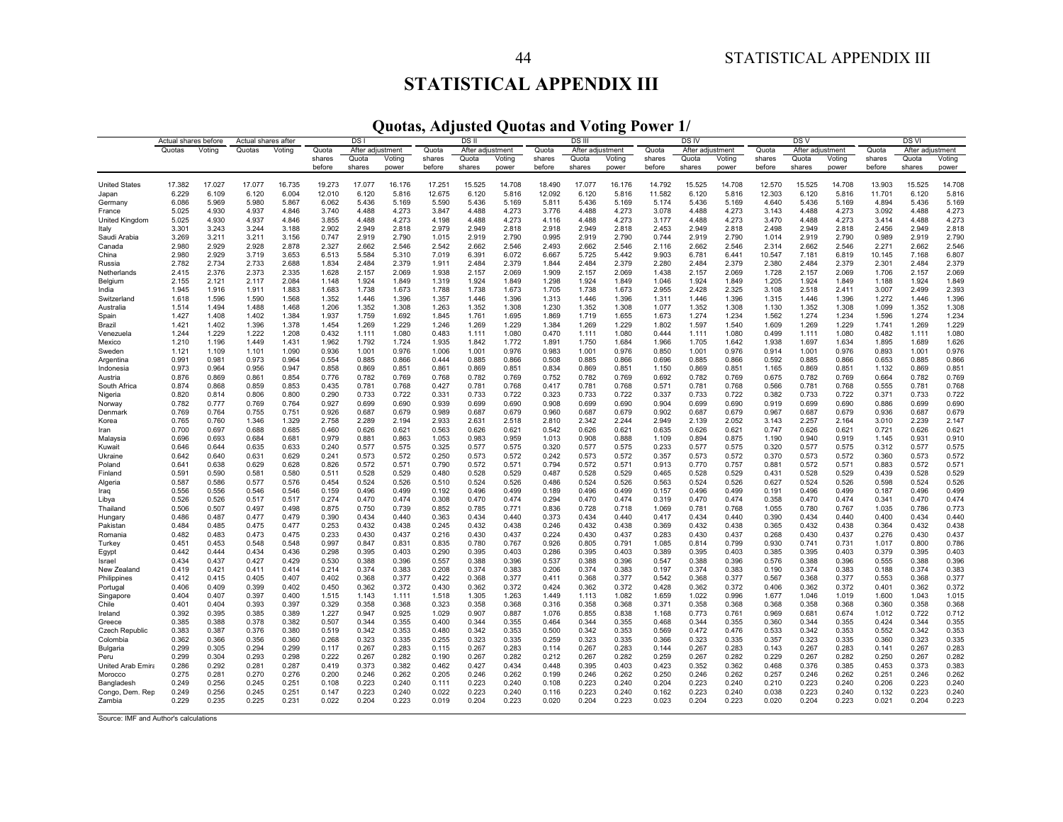# STATISTICAL APPENDIX III

## Quotas, Adjusted Quotas and Voting Power 1/

| | Actual shares before | | Actual shares after | | DS I | | | DS II | | | DS III | | | DS IV | | | DS V | | | DS VI | | |
|---|---|---|---|---|---|---|---|---|---|---|---|---|---|---|---|---|---|---|---|---|---|---|
| | Quotas | Voting | Quotas | Voting | Quota shares before | After adjustment Quota shares | Voting power | Quota shares before | After adjustment Quota shares | Voting power | Quota shares before | After adjustment Quota shares | Voting power | Quota shares before | After adjustment Quota shares | Voting power | Quota shares before | After adjustment Quota shares | Voting power | Quota shares before | After adjustment Quota shares | Voting power |
| United States | 17.382 | 17.027 | 17.077 | 16.735 | 19.273 | 17.077 | 16.176 | 17.251 | 15.525 | 14.708 | 18.490 | 17.077 | 16.176 | 14.792 | 15.525 | 14.708 | 12.570 | 15.525 | 14.708 | 13.903 | 15.525 | 14.708 |
| Japan | 6.229 | 6.109 | 6.120 | 6.004 | 12.010 | 6.120 | 5.816 | 12.675 | 6.120 | 5.816 | 12.092 | 6.120 | 5.816 | 11.582 | 6.120 | 5.816 | 12.303 | 6.120 | 5.816 | 11.701 | 6.120 | 5.816 |
| Germany | 6.086 | 5.969 | 5.980 | 5.867 | 6.062 | 5.436 | 5.169 | 5.590 | 5.436 | 5.169 | 5.811 | 5.436 | 5.169 | 5.174 | 5.436 | 5.169 | 4.640 | 5.436 | 5.169 | 4.894 | 5.436 | 5.169 |
| France | 5.025 | 4.930 | 4.937 | 4.846 | 3.740 | 4.488 | 4.273 | 3.847 | 4.488 | 4.273 | 3.776 | 4.488 | 4.273 | 3.078 | 4.488 | 4.273 | 3.143 | 4.488 | 4.273 | 3.092 | 4.488 | 4.273 |
| United Kingdom | 5.025 | 4.930 | 4.937 | 4.846 | 3.855 | 4.488 | 4.273 | 4.198 | 4.488 | 4.273 | 4.116 | 4.488 | 4.273 | 3.177 | 4.488 | 4.273 | 3.470 | 4.488 | 4.273 | 3.414 | 4.488 | 4.273 |
| Italy | 3.301 | 3.243 | 3.244 | 3.188 | 2.902 | 2.949 | 2.818 | 2.979 | 2.949 | 2.818 | 2.918 | 2.949 | 2.818 | 2.453 | 2.949 | 2.818 | 2.498 | 2.949 | 2.818 | 2.456 | 2.949 | 2.818 |
| Saudi Arabia | 3.269 | 3.211 | 3.211 | 3.156 | 0.747 | 2.919 | 2.790 | 1.015 | 2.919 | 2.790 | 0.995 | 2.919 | 2.790 | 0.744 | 2.919 | 2.790 | 1.014 | 2.919 | 2.790 | 0.989 | 2.919 | 2.790 |
| Canada | 2.980 | 2.929 | 2.928 | 2.878 | 2.327 | 2.662 | 2.546 | 2.542 | 2.662 | 2.546 | 2.493 | 2.662 | 2.546 | 2.116 | 2.662 | 2.546 | 2.314 | 2.662 | 2.546 | 2.271 | 2.662 | 2.546 |
| China | 2.980 | 2.929 | 3.719 | 3.653 | 6.513 | 5.584 | 5.310 | 7.019 | 6.391 | 6.072 | 6.667 | 5.725 | 5.442 | 9.903 | 6.781 | 6.441 | 10.547 | 7.181 | 6.819 | 10.145 | 7.168 | 6.807 |
| Russia | 2.782 | 2.734 | 2.733 | 2.688 | 1.834 | 2.484 | 2.379 | 1.911 | 2.484 | 2.379 | 1.844 | 2.484 | 2.379 | 2.280 | 2.484 | 2.379 | 2.380 | 2.484 | 2.379 | 2.301 | 2.484 | 2.379 |
| Netherlands | 2.415 | 2.376 | 2.373 | 2.335 | 1.628 | 2.157 | 2.069 | 1.938 | 2.157 | 2.069 | 1.909 | 2.157 | 2.069 | 1.438 | 2.157 | 2.069 | 1.728 | 2.157 | 2.069 | 1.706 | 2.157 | 2.069 |
| Belgium | 2.155 | 2.121 | 2.117 | 2.084 | 1.148 | 1.924 | 1.849 | 1.319 | 1.924 | 1.849 | 1.298 | 1.924 | 1.849 | 1.046 | 1.924 | 1.849 | 1.205 | 1.924 | 1.849 | 1.188 | 1.924 | 1.849 |
| India | 1.945 | 1.916 | 1.911 | 1.883 | 1.683 | 1.738 | 1.673 | 1.788 | 1.738 | 1.673 | 1.705 | 1.738 | 1.673 | 2.955 | 2.428 | 2.325 | 3.108 | 2.518 | 2.411 | 3.007 | 2.499 | 2.393 |
| Switzerland | 1.618 | 1.596 | 1.590 | 1.568 | 1.352 | 1.446 | 1.396 | 1.357 | 1.446 | 1.396 | 1.313 | 1.446 | 1.396 | 1.311 | 1.446 | 1.396 | 1.315 | 1.446 | 1.396 | 1.272 | 1.446 | 1.396 |
| Australia | 1.514 | 1.494 | 1.488 | 1.468 | 1.206 | 1.352 | 1.308 | 1.263 | 1.352 | 1.308 | 1.230 | 1.352 | 1.308 | 1.077 | 1.352 | 1.308 | 1.130 | 1.352 | 1.308 | 1.099 | 1.352 | 1.308 |
| Spain | 1.427 | 1.408 | 1.402 | 1.384 | 1.937 | 1.759 | 1.692 | 1.845 | 1.761 | 1.695 | 1.869 | 1.719 | 1.655 | 1.673 | 1.274 | 1.234 | 1.562 | 1.274 | 1.234 | 1.596 | 1.274 | 1.234 |
| Brazil | 1.421 | 1.402 | 1.396 | 1.378 | 1.454 | 1.269 | 1.229 | 1.246 | 1.269 | 1.229 | 1.384 | 1.269 | 1.229 | 1.802 | 1.597 | 1.540 | 1.609 | 1.269 | 1.229 | 1.741 | 1.269 | 1.229 |
| Venezuela | 1.244 | 1.229 | 1.222 | 1.208 | 0.432 | 1.111 | 1.080 | 0.483 | 1.111 | 1.080 | 0.470 | 1.111 | 1.080 | 0.444 | 1.111 | 1.080 | 0.499 | 1.111 | 1.080 | 0.482 | 1.111 | 1.080 |
| Mexico | 1.210 | 1.196 | 1.449 | 1.431 | 1.962 | 1.792 | 1.724 | 1.935 | 1.842 | 1.772 | 1.891 | 1.750 | 1.684 | 1.966 | 1.705 | 1.642 | 1.938 | 1.697 | 1.634 | 1.895 | 1.689 | 1.626 |
| Sweden | 1.121 | 1.109 | 1.101 | 1.090 | 0.936 | 1.001 | 0.976 | 1.006 | 1.001 | 0.976 | 0.983 | 1.001 | 0.976 | 0.850 | 1.001 | 0.976 | 0.914 | 1.001 | 0.976 | 0.893 | 1.001 | 0.976 |
| Argentina | 0.991 | 0.981 | 0.973 | 0.964 | 0.554 | 0.885 | 0.866 | 0.444 | 0.885 | 0.866 | 0.508 | 0.885 | 0.866 | 0.696 | 0.885 | 0.866 | 0.592 | 0.885 | 0.866 | 0.653 | 0.885 | 0.866 |
| Indonesia | 0.973 | 0.964 | 0.956 | 0.947 | 0.858 | 0.869 | 0.851 | 0.861 | 0.869 | 0.851 | 0.834 | 0.869 | 0.851 | 1.150 | 0.869 | 0.851 | 1.165 | 0.869 | 0.851 | 1.132 | 0.869 | 0.851 |
| Austria | 0.876 | 0.869 | 0.861 | 0.854 | 0.776 | 0.782 | 0.769 | 0.768 | 0.782 | 0.769 | 0.752 | 0.782 | 0.769 | 0.692 | 0.782 | 0.769 | 0.675 | 0.782 | 0.769 | 0.664 | 0.782 | 0.769 |
| South Africa | 0.874 | 0.868 | 0.859 | 0.853 | 0.435 | 0.781 | 0.768 | 0.427 | 0.781 | 0.768 | 0.417 | 0.781 | 0.768 | 0.571 | 0.781 | 0.768 | 0.566 | 0.781 | 0.768 | 0.555 | 0.781 | 0.768 |
| Nigeria | 0.820 | 0.814 | 0.806 | 0.800 | 0.290 | 0.733 | 0.722 | 0.331 | 0.733 | 0.722 | 0.323 | 0.733 | 0.722 | 0.337 | 0.733 | 0.722 | 0.382 | 0.733 | 0.722 | 0.371 | 0.733 | 0.722 |
| Norway | 0.782 | 0.777 | 0.769 | 0.764 | 0.927 | 0.699 | 0.690 | 0.939 | 0.699 | 0.690 | 0.908 | 0.699 | 0.690 | 0.904 | 0.699 | 0.690 | 0.919 | 0.699 | 0.690 | 0.886 | 0.699 | 0.690 |
| Denmark | 0.769 | 0.764 | 0.755 | 0.751 | 0.926 | 0.687 | 0.679 | 0.989 | 0.687 | 0.679 | 0.960 | 0.687 | 0.679 | 0.902 | 0.687 | 0.679 | 0.967 | 0.687 | 0.679 | 0.936 | 0.687 | 0.679 |
| Korea | 0.765 | 0.760 | 1.346 | 1.329 | 2.758 | 2.289 | 2.194 | 2.933 | 2.631 | 2.518 | 2.810 | 2.342 | 2.244 | 2.949 | 2.139 | 2.052 | 3.143 | 2.257 | 2.164 | 3.010 | 2.239 | 2.147 |
| Iran | 0.700 | 0.697 | 0.688 | 0.685 | 0.460 | 0.626 | 0.621 | 0.563 | 0.626 | 0.621 | 0.542 | 0.626 | 0.621 | 0.635 | 0.626 | 0.621 | 0.747 | 0.626 | 0.621 | 0.721 | 0.626 | 0.621 |
| Malaysia | 0.696 | 0.693 | 0.684 | 0.681 | 0.979 | 0.881 | 0.863 | 1.053 | 0.983 | 0.959 | 1.013 | 0.908 | 0.888 | 1.109 | 0.894 | 0.875 | 1.190 | 0.940 | 0.919 | 1.145 | 0.931 | 0.910 |
| Kuwait | 0.646 | 0.644 | 0.635 | 0.633 | 0.240 | 0.577 | 0.575 | 0.325 | 0.577 | 0.575 | 0.320 | 0.577 | 0.575 | 0.233 | 0.577 | 0.575 | 0.320 | 0.577 | 0.575 | 0.312 | 0.577 | 0.575 |
| Ukraine | 0.642 | 0.640 | 0.631 | 0.629 | 0.241 | 0.573 | 0.572 | 0.250 | 0.573 | 0.572 | 0.242 | 0.573 | 0.572 | 0.357 | 0.573 | 0.572 | 0.370 | 0.573 | 0.572 | 0.360 | 0.573 | 0.572 |
| Poland | 0.641 | 0.638 | 0.629 | 0.628 | 0.826 | 0.572 | 0.571 | 0.790 | 0.572 | 0.571 | 0.794 | 0.572 | 0.571 | 0.913 | 0.770 | 0.757 | 0.881 | 0.572 | 0.571 | 0.883 | 0.572 | 0.571 |
| Finland | 0.591 | 0.590 | 0.581 | 0.580 | 0.511 | 0.528 | 0.529 | 0.480 | 0.528 | 0.529 | 0.487 | 0.528 | 0.529 | 0.465 | 0.528 | 0.529 | 0.431 | 0.528 | 0.529 | 0.439 | 0.528 | 0.529 |
| Algeria | 0.587 | 0.586 | 0.577 | 0.576 | 0.454 | 0.524 | 0.526 | 0.510 | 0.524 | 0.526 | 0.486 | 0.524 | 0.526 | 0.563 | 0.524 | 0.526 | 0.627 | 0.524 | 0.526 | 0.598 | 0.524 | 0.526 |
| Iraq | 0.556 | 0.556 | 0.546 | 0.546 | 0.159 | 0.496 | 0.499 | 0.192 | 0.496 | 0.499 | 0.189 | 0.496 | 0.499 | 0.157 | 0.496 | 0.499 | 0.191 | 0.496 | 0.499 | 0.187 | 0.496 | 0.499 |
| Libya | 0.526 | 0.526 | 0.517 | 0.517 | 0.274 | 0.470 | 0.474 | 0.308 | 0.470 | 0.474 | 0.294 | 0.470 | 0.474 | 0.319 | 0.470 | 0.474 | 0.358 | 0.470 | 0.474 | 0.341 | 0.470 | 0.474 |
| Thailand | 0.506 | 0.507 | 0.497 | 0.498 | 0.875 | 0.750 | 0.739 | 0.852 | 0.785 | 0.771 | 0.836 | 0.728 | 0.718 | 1.069 | 0.781 | 0.768 | 1.055 | 0.780 | 0.767 | 1.035 | 0.786 | 0.773 |
| Hungary | 0.486 | 0.487 | 0.477 | 0.479 | 0.390 | 0.434 | 0.440 | 0.363 | 0.434 | 0.440 | 0.373 | 0.434 | 0.440 | 0.417 | 0.434 | 0.440 | 0.390 | 0.434 | 0.440 | 0.400 | 0.434 | 0.440 |
| Pakistan | 0.484 | 0.485 | 0.475 | 0.477 | 0.253 | 0.432 | 0.438 | 0.245 | 0.432 | 0.438 | 0.246 | 0.432 | 0.438 | 0.369 | 0.432 | 0.438 | 0.365 | 0.432 | 0.438 | 0.364 | 0.432 | 0.438 |
| Romania | 0.482 | 0.483 | 0.473 | 0.475 | 0.233 | 0.430 | 0.437 | 0.216 | 0.430 | 0.437 | 0.224 | 0.430 | 0.437 | 0.283 | 0.430 | 0.437 | 0.268 | 0.430 | 0.437 | 0.276 | 0.430 | 0.437 |
| Turkey | 0.451 | 0.453 | 0.548 | 0.548 | 0.997 | 0.847 | 0.831 | 0.835 | 0.780 | 0.767 | 0.926 | 0.805 | 0.791 | 1.085 | 0.814 | 0.799 | 0.930 | 0.741 | 0.731 | 1.017 | 0.800 | 0.786 |
| Egypt | 0.442 | 0.444 | 0.434 | 0.436 | 0.298 | 0.395 | 0.403 | 0.290 | 0.395 | 0.403 | 0.286 | 0.395 | 0.403 | 0.389 | 0.395 | 0.403 | 0.385 | 0.395 | 0.403 | 0.379 | 0.395 | 0.403 |
| Israel | 0.434 | 0.437 | 0.427 | 0.429 | 0.530 | 0.388 | 0.396 | 0.557 | 0.388 | 0.396 | 0.537 | 0.388 | 0.396 | 0.547 | 0.388 | 0.396 | 0.576 | 0.388 | 0.396 | 0.555 | 0.388 | 0.396 |
| New Zealand | 0.419 | 0.421 | 0.411 | 0.414 | 0.214 | 0.374 | 0.383 | 0.208 | 0.374 | 0.383 | 0.206 | 0.374 | 0.383 | 0.197 | 0.374 | 0.383 | 0.190 | 0.374 | 0.383 | 0.188 | 0.374 | 0.383 |
| Philippines | 0.412 | 0.415 | 0.405 | 0.407 | 0.402 | 0.368 | 0.377 | 0.422 | 0.368 | 0.377 | 0.411 | 0.368 | 0.377 | 0.542 | 0.368 | 0.377 | 0.567 | 0.368 | 0.377 | 0.553 | 0.368 | 0.377 |
| Portugal | 0.406 | 0.409 | 0.399 | 0.402 | 0.450 | 0.362 | 0.372 | 0.430 | 0.362 | 0.372 | 0.424 | 0.362 | 0.372 | 0.428 | 0.362 | 0.372 | 0.406 | 0.362 | 0.372 | 0.401 | 0.362 | 0.372 |
| Singapore | 0.404 | 0.407 | 0.397 | 0.400 | 1.515 | 1.143 | 1.111 | 1.518 | 1.305 | 1.263 | 1.449 | 1.113 | 1.082 | 1.659 | 1.022 | 0.996 | 1.677 | 1.046 | 1.019 | 1.600 | 1.043 | 1.015 |
| Chile | 0.401 | 0.404 | 0.393 | 0.397 | 0.329 | 0.358 | 0.368 | 0.323 | 0.358 | 0.368 | 0.316 | 0.358 | 0.368 | 0.371 | 0.358 | 0.368 | 0.368 | 0.358 | 0.368 | 0.360 | 0.358 | 0.368 |
| Ireland | 0.392 | 0.395 | 0.385 | 0.389 | 1.227 | 0.947 | 0.925 | 1.029 | 0.907 | 0.887 | 1.076 | 0.855 | 0.838 | 1.168 | 0.773 | 0.761 | 0.969 | 0.681 | 0.674 | 1.012 | 0.722 | 0.712 |
| Greece | 0.385 | 0.388 | 0.378 | 0.382 | 0.507 | 0.344 | 0.355 | 0.400 | 0.344 | 0.355 | 0.464 | 0.344 | 0.355 | 0.468 | 0.344 | 0.355 | 0.360 | 0.344 | 0.355 | 0.424 | 0.344 | 0.355 |
| Czech Republic | 0.383 | 0.387 | 0.376 | 0.380 | 0.519 | 0.342 | 0.353 | 0.480 | 0.342 | 0.353 | 0.500 | 0.342 | 0.353 | 0.569 | 0.472 | 0.476 | 0.533 | 0.342 | 0.353 | 0.552 | 0.342 | 0.353 |
| Colombia | 0.362 | 0.366 | 0.356 | 0.360 | 0.268 | 0.323 | 0.335 | 0.255 | 0.323 | 0.335 | 0.259 | 0.323 | 0.335 | 0.366 | 0.323 | 0.335 | 0.357 | 0.323 | 0.335 | 0.360 | 0.323 | 0.335 |
| Bulgaria | 0.299 | 0.305 | 0.294 | 0.299 | 0.117 | 0.267 | 0.283 | 0.115 | 0.267 | 0.283 | 0.114 | 0.267 | 0.283 | 0.144 | 0.267 | 0.283 | 0.143 | 0.267 | 0.283 | 0.141 | 0.267 | 0.283 |
| Peru | 0.299 | 0.304 | 0.293 | 0.298 | 0.222 | 0.267 | 0.282 | 0.190 | 0.267 | 0.282 | 0.212 | 0.267 | 0.282 | 0.259 | 0.267 | 0.282 | 0.229 | 0.267 | 0.282 | 0.250 | 0.267 | 0.282 |
| United Arab Emira | 0.286 | 0.292 | 0.281 | 0.287 | 0.419 | 0.373 | 0.382 | 0.462 | 0.427 | 0.434 | 0.448 | 0.395 | 0.403 | 0.423 | 0.352 | 0.362 | 0.468 | 0.376 | 0.385 | 0.453 | 0.373 | 0.383 |
| Morocco | 0.275 | 0.281 | 0.270 | 0.276 | 0.200 | 0.246 | 0.262 | 0.205 | 0.246 | 0.262 | 0.199 | 0.246 | 0.262 | 0.250 | 0.246 | 0.262 | 0.257 | 0.246 | 0.262 | 0.251 | 0.246 | 0.262 |
| Bangladesh | 0.249 | 0.256 | 0.245 | 0.251 | 0.108 | 0.223 | 0.240 | 0.111 | 0.223 | 0.240 | 0.108 | 0.223 | 0.240 | 0.204 | 0.223 | 0.240 | 0.210 | 0.223 | 0.240 | 0.206 | 0.223 | 0.240 |
| Congo, Dem. Rep | 0.249 | 0.256 | 0.245 | 0.251 | 0.147 | 0.223 | 0.240 | 0.022 | 0.223 | 0.240 | 0.116 | 0.223 | 0.240 | 0.162 | 0.223 | 0.240 | 0.038 | 0.223 | 0.240 | 0.132 | 0.223 | 0.240 |
| Zambia | 0.229 | 0.235 | 0.225 | 0.231 | 0.022 | 0.204 | 0.223 | 0.019 | 0.204 | 0.223 | 0.020 | 0.204 | 0.223 | 0.023 | 0.204 | 0.223 | 0.020 | 0.204 | 0.223 | 0.021 | 0.204 | 0.223 |

Source: IMF and Author's calculations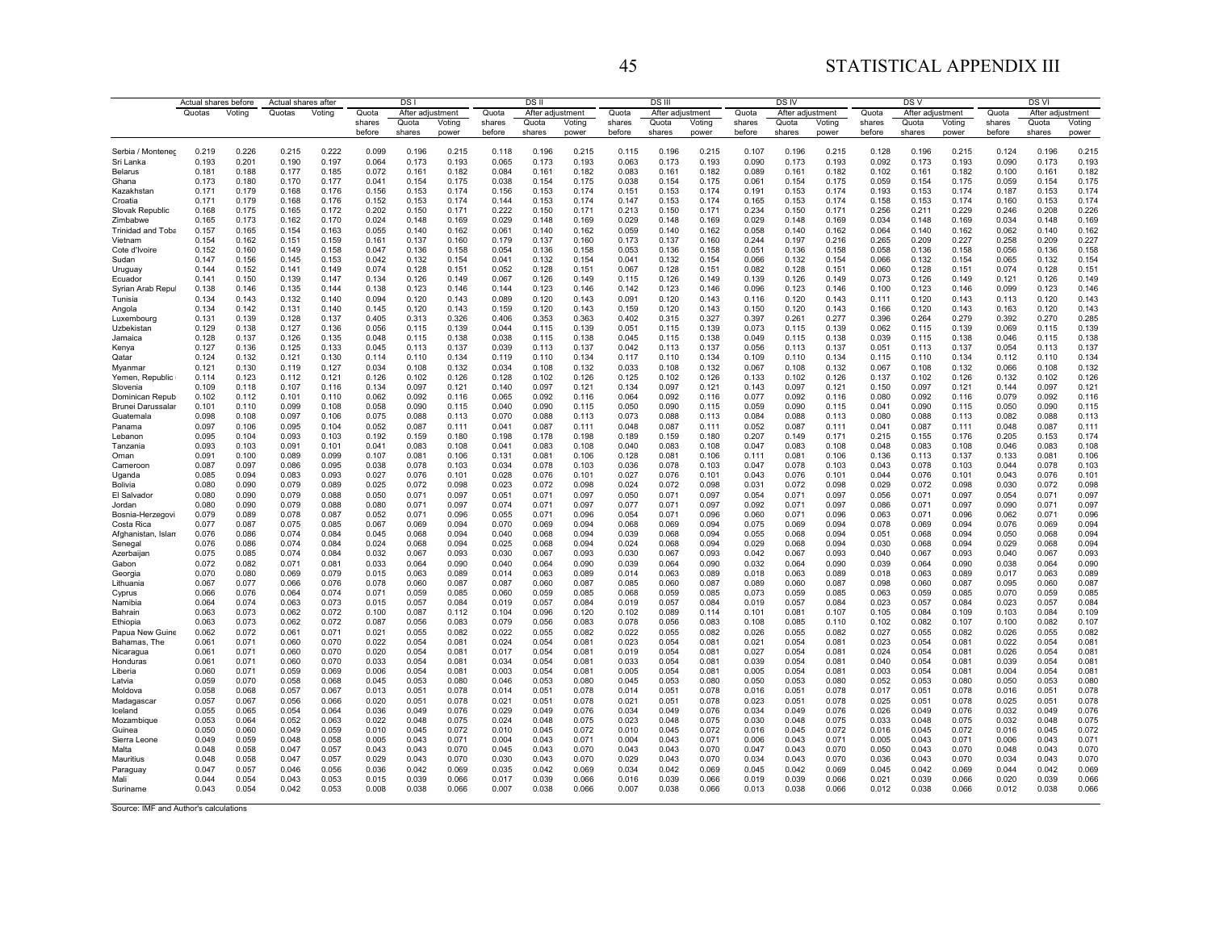## STATISTICAL APPENDIX III

| | Actual shares before | | Actual shares after | | DS I | | | DS II | | | DS III | | | DS IV | | | DS V | | | DS VI | | |
|---|---|---|---|---|---|---|---|---|---|---|---|---|---|---|---|---|---|---|---|---|---|---|
| | Quotas | Voting | Quotas | Voting | Quota shares before | After adjustment Quota shares | Voting power | Quota shares before | After adjustment Quota shares | Voting power | Quota shares before | After adjustment Quota shares | Voting power | Quota shares before | After adjustment Quota shares | Voting power | Quota shares before | After adjustment Quota shares | Voting power | Quota shares before | After adjustment Quota shares | Voting power |
| Serbia / Montenec | 0.219 | 0.226 | 0.215 | 0.222 | 0.099 | 0.196 | 0.215 | 0.118 | 0.196 | 0.215 | 0.115 | 0.196 | 0.215 | 0.107 | 0.196 | 0.215 | 0.128 | 0.196 | 0.215 | 0.124 | 0.196 | 0.215 |
| Sri Lanka | 0.193 | 0.201 | 0.190 | 0.197 | 0.064 | 0.173 | 0.193 | 0.065 | 0.173 | 0.193 | 0.063 | 0.173 | 0.193 | 0.090 | 0.173 | 0.193 | 0.092 | 0.173 | 0.193 | 0.090 | 0.173 | 0.193 |
| Belarus | 0.181 | 0.188 | 0.177 | 0.185 | 0.072 | 0.161 | 0.182 | 0.084 | 0.161 | 0.182 | 0.083 | 0.161 | 0.182 | 0.089 | 0.161 | 0.182 | 0.102 | 0.161 | 0.182 | 0.100 | 0.161 | 0.182 |
| Ghana | 0.173 | 0.180 | 0.170 | 0.177 | 0.041 | 0.154 | 0.175 | 0.038 | 0.154 | 0.175 | 0.038 | 0.154 | 0.175 | 0.061 | 0.154 | 0.175 | 0.059 | 0.154 | 0.175 | 0.059 | 0.154 | 0.175 |
| Kazakhstan | 0.171 | 0.179 | 0.168 | 0.176 | 0.156 | 0.153 | 0.174 | 0.156 | 0.153 | 0.174 | 0.151 | 0.153 | 0.174 | 0.191 | 0.153 | 0.174 | 0.193 | 0.153 | 0.174 | 0.187 | 0.153 | 0.174 |
| Croatia | 0.171 | 0.179 | 0.168 | 0.176 | 0.152 | 0.153 | 0.174 | 0.144 | 0.153 | 0.174 | 0.147 | 0.153 | 0.174 | 0.165 | 0.153 | 0.174 | 0.158 | 0.153 | 0.174 | 0.160 | 0.153 | 0.174 |
| Slovak Republic | 0.168 | 0.175 | 0.165 | 0.172 | 0.202 | 0.150 | 0.171 | 0.222 | 0.150 | 0.171 | 0.213 | 0.150 | 0.171 | 0.234 | 0.150 | 0.171 | 0.256 | 0.211 | 0.229 | 0.246 | 0.208 | 0.226 |
| Zimbabwe | 0.165 | 0.173 | 0.162 | 0.170 | 0.024 | 0.148 | 0.169 | 0.029 | 0.148 | 0.169 | 0.029 | 0.148 | 0.169 | 0.029 | 0.148 | 0.169 | 0.034 | 0.148 | 0.169 | 0.034 | 0.148 | 0.169 |
| Trinidad and Toba | 0.157 | 0.165 | 0.154 | 0.163 | 0.055 | 0.140 | 0.162 | 0.061 | 0.140 | 0.162 | 0.059 | 0.140 | 0.162 | 0.058 | 0.140 | 0.162 | 0.064 | 0.140 | 0.162 | 0.062 | 0.140 | 0.162 |
| Vietnam | 0.154 | 0.162 | 0.151 | 0.159 | 0.161 | 0.137 | 0.160 | 0.179 | 0.137 | 0.160 | 0.173 | 0.137 | 0.160 | 0.244 | 0.197 | 0.216 | 0.265 | 0.209 | 0.227 | 0.258 | 0.209 | 0.227 |
| Cote d'Ivoire | 0.152 | 0.160 | 0.149 | 0.158 | 0.047 | 0.136 | 0.158 | 0.054 | 0.136 | 0.158 | 0.053 | 0.136 | 0.158 | 0.051 | 0.136 | 0.158 | 0.058 | 0.136 | 0.158 | 0.056 | 0.136 | 0.158 |
| Sudan | 0.147 | 0.156 | 0.145 | 0.153 | 0.042 | 0.132 | 0.154 | 0.041 | 0.132 | 0.154 | 0.041 | 0.132 | 0.154 | 0.066 | 0.132 | 0.154 | 0.066 | 0.132 | 0.154 | 0.065 | 0.132 | 0.154 |
| Uruguay | 0.144 | 0.152 | 0.141 | 0.149 | 0.074 | 0.128 | 0.151 | 0.052 | 0.128 | 0.151 | 0.067 | 0.128 | 0.151 | 0.082 | 0.128 | 0.151 | 0.060 | 0.128 | 0.151 | 0.074 | 0.128 | 0.151 |
| Ecuador | 0.141 | 0.150 | 0.139 | 0.147 | 0.134 | 0.126 | 0.149 | 0.067 | 0.126 | 0.149 | 0.115 | 0.126 | 0.149 | 0.139 | 0.126 | 0.149 | 0.073 | 0.126 | 0.149 | 0.121 | 0.126 | 0.149 |
| Syrian Arab Repul | 0.138 | 0.146 | 0.135 | 0.144 | 0.138 | 0.123 | 0.146 | 0.144 | 0.123 | 0.146 | 0.142 | 0.123 | 0.146 | 0.096 | 0.123 | 0.146 | 0.100 | 0.123 | 0.146 | 0.099 | 0.123 | 0.146 |
| Tunisia | 0.134 | 0.143 | 0.132 | 0.140 | 0.094 | 0.120 | 0.143 | 0.089 | 0.120 | 0.143 | 0.091 | 0.120 | 0.143 | 0.116 | 0.120 | 0.143 | 0.111 | 0.120 | 0.143 | 0.113 | 0.120 | 0.143 |
| Angola | 0.134 | 0.142 | 0.131 | 0.140 | 0.145 | 0.120 | 0.143 | 0.159 | 0.120 | 0.143 | 0.159 | 0.120 | 0.143 | 0.150 | 0.120 | 0.143 | 0.166 | 0.120 | 0.143 | 0.163 | 0.120 | 0.143 |
| Luxembourg | 0.131 | 0.139 | 0.128 | 0.137 | 0.405 | 0.313 | 0.326 | 0.406 | 0.353 | 0.363 | 0.402 | 0.315 | 0.327 | 0.397 | 0.261 | 0.277 | 0.396 | 0.264 | 0.279 | 0.392 | 0.270 | 0.285 |
| Uzbekistan | 0.129 | 0.138 | 0.127 | 0.136 | 0.056 | 0.115 | 0.139 | 0.044 | 0.115 | 0.139 | 0.051 | 0.115 | 0.139 | 0.073 | 0.115 | 0.139 | 0.062 | 0.115 | 0.139 | 0.069 | 0.115 | 0.139 |
| Jamaica | 0.128 | 0.137 | 0.126 | 0.135 | 0.048 | 0.115 | 0.138 | 0.038 | 0.115 | 0.138 | 0.045 | 0.115 | 0.138 | 0.049 | 0.115 | 0.138 | 0.039 | 0.115 | 0.138 | 0.046 | 0.115 | 0.138 |
| Kenya | 0.127 | 0.136 | 0.125 | 0.133 | 0.045 | 0.113 | 0.137 | 0.039 | 0.113 | 0.137 | 0.042 | 0.113 | 0.137 | 0.056 | 0.113 | 0.137 | 0.051 | 0.113 | 0.137 | 0.054 | 0.113 | 0.137 |
| Qatar | 0.124 | 0.132 | 0.121 | 0.130 | 0.114 | 0.110 | 0.134 | 0.119 | 0.110 | 0.134 | 0.117 | 0.110 | 0.134 | 0.109 | 0.110 | 0.134 | 0.115 | 0.110 | 0.134 | 0.112 | 0.110 | 0.134 |
| Myanmar | 0.121 | 0.130 | 0.119 | 0.127 | 0.034 | 0.108 | 0.132 | 0.034 | 0.108 | 0.132 | 0.033 | 0.108 | 0.132 | 0.067 | 0.108 | 0.132 | 0.067 | 0.108 | 0.132 | 0.066 | 0.108 | 0.132 |
| Yemen, Republic | 0.114 | 0.123 | 0.112 | 0.121 | 0.126 | 0.102 | 0.126 | 0.128 | 0.102 | 0.126 | 0.125 | 0.102 | 0.126 | 0.133 | 0.102 | 0.126 | 0.137 | 0.102 | 0.126 | 0.132 | 0.102 | 0.126 |
| Slovenia | 0.109 | 0.118 | 0.107 | 0.116 | 0.134 | 0.097 | 0.121 | 0.140 | 0.097 | 0.121 | 0.134 | 0.097 | 0.121 | 0.143 | 0.097 | 0.121 | 0.150 | 0.097 | 0.121 | 0.144 | 0.097 | 0.121 |
| Dominican Repub | 0.102 | 0.112 | 0.101 | 0.110 | 0.062 | 0.092 | 0.116 | 0.065 | 0.092 | 0.116 | 0.064 | 0.092 | 0.116 | 0.077 | 0.092 | 0.116 | 0.080 | 0.092 | 0.116 | 0.079 | 0.092 | 0.116 |
| Brunei Darussalar | 0.101 | 0.110 | 0.099 | 0.108 | 0.058 | 0.090 | 0.115 | 0.040 | 0.090 | 0.115 | 0.050 | 0.090 | 0.115 | 0.059 | 0.090 | 0.115 | 0.041 | 0.090 | 0.115 | 0.050 | 0.090 | 0.115 |
| Guatemala | 0.098 | 0.108 | 0.097 | 0.106 | 0.075 | 0.088 | 0.113 | 0.070 | 0.088 | 0.113 | 0.073 | 0.088 | 0.113 | 0.084 | 0.088 | 0.113 | 0.080 | 0.088 | 0.113 | 0.082 | 0.088 | 0.113 |
| Panama | 0.097 | 0.106 | 0.095 | 0.104 | 0.052 | 0.087 | 0.111 | 0.041 | 0.087 | 0.111 | 0.048 | 0.087 | 0.111 | 0.052 | 0.087 | 0.111 | 0.041 | 0.087 | 0.111 | 0.048 | 0.087 | 0.111 |
| Lebanon | 0.095 | 0.104 | 0.093 | 0.103 | 0.192 | 0.159 | 0.180 | 0.198 | 0.178 | 0.198 | 0.189 | 0.159 | 0.180 | 0.207 | 0.149 | 0.171 | 0.215 | 0.155 | 0.176 | 0.205 | 0.153 | 0.174 |
| Tanzania | 0.093 | 0.103 | 0.091 | 0.101 | 0.041 | 0.083 | 0.108 | 0.041 | 0.083 | 0.108 | 0.040 | 0.083 | 0.108 | 0.047 | 0.083 | 0.108 | 0.048 | 0.083 | 0.108 | 0.046 | 0.083 | 0.108 |
| Oman | 0.091 | 0.100 | 0.089 | 0.099 | 0.107 | 0.081 | 0.106 | 0.131 | 0.081 | 0.106 | 0.128 | 0.081 | 0.106 | 0.111 | 0.081 | 0.106 | 0.136 | 0.113 | 0.137 | 0.133 | 0.081 | 0.106 |
| Cameroon | 0.087 | 0.097 | 0.086 | 0.095 | 0.038 | 0.078 | 0.103 | 0.034 | 0.078 | 0.103 | 0.036 | 0.078 | 0.103 | 0.047 | 0.078 | 0.103 | 0.043 | 0.078 | 0.103 | 0.044 | 0.078 | 0.103 |
| Uganda | 0.085 | 0.094 | 0.083 | 0.093 | 0.027 | 0.076 | 0.101 | 0.028 | 0.076 | 0.101 | 0.027 | 0.076 | 0.101 | 0.043 | 0.076 | 0.101 | 0.044 | 0.076 | 0.101 | 0.043 | 0.076 | 0.101 |
| Bolivia | 0.080 | 0.090 | 0.079 | 0.089 | 0.025 | 0.072 | 0.098 | 0.023 | 0.072 | 0.098 | 0.024 | 0.072 | 0.098 | 0.031 | 0.072 | 0.098 | 0.029 | 0.072 | 0.098 | 0.030 | 0.072 | 0.098 |
| El Salvador | 0.080 | 0.090 | 0.079 | 0.088 | 0.050 | 0.071 | 0.097 | 0.051 | 0.071 | 0.097 | 0.050 | 0.071 | 0.097 | 0.054 | 0.071 | 0.097 | 0.056 | 0.071 | 0.097 | 0.054 | 0.071 | 0.097 |
| Jordan | 0.080 | 0.090 | 0.079 | 0.088 | 0.080 | 0.071 | 0.097 | 0.074 | 0.071 | 0.097 | 0.077 | 0.071 | 0.097 | 0.092 | 0.071 | 0.097 | 0.086 | 0.071 | 0.097 | 0.090 | 0.071 | 0.097 |
| Bosnia-Herzegovi | 0.079 | 0.089 | 0.078 | 0.087 | 0.052 | 0.071 | 0.096 | 0.055 | 0.071 | 0.096 | 0.054 | 0.071 | 0.096 | 0.060 | 0.071 | 0.096 | 0.063 | 0.071 | 0.096 | 0.062 | 0.071 | 0.096 |
| Costa Rica | 0.077 | 0.087 | 0.075 | 0.085 | 0.067 | 0.069 | 0.094 | 0.070 | 0.069 | 0.094 | 0.068 | 0.069 | 0.094 | 0.075 | 0.069 | 0.094 | 0.078 | 0.069 | 0.094 | 0.076 | 0.069 | 0.094 |
| Afghanistan, Islam | 0.076 | 0.086 | 0.074 | 0.084 | 0.045 | 0.068 | 0.094 | 0.040 | 0.068 | 0.094 | 0.039 | 0.068 | 0.094 | 0.055 | 0.068 | 0.094 | 0.051 | 0.068 | 0.094 | 0.050 | 0.068 | 0.094 |
| Senegal | 0.076 | 0.086 | 0.074 | 0.084 | 0.024 | 0.068 | 0.094 | 0.025 | 0.068 | 0.094 | 0.024 | 0.068 | 0.094 | 0.029 | 0.068 | 0.094 | 0.030 | 0.068 | 0.094 | 0.029 | 0.068 | 0.094 |
| Azerbaijan | 0.075 | 0.085 | 0.074 | 0.084 | 0.032 | 0.067 | 0.093 | 0.030 | 0.067 | 0.093 | 0.030 | 0.067 | 0.093 | 0.042 | 0.067 | 0.093 | 0.040 | 0.067 | 0.093 | 0.040 | 0.067 | 0.093 |
| Gabon | 0.072 | 0.082 | 0.071 | 0.081 | 0.033 | 0.064 | 0.090 | 0.040 | 0.064 | 0.090 | 0.039 | 0.064 | 0.090 | 0.032 | 0.064 | 0.090 | 0.039 | 0.064 | 0.090 | 0.038 | 0.064 | 0.090 |
| Georgia | 0.070 | 0.080 | 0.069 | 0.079 | 0.015 | 0.063 | 0.089 | 0.014 | 0.063 | 0.089 | 0.014 | 0.063 | 0.089 | 0.018 | 0.063 | 0.089 | 0.018 | 0.063 | 0.089 | 0.017 | 0.063 | 0.089 |
| Lithuania | 0.067 | 0.077 | 0.066 | 0.076 | 0.078 | 0.060 | 0.087 | 0.087 | 0.060 | 0.087 | 0.085 | 0.060 | 0.087 | 0.089 | 0.060 | 0.087 | 0.098 | 0.060 | 0.087 | 0.095 | 0.060 | 0.087 |
| Cyprus | 0.066 | 0.076 | 0.064 | 0.074 | 0.071 | 0.059 | 0.085 | 0.060 | 0.059 | 0.085 | 0.068 | 0.059 | 0.085 | 0.073 | 0.059 | 0.085 | 0.063 | 0.059 | 0.085 | 0.070 | 0.059 | 0.085 |
| Namibia | 0.064 | 0.074 | 0.063 | 0.073 | 0.015 | 0.057 | 0.084 | 0.019 | 0.057 | 0.084 | 0.019 | 0.057 | 0.084 | 0.019 | 0.057 | 0.084 | 0.023 | 0.057 | 0.084 | 0.023 | 0.057 | 0.084 |
| Bahrain | 0.063 | 0.073 | 0.062 | 0.072 | 0.100 | 0.087 | 0.112 | 0.104 | 0.096 | 0.120 | 0.102 | 0.089 | 0.114 | 0.101 | 0.081 | 0.107 | 0.105 | 0.084 | 0.109 | 0.103 | 0.084 | 0.109 |
| Ethiopia | 0.063 | 0.073 | 0.062 | 0.072 | 0.087 | 0.056 | 0.083 | 0.079 | 0.056 | 0.083 | 0.078 | 0.056 | 0.083 | 0.108 | 0.085 | 0.110 | 0.102 | 0.082 | 0.107 | 0.100 | 0.082 | 0.107 |
| Papua New Guine | 0.062 | 0.072 | 0.061 | 0.071 | 0.021 | 0.055 | 0.082 | 0.022 | 0.055 | 0.082 | 0.022 | 0.055 | 0.082 | 0.026 | 0.055 | 0.082 | 0.027 | 0.055 | 0.082 | 0.026 | 0.055 | 0.082 |
| Bahamas, The | 0.061 | 0.071 | 0.060 | 0.070 | 0.022 | 0.054 | 0.081 | 0.024 | 0.054 | 0.081 | 0.023 | 0.054 | 0.081 | 0.021 | 0.054 | 0.081 | 0.023 | 0.054 | 0.081 | 0.022 | 0.054 | 0.081 |
| Nicaragua | 0.061 | 0.071 | 0.060 | 0.070 | 0.020 | 0.054 | 0.081 | 0.017 | 0.054 | 0.081 | 0.019 | 0.054 | 0.081 | 0.027 | 0.054 | 0.081 | 0.024 | 0.054 | 0.081 | 0.026 | 0.054 | 0.081 |
| Honduras | 0.061 | 0.071 | 0.060 | 0.070 | 0.033 | 0.054 | 0.081 | 0.034 | 0.054 | 0.081 | 0.033 | 0.054 | 0.081 | 0.039 | 0.054 | 0.081 | 0.040 | 0.054 | 0.081 | 0.039 | 0.054 | 0.081 |
| Liberia | 0.060 | 0.071 | 0.059 | 0.069 | 0.006 | 0.054 | 0.081 | 0.003 | 0.054 | 0.081 | 0.005 | 0.054 | 0.081 | 0.005 | 0.054 | 0.081 | 0.003 | 0.054 | 0.081 | 0.004 | 0.054 | 0.081 |
| Latvia | 0.059 | 0.070 | 0.058 | 0.068 | 0.045 | 0.053 | 0.080 | 0.046 | 0.053 | 0.080 | 0.045 | 0.053 | 0.080 | 0.050 | 0.053 | 0.080 | 0.052 | 0.053 | 0.080 | 0.050 | 0.053 | 0.080 |
| Moldova | 0.058 | 0.068 | 0.057 | 0.067 | 0.013 | 0.051 | 0.078 | 0.014 | 0.051 | 0.078 | 0.014 | 0.051 | 0.078 | 0.016 | 0.051 | 0.078 | 0.017 | 0.051 | 0.078 | 0.016 | 0.051 | 0.078 |
| Madagascar | 0.057 | 0.067 | 0.056 | 0.066 | 0.020 | 0.051 | 0.078 | 0.021 | 0.051 | 0.078 | 0.021 | 0.051 | 0.078 | 0.023 | 0.051 | 0.078 | 0.025 | 0.051 | 0.078 | 0.025 | 0.051 | 0.078 |
| Iceland | 0.055 | 0.065 | 0.054 | 0.064 | 0.036 | 0.049 | 0.076 | 0.029 | 0.049 | 0.076 | 0.034 | 0.049 | 0.076 | 0.034 | 0.049 | 0.076 | 0.026 | 0.049 | 0.076 | 0.032 | 0.049 | 0.076 |
| Mozambique | 0.053 | 0.064 | 0.052 | 0.063 | 0.022 | 0.048 | 0.075 | 0.024 | 0.048 | 0.075 | 0.023 | 0.048 | 0.075 | 0.030 | 0.048 | 0.075 | 0.033 | 0.048 | 0.075 | 0.032 | 0.048 | 0.075 |
| Guinea | 0.050 | 0.060 | 0.049 | 0.059 | 0.010 | 0.045 | 0.072 | 0.010 | 0.045 | 0.072 | 0.010 | 0.045 | 0.072 | 0.016 | 0.045 | 0.072 | 0.016 | 0.045 | 0.072 | 0.016 | 0.045 | 0.072 |
| Sierra Leone | 0.049 | 0.059 | 0.048 | 0.058 | 0.005 | 0.043 | 0.071 | 0.004 | 0.043 | 0.071 | 0.004 | 0.043 | 0.071 | 0.006 | 0.043 | 0.071 | 0.005 | 0.043 | 0.071 | 0.006 | 0.043 | 0.071 |
| Malta | 0.048 | 0.058 | 0.047 | 0.057 | 0.043 | 0.043 | 0.070 | 0.045 | 0.043 | 0.070 | 0.043 | 0.043 | 0.070 | 0.047 | 0.043 | 0.070 | 0.050 | 0.043 | 0.070 | 0.048 | 0.043 | 0.070 |
| Mauritius | 0.048 | 0.058 | 0.047 | 0.057 | 0.029 | 0.043 | 0.070 | 0.030 | 0.043 | 0.070 | 0.029 | 0.043 | 0.070 | 0.034 | 0.043 | 0.070 | 0.036 | 0.043 | 0.070 | 0.034 | 0.043 | 0.070 |
| Paraguay | 0.047 | 0.057 | 0.046 | 0.056 | 0.036 | 0.042 | 0.069 | 0.035 | 0.042 | 0.069 | 0.034 | 0.042 | 0.069 | 0.045 | 0.042 | 0.069 | 0.045 | 0.042 | 0.069 | 0.044 | 0.042 | 0.069 |
| Mali | 0.044 | 0.054 | 0.043 | 0.053 | 0.015 | 0.039 | 0.066 | 0.017 | 0.039 | 0.066 | 0.016 | 0.039 | 0.066 | 0.019 | 0.039 | 0.066 | 0.021 | 0.039 | 0.066 | 0.020 | 0.039 | 0.066 |
| Suriname | 0.043 | 0.054 | 0.042 | 0.053 | 0.008 | 0.038 | 0.066 | 0.007 | 0.038 | 0.066 | 0.007 | 0.038 | 0.066 | 0.013 | 0.038 | 0.066 | 0.012 | 0.038 | 0.066 | 0.012 | 0.038 | 0.066 |

Source: IMF and Author's calculations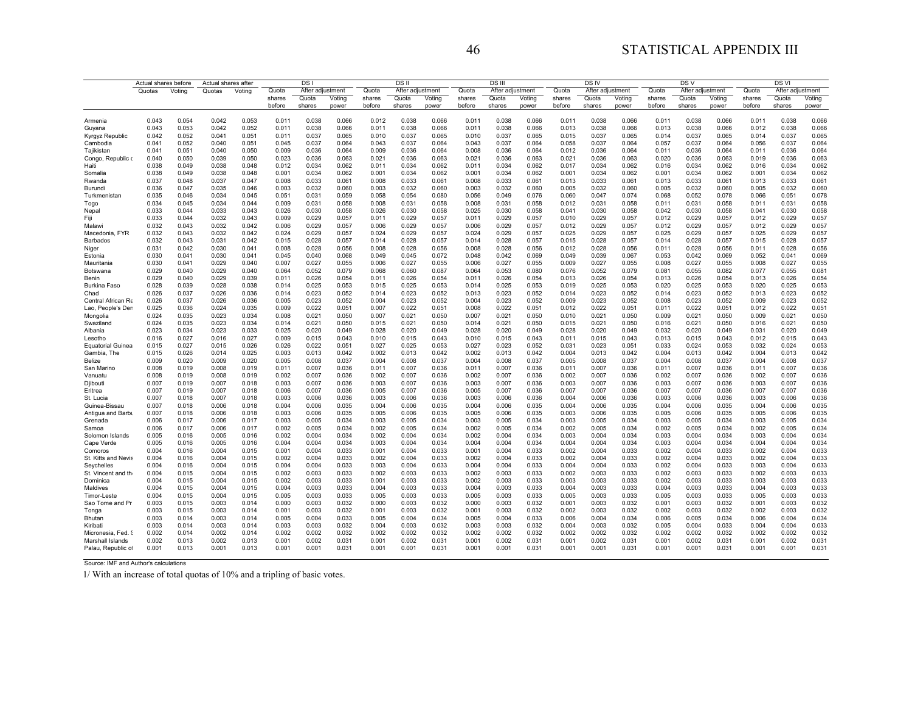| | Actual shares before | | Actual shares after | | DS I | | | DS II | | | DS III | | | DS IV | | | DS V | | | DS VI | | |
|---|---|---|---|---|---|---|---|---|---|---|---|---|---|---|---|---|---|---|---|---|---|---|---|
| | Quotas | Voting | Quotas | Voting | Quota shares before | After adjustment Quota shares | Voting power | Quota shares before | After adjustment Quota shares | Voting power | Quota shares before | After adjustment Quota shares | Voting power | Quota shares before | After adjustment Quota shares | Voting power | Quota shares before | After adjustment Quota shares | Voting power | Quota shares before | After adjustment Quota shares | Voting power |
| Armenia | 0.043 | 0.054 | 0.042 | 0.053 | 0.011 | 0.038 | 0.066 | 0.012 | 0.038 | 0.066 | 0.011 | 0.038 | 0.066 | 0.011 | 0.038 | 0.066 | 0.011 | 0.038 | 0.066 | 0.011 | 0.038 | 0.066 |
| Guyana | 0.043 | 0.053 | 0.042 | 0.052 | 0.011 | 0.038 | 0.066 | 0.011 | 0.038 | 0.066 | 0.011 | 0.038 | 0.066 | 0.013 | 0.038 | 0.066 | 0.013 | 0.038 | 0.066 | 0.012 | 0.038 | 0.066 |
| Kyrgyz Republic | 0.042 | 0.052 | 0.041 | 0.051 | 0.011 | 0.037 | 0.065 | 0.010 | 0.037 | 0.065 | 0.010 | 0.037 | 0.065 | 0.015 | 0.037 | 0.065 | 0.014 | 0.037 | 0.065 | 0.014 | 0.037 | 0.065 |
| Cambodia | 0.041 | 0.052 | 0.040 | 0.051 | 0.045 | 0.037 | 0.064 | 0.043 | 0.037 | 0.064 | 0.043 | 0.037 | 0.064 | 0.058 | 0.037 | 0.064 | 0.057 | 0.037 | 0.064 | 0.056 | 0.037 | 0.064 |
| Tajikistan | 0.041 | 0.051 | 0.040 | 0.050 | 0.009 | 0.036 | 0.064 | 0.009 | 0.036 | 0.064 | 0.008 | 0.036 | 0.064 | 0.012 | 0.036 | 0.064 | 0.011 | 0.036 | 0.064 | 0.011 | 0.036 | 0.064 |
| Congo, Republic c | 0.040 | 0.050 | 0.039 | 0.050 | 0.023 | 0.036 | 0.063 | 0.021 | 0.036 | 0.063 | 0.021 | 0.036 | 0.063 | 0.021 | 0.036 | 0.063 | 0.020 | 0.036 | 0.063 | 0.019 | 0.036 | 0.063 |
| Haiti | 0.038 | 0.049 | 0.038 | 0.048 | 0.012 | 0.034 | 0.062 | 0.011 | 0.034 | 0.062 | 0.011 | 0.034 | 0.062 | 0.017 | 0.034 | 0.062 | 0.016 | 0.034 | 0.062 | 0.016 | 0.034 | 0.062 |
| Somalia | 0.038 | 0.049 | 0.038 | 0.048 | 0.001 | 0.034 | 0.062 | 0.001 | 0.034 | 0.062 | 0.001 | 0.034 | 0.062 | 0.001 | 0.034 | 0.062 | 0.001 | 0.034 | 0.062 | 0.001 | 0.034 | 0.062 |
| Rwanda | 0.037 | 0.048 | 0.037 | 0.047 | 0.008 | 0.033 | 0.061 | 0.008 | 0.033 | 0.061 | 0.008 | 0.033 | 0.061 | 0.013 | 0.033 | 0.061 | 0.013 | 0.033 | 0.061 | 0.013 | 0.033 | 0.061 |
| Burundi | 0.036 | 0.047 | 0.035 | 0.046 | 0.003 | 0.032 | 0.060 | 0.003 | 0.032 | 0.060 | 0.003 | 0.032 | 0.060 | 0.005 | 0.032 | 0.060 | 0.005 | 0.032 | 0.060 | 0.005 | 0.032 | 0.060 |
| Turkmenistan | 0.035 | 0.046 | 0.034 | 0.045 | 0.051 | 0.031 | 0.059 | 0.058 | 0.054 | 0.080 | 0.056 | 0.049 | 0.076 | 0.060 | 0.047 | 0.074 | 0.068 | 0.052 | 0.078 | 0.066 | 0.051 | 0.078 |
| Togo | 0.034 | 0.045 | 0.034 | 0.044 | 0.009 | 0.031 | 0.058 | 0.008 | 0.031 | 0.058 | 0.008 | 0.031 | 0.058 | 0.012 | 0.031 | 0.058 | 0.011 | 0.031 | 0.058 | 0.011 | 0.031 | 0.058 |
| Nepal | 0.033 | 0.044 | 0.033 | 0.043 | 0.026 | 0.030 | 0.058 | 0.026 | 0.030 | 0.058 | 0.025 | 0.030 | 0.058 | 0.041 | 0.030 | 0.058 | 0.042 | 0.030 | 0.058 | 0.041 | 0.030 | 0.058 |
| Fiji | 0.033 | 0.044 | 0.032 | 0.043 | 0.009 | 0.029 | 0.057 | 0.011 | 0.029 | 0.057 | 0.011 | 0.029 | 0.057 | 0.010 | 0.029 | 0.057 | 0.012 | 0.029 | 0.057 | 0.012 | 0.029 | 0.057 |
| Malawi | 0.032 | 0.043 | 0.032 | 0.042 | 0.006 | 0.029 | 0.057 | 0.006 | 0.029 | 0.057 | 0.006 | 0.029 | 0.057 | 0.012 | 0.029 | 0.057 | 0.012 | 0.029 | 0.057 | 0.012 | 0.029 | 0.057 |
| Macedonia, FYR | 0.032 | 0.043 | 0.032 | 0.042 | 0.024 | 0.029 | 0.057 | 0.024 | 0.029 | 0.057 | 0.024 | 0.029 | 0.057 | 0.025 | 0.029 | 0.057 | 0.025 | 0.029 | 0.057 | 0.025 | 0.029 | 0.057 |
| Barbados | 0.032 | 0.043 | 0.031 | 0.042 | 0.015 | 0.028 | 0.057 | 0.014 | 0.028 | 0.057 | 0.014 | 0.028 | 0.057 | 0.015 | 0.028 | 0.057 | 0.014 | 0.028 | 0.057 | 0.015 | 0.028 | 0.057 |
| Niger | 0.031 | 0.042 | 0.030 | 0.041 | 0.008 | 0.028 | 0.056 | 0.008 | 0.028 | 0.056 | 0.008 | 0.028 | 0.056 | 0.012 | 0.028 | 0.056 | 0.011 | 0.028 | 0.056 | 0.011 | 0.028 | 0.056 |
| Estonia | 0.030 | 0.041 | 0.030 | 0.041 | 0.045 | 0.040 | 0.068 | 0.049 | 0.045 | 0.072 | 0.048 | 0.042 | 0.069 | 0.049 | 0.039 | 0.067 | 0.053 | 0.042 | 0.069 | 0.052 | 0.041 | 0.069 |
| Mauritania | 0.030 | 0.041 | 0.029 | 0.040 | 0.007 | 0.027 | 0.055 | 0.006 | 0.027 | 0.055 | 0.006 | 0.027 | 0.055 | 0.009 | 0.027 | 0.055 | 0.008 | 0.027 | 0.055 | 0.008 | 0.027 | 0.055 |
| Botswana | 0.029 | 0.040 | 0.029 | 0.040 | 0.064 | 0.052 | 0.079 | 0.068 | 0.060 | 0.087 | 0.064 | 0.053 | 0.080 | 0.076 | 0.052 | 0.079 | 0.081 | 0.055 | 0.082 | 0.077 | 0.055 | 0.081 |
| Benin | 0.029 | 0.040 | 0.029 | 0.039 | 0.011 | 0.026 | 0.054 | 0.011 | 0.026 | 0.054 | 0.011 | 0.026 | 0.054 | 0.013 | 0.026 | 0.054 | 0.013 | 0.026 | 0.054 | 0.013 | 0.026 | 0.054 |
| Burkina Faso | 0.028 | 0.039 | 0.028 | 0.038 | 0.014 | 0.025 | 0.053 | 0.015 | 0.025 | 0.053 | 0.014 | 0.025 | 0.053 | 0.019 | 0.025 | 0.053 | 0.020 | 0.025 | 0.053 | 0.020 | 0.025 | 0.053 |
| Chad | 0.026 | 0.037 | 0.026 | 0.036 | 0.014 | 0.023 | 0.052 | 0.014 | 0.023 | 0.052 | 0.013 | 0.023 | 0.052 | 0.014 | 0.023 | 0.052 | 0.014 | 0.023 | 0.052 | 0.013 | 0.023 | 0.052 |
| Central African Re | 0.026 | 0.037 | 0.026 | 0.036 | 0.005 | 0.023 | 0.052 | 0.004 | 0.023 | 0.052 | 0.004 | 0.023 | 0.052 | 0.009 | 0.023 | 0.052 | 0.008 | 0.023 | 0.052 | 0.009 | 0.023 | 0.052 |
| Lao, People's Der | 0.025 | 0.036 | 0.024 | 0.035 | 0.009 | 0.022 | 0.051 | 0.007 | 0.022 | 0.051 | 0.008 | 0.022 | 0.051 | 0.012 | 0.022 | 0.051 | 0.011 | 0.022 | 0.051 | 0.012 | 0.022 | 0.051 |
| Mongolia | 0.024 | 0.035 | 0.023 | 0.034 | 0.008 | 0.021 | 0.050 | 0.007 | 0.021 | 0.050 | 0.007 | 0.021 | 0.050 | 0.010 | 0.021 | 0.050 | 0.009 | 0.021 | 0.050 | 0.009 | 0.021 | 0.050 |
| Swaziland | 0.024 | 0.035 | 0.023 | 0.034 | 0.014 | 0.021 | 0.050 | 0.015 | 0.021 | 0.050 | 0.014 | 0.021 | 0.050 | 0.015 | 0.021 | 0.050 | 0.016 | 0.021 | 0.050 | 0.016 | 0.021 | 0.050 |
| Albania | 0.023 | 0.034 | 0.023 | 0.033 | 0.025 | 0.020 | 0.049 | 0.028 | 0.020 | 0.049 | 0.028 | 0.020 | 0.049 | 0.028 | 0.020 | 0.049 | 0.032 | 0.020 | 0.049 | 0.031 | 0.020 | 0.049 |
| Lesotho | 0.016 | 0.027 | 0.016 | 0.027 | 0.009 | 0.015 | 0.043 | 0.010 | 0.015 | 0.043 | 0.010 | 0.015 | 0.043 | 0.011 | 0.015 | 0.043 | 0.013 | 0.015 | 0.043 | 0.012 | 0.015 | 0.043 |
| Equatorial Guinea | 0.015 | 0.027 | 0.015 | 0.026 | 0.026 | 0.022 | 0.051 | 0.027 | 0.025 | 0.053 | 0.027 | 0.023 | 0.052 | 0.031 | 0.023 | 0.051 | 0.033 | 0.024 | 0.053 | 0.032 | 0.024 | 0.053 |
| Gambia, The | 0.015 | 0.026 | 0.014 | 0.025 | 0.003 | 0.013 | 0.042 | 0.002 | 0.013 | 0.042 | 0.002 | 0.013 | 0.042 | 0.004 | 0.013 | 0.042 | 0.004 | 0.013 | 0.042 | 0.004 | 0.013 | 0.042 |
| Belize | 0.009 | 0.020 | 0.009 | 0.020 | 0.005 | 0.008 | 0.037 | 0.004 | 0.008 | 0.037 | 0.004 | 0.008 | 0.037 | 0.005 | 0.008 | 0.037 | 0.004 | 0.008 | 0.037 | 0.004 | 0.008 | 0.037 |
| San Marino | 0.008 | 0.019 | 0.008 | 0.019 | 0.011 | 0.007 | 0.036 | 0.011 | 0.007 | 0.036 | 0.011 | 0.007 | 0.036 | 0.011 | 0.007 | 0.036 | 0.011 | 0.007 | 0.036 | 0.011 | 0.007 | 0.036 |
| Vanuatu | 0.008 | 0.019 | 0.008 | 0.019 | 0.002 | 0.007 | 0.036 | 0.002 | 0.007 | 0.036 | 0.002 | 0.007 | 0.036 | 0.002 | 0.007 | 0.036 | 0.002 | 0.007 | 0.036 | 0.002 | 0.007 | 0.036 |
| Djibouti | 0.007 | 0.019 | 0.007 | 0.018 | 0.003 | 0.007 | 0.036 | 0.003 | 0.007 | 0.036 | 0.003 | 0.007 | 0.036 | 0.003 | 0.007 | 0.036 | 0.003 | 0.007 | 0.036 | 0.003 | 0.007 | 0.036 |
| Eritrea | 0.007 | 0.019 | 0.007 | 0.018 | 0.006 | 0.007 | 0.036 | 0.005 | 0.007 | 0.036 | 0.005 | 0.007 | 0.036 | 0.007 | 0.007 | 0.036 | 0.007 | 0.007 | 0.036 | 0.007 | 0.007 | 0.036 |
| St. Lucia | 0.007 | 0.018 | 0.007 | 0.018 | 0.003 | 0.006 | 0.036 | 0.003 | 0.006 | 0.036 | 0.003 | 0.006 | 0.036 | 0.004 | 0.006 | 0.036 | 0.003 | 0.006 | 0.036 | 0.003 | 0.006 | 0.036 |
| Guinea-Bissau | 0.007 | 0.018 | 0.006 | 0.018 | 0.004 | 0.006 | 0.035 | 0.004 | 0.006 | 0.035 | 0.004 | 0.006 | 0.035 | 0.004 | 0.006 | 0.035 | 0.004 | 0.006 | 0.035 | 0.004 | 0.006 | 0.035 |
| Antigua and Barbu | 0.007 | 0.018 | 0.006 | 0.018 | 0.003 | 0.006 | 0.035 | 0.005 | 0.006 | 0.035 | 0.005 | 0.006 | 0.035 | 0.003 | 0.006 | 0.035 | 0.005 | 0.006 | 0.035 | 0.005 | 0.006 | 0.035 |
| Grenada | 0.006 | 0.017 | 0.006 | 0.017 | 0.003 | 0.005 | 0.034 | 0.003 | 0.005 | 0.034 | 0.003 | 0.005 | 0.034 | 0.003 | 0.005 | 0.034 | 0.003 | 0.005 | 0.034 | 0.003 | 0.005 | 0.034 |
| Samoa | 0.006 | 0.017 | 0.006 | 0.017 | 0.002 | 0.005 | 0.034 | 0.002 | 0.005 | 0.034 | 0.002 | 0.005 | 0.034 | 0.002 | 0.005 | 0.034 | 0.002 | 0.005 | 0.034 | 0.002 | 0.005 | 0.034 |
| Solomon Islands | 0.005 | 0.016 | 0.005 | 0.016 | 0.002 | 0.004 | 0.034 | 0.002 | 0.004 | 0.034 | 0.002 | 0.004 | 0.034 | 0.003 | 0.004 | 0.034 | 0.003 | 0.004 | 0.034 | 0.003 | 0.004 | 0.034 |
| Cape Verde | 0.005 | 0.016 | 0.005 | 0.016 | 0.004 | 0.004 | 0.034 | 0.003 | 0.004 | 0.034 | 0.004 | 0.004 | 0.034 | 0.004 | 0.004 | 0.034 | 0.003 | 0.004 | 0.034 | 0.004 | 0.004 | 0.034 |
| Comoros | 0.004 | 0.016 | 0.004 | 0.015 | 0.001 | 0.004 | 0.033 | 0.001 | 0.004 | 0.033 | 0.001 | 0.004 | 0.033 | 0.002 | 0.004 | 0.033 | 0.002 | 0.004 | 0.033 | 0.002 | 0.004 | 0.033 |
| St. Kitts and Nevis | 0.004 | 0.016 | 0.004 | 0.015 | 0.002 | 0.004 | 0.033 | 0.002 | 0.004 | 0.033 | 0.002 | 0.004 | 0.033 | 0.002 | 0.004 | 0.033 | 0.002 | 0.004 | 0.033 | 0.002 | 0.004 | 0.033 |
| Seychelles | 0.004 | 0.016 | 0.004 | 0.015 | 0.004 | 0.004 | 0.033 | 0.003 | 0.004 | 0.033 | 0.004 | 0.004 | 0.033 | 0.004 | 0.004 | 0.033 | 0.002 | 0.004 | 0.033 | 0.003 | 0.004 | 0.033 |
| St. Vincent and th | 0.004 | 0.015 | 0.004 | 0.015 | 0.002 | 0.003 | 0.033 | 0.002 | 0.003 | 0.033 | 0.002 | 0.003 | 0.033 | 0.002 | 0.003 | 0.033 | 0.002 | 0.003 | 0.033 | 0.002 | 0.003 | 0.033 |
| Dominica | 0.004 | 0.015 | 0.004 | 0.015 | 0.002 | 0.003 | 0.033 | 0.001 | 0.003 | 0.033 | 0.002 | 0.003 | 0.033 | 0.003 | 0.003 | 0.033 | 0.002 | 0.003 | 0.033 | 0.003 | 0.003 | 0.033 |
| Maldives | 0.004 | 0.015 | 0.004 | 0.015 | 0.004 | 0.003 | 0.033 | 0.004 | 0.003 | 0.033 | 0.004 | 0.003 | 0.033 | 0.004 | 0.003 | 0.033 | 0.004 | 0.003 | 0.033 | 0.004 | 0.003 | 0.033 |
| Timor-Leste | 0.004 | 0.015 | 0.004 | 0.015 | 0.005 | 0.003 | 0.033 | 0.005 | 0.003 | 0.033 | 0.005 | 0.003 | 0.033 | 0.005 | 0.003 | 0.033 | 0.005 | 0.003 | 0.033 | 0.005 | 0.003 | 0.033 |
| Sao Tome and Pr | 0.003 | 0.015 | 0.003 | 0.014 | 0.000 | 0.003 | 0.032 | 0.000 | 0.003 | 0.032 | 0.000 | 0.003 | 0.032 | 0.001 | 0.003 | 0.032 | 0.001 | 0.003 | 0.032 | 0.001 | 0.003 | 0.032 |
| Tonga | 0.003 | 0.015 | 0.003 | 0.014 | 0.001 | 0.003 | 0.032 | 0.001 | 0.003 | 0.032 | 0.001 | 0.003 | 0.032 | 0.002 | 0.003 | 0.032 | 0.002 | 0.003 | 0.032 | 0.002 | 0.003 | 0.032 |
| Bhutan | 0.003 | 0.014 | 0.003 | 0.014 | 0.005 | 0.004 | 0.033 | 0.005 | 0.004 | 0.034 | 0.005 | 0.004 | 0.033 | 0.006 | 0.004 | 0.034 | 0.006 | 0.005 | 0.034 | 0.006 | 0.004 | 0.034 |
| Kiribati | 0.003 | 0.014 | 0.003 | 0.014 | 0.003 | 0.003 | 0.032 | 0.004 | 0.003 | 0.032 | 0.003 | 0.003 | 0.032 | 0.004 | 0.003 | 0.032 | 0.005 | 0.004 | 0.033 | 0.004 | 0.004 | 0.033 |
| Micronesia, Fed. S | 0.002 | 0.014 | 0.002 | 0.014 | 0.002 | 0.002 | 0.032 | 0.002 | 0.002 | 0.032 | 0.002 | 0.002 | 0.032 | 0.002 | 0.002 | 0.032 | 0.002 | 0.002 | 0.032 | 0.002 | 0.002 | 0.032 |
| Marshall Islands | 0.002 | 0.013 | 0.002 | 0.013 | 0.001 | 0.002 | 0.031 | 0.001 | 0.002 | 0.031 | 0.001 | 0.002 | 0.031 | 0.001 | 0.002 | 0.031 | 0.001 | 0.002 | 0.031 | 0.001 | 0.002 | 0.031 |
| Palau, Republic of | 0.001 | 0.013 | 0.001 | 0.013 | 0.001 | 0.001 | 0.031 | 0.001 | 0.001 | 0.031 | 0.001 | 0.001 | 0.031 | 0.001 | 0.001 | 0.031 | 0.001 | 0.001 | 0.031 | 0.001 | 0.001 | 0.031 |

Source: IMF and Author's calculations

1/ With an increase of total quotas of 10% and a tripling of basic votes.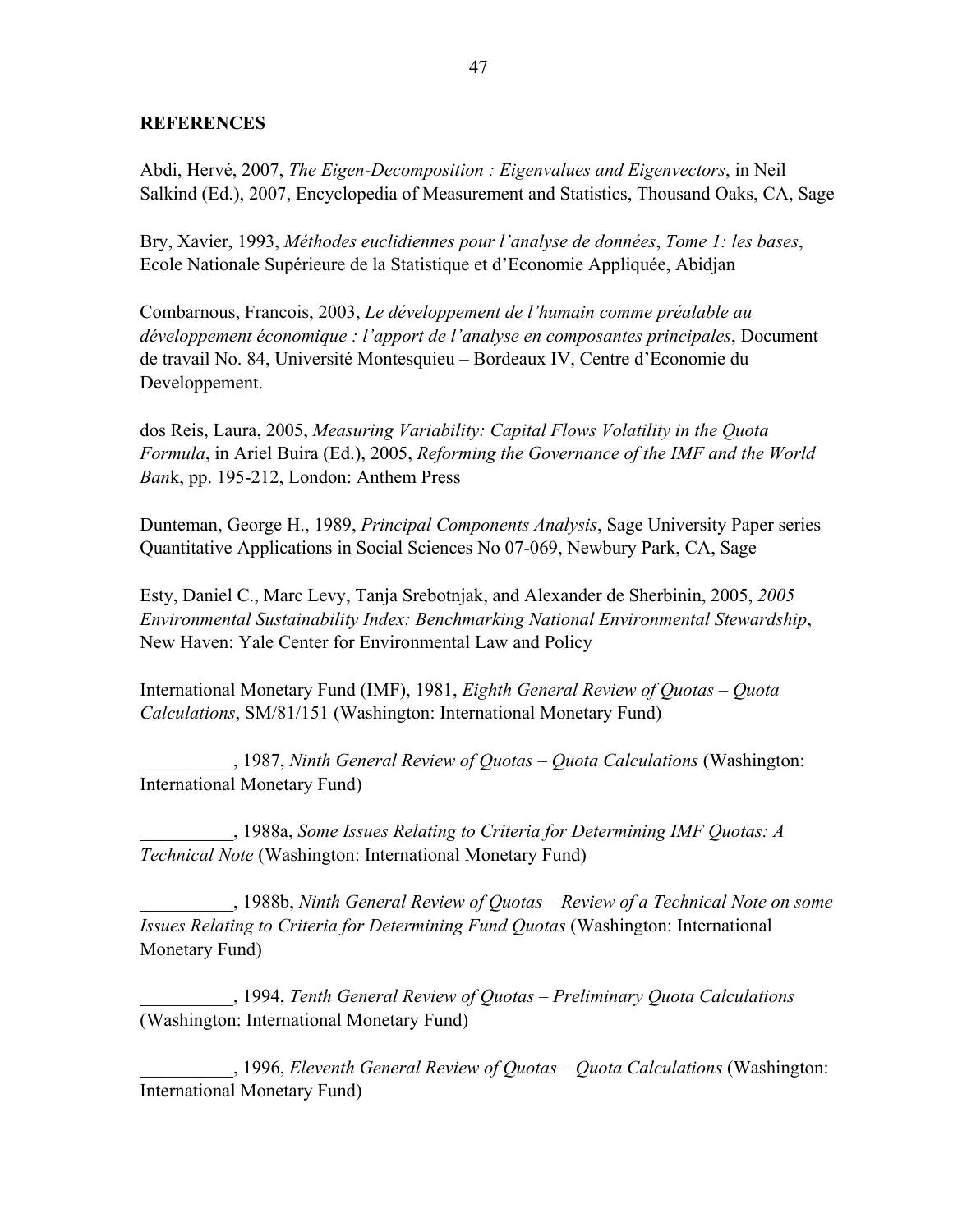**REFERENCES**

Abdi, Hervé, 2007, *The Eigen-Decomposition : Eigenvalues and Eigenvectors*, in Neil Salkind (Ed.), 2007, Encyclopedia of Measurement and Statistics, Thousand Oaks, CA, Sage

Bry, Xavier, 1993, *Méthodes euclidiennes pour l'analyse de données*, *Tome 1: les bases*, Ecole Nationale Supérieure de la Statistique et d'Economie Appliquée, Abidjan

Combarnous, Francois, 2003, *Le développement de l'humain comme préalable au développement économique : l'apport de l'analyse en composantes principales*, Document de travail No. 84, Université Montesquieu – Bordeaux IV, Centre d'Economie du Developpement.

dos Reis, Laura, 2005, *Measuring Variability: Capital Flows Volatility in the Quota Formula*, in Ariel Buira (Ed.), 2005, *Reforming the Governance of the IMF and the World Ban*k, pp. 195-212, London: Anthem Press

Dunteman, George H., 1989, *Principal Components Analysis*, Sage University Paper series Quantitative Applications in Social Sciences No 07-069, Newbury Park, CA, Sage

Esty, Daniel C., Marc Levy, Tanja Srebotnjak, and Alexander de Sherbinin, 2005, *2005 Environmental Sustainability Index: Benchmarking National Environmental Stewardship*, New Haven: Yale Center for Environmental Law and Policy

International Monetary Fund (IMF), 1981, *Eighth General Review of Quotas – Quota Calculations*, SM/81/151 (Washington: International Monetary Fund)

__________, 1987, *Ninth General Review of Quotas – Quota Calculations* (Washington: International Monetary Fund)

__________, 1988a, *Some Issues Relating to Criteria for Determining IMF Quotas: A Technical Note* (Washington: International Monetary Fund)

__________, 1988b, *Ninth General Review of Quotas – Review of a Technical Note on some Issues Relating to Criteria for Determining Fund Quotas* (Washington: International Monetary Fund)

__________, 1994, *Tenth General Review of Quotas – Preliminary Quota Calculations* (Washington: International Monetary Fund)

__________, 1996, *Eleventh General Review of Quotas – Quota Calculations* (Washington: International Monetary Fund)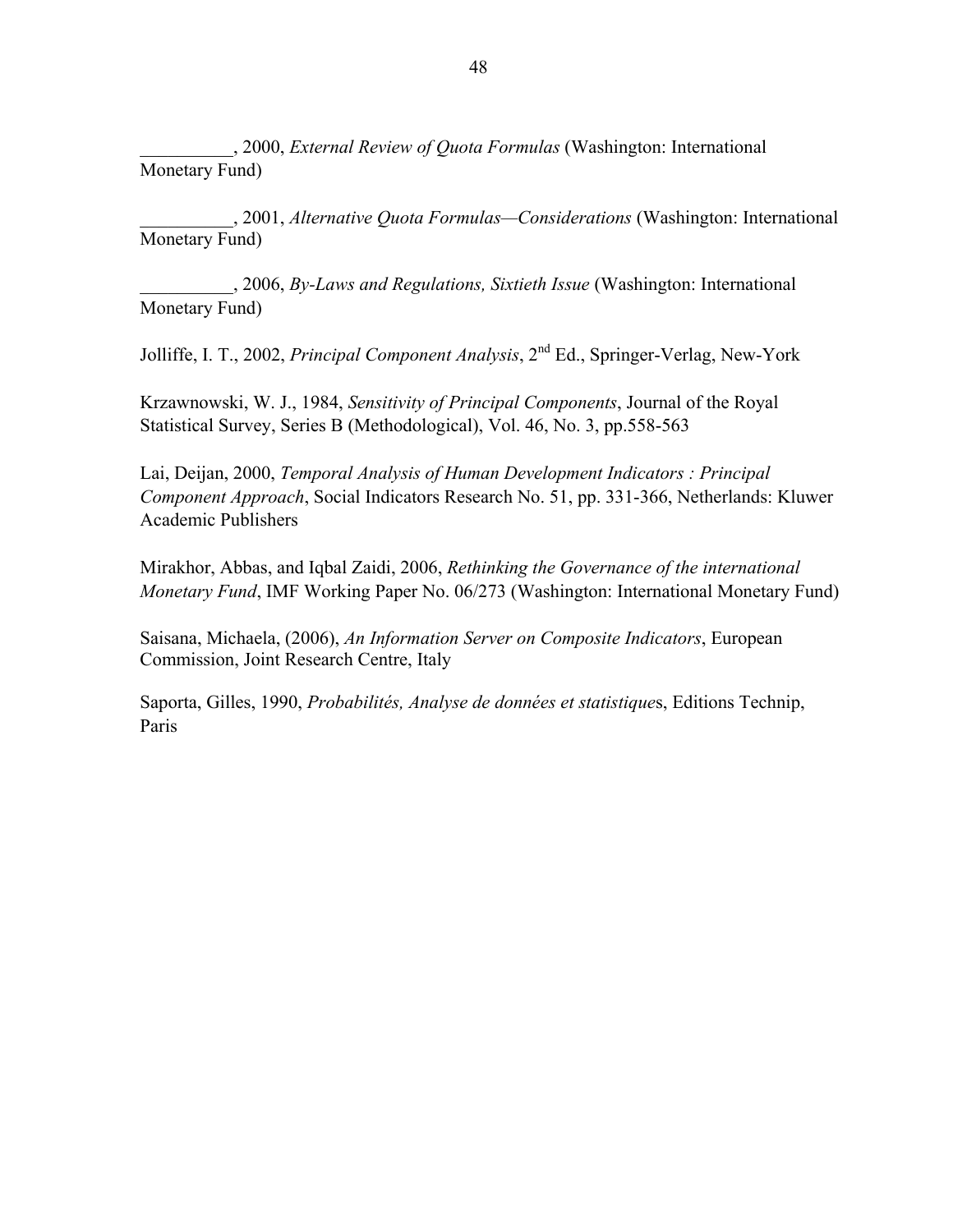__________, 2000, *External Review of Quota Formulas* (Washington: International Monetary Fund)

__________, 2001, *Alternative Quota Formulas—Considerations* (Washington: International Monetary Fund)

__________, 2006, *By-Laws and Regulations, Sixtieth Issue* (Washington: International Monetary Fund)

Jolliffe, I. T., 2002, *Principal Component Analysis*, 2nd Ed., Springer-Verlag, New-York

Krzawnowski, W. J., 1984, *Sensitivity of Principal Components*, Journal of the Royal Statistical Survey, Series B (Methodological), Vol. 46, No. 3, pp.558-563

Lai, Deijan, 2000, *Temporal Analysis of Human Development Indicators : Principal Component Approach*, Social Indicators Research No. 51, pp. 331-366, Netherlands: Kluwer Academic Publishers

Mirakhor, Abbas, and Iqbal Zaidi, 2006, *Rethinking the Governance of the international Monetary Fund*, IMF Working Paper No. 06/273 (Washington: International Monetary Fund)

Saisana, Michaela, (2006), *An Information Server on Composite Indicators*, European Commission, Joint Research Centre, Italy

Saporta, Gilles, 1990, *Probabilités, Analyse de données et statistique*s, Editions Technip, Paris